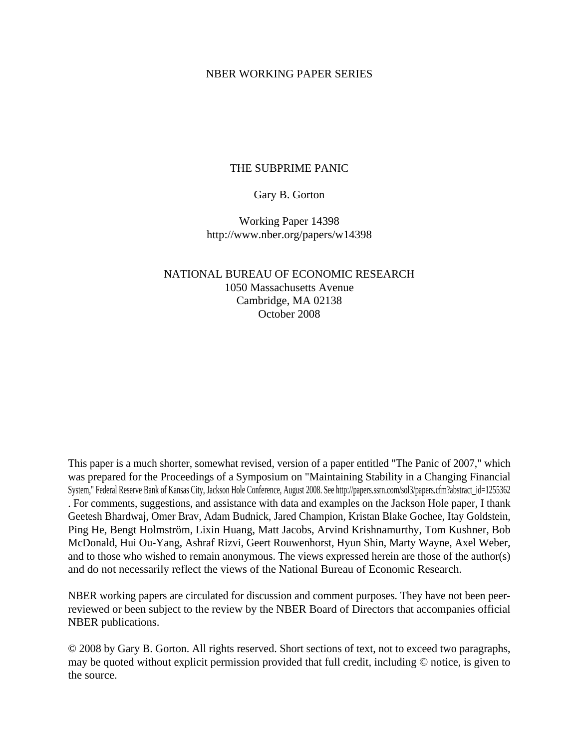NBER WORKING PAPER SERIES

# THE SUBPRIME PANIC

Gary B. Gorton

Working Paper 14398
http://www.nber.org/papers/w14398

NATIONAL BUREAU OF ECONOMIC RESEARCH
1050 Massachusetts Avenue
Cambridge, MA 02138
October 2008

This paper is a much shorter, somewhat revised, version of a paper entitled "The Panic of 2007," which was prepared for the Proceedings of a Symposium on "Maintaining Stability in a Changing Financial System," Federal Reserve Bank of Kansas City, Jackson Hole Conference, August 2008. See http://papers.ssrn.com/sol3/papers.cfm?abstract_id=1255362 . For comments, suggestions, and assistance with data and examples on the Jackson Hole paper, I thank Geetesh Bhardwaj, Omer Brav, Adam Budnick, Jared Champion, Kristan Blake Gochee, Itay Goldstein, Ping He, Bengt Holmström, Lixin Huang, Matt Jacobs, Arvind Krishnamurthy, Tom Kushner, Bob McDonald, Hui Ou-Yang, Ashraf Rizvi, Geert Rouwenhorst, Hyun Shin, Marty Wayne, Axel Weber, and to those who wished to remain anonymous. The views expressed herein are those of the author(s) and do not necessarily reflect the views of the National Bureau of Economic Research.

NBER working papers are circulated for discussion and comment purposes. They have not been peer-reviewed or been subject to the review by the NBER Board of Directors that accompanies official NBER publications.

© 2008 by Gary B. Gorton. All rights reserved. Short sections of text, not to exceed two paragraphs, may be quoted without explicit permission provided that full credit, including © notice, is given to the source.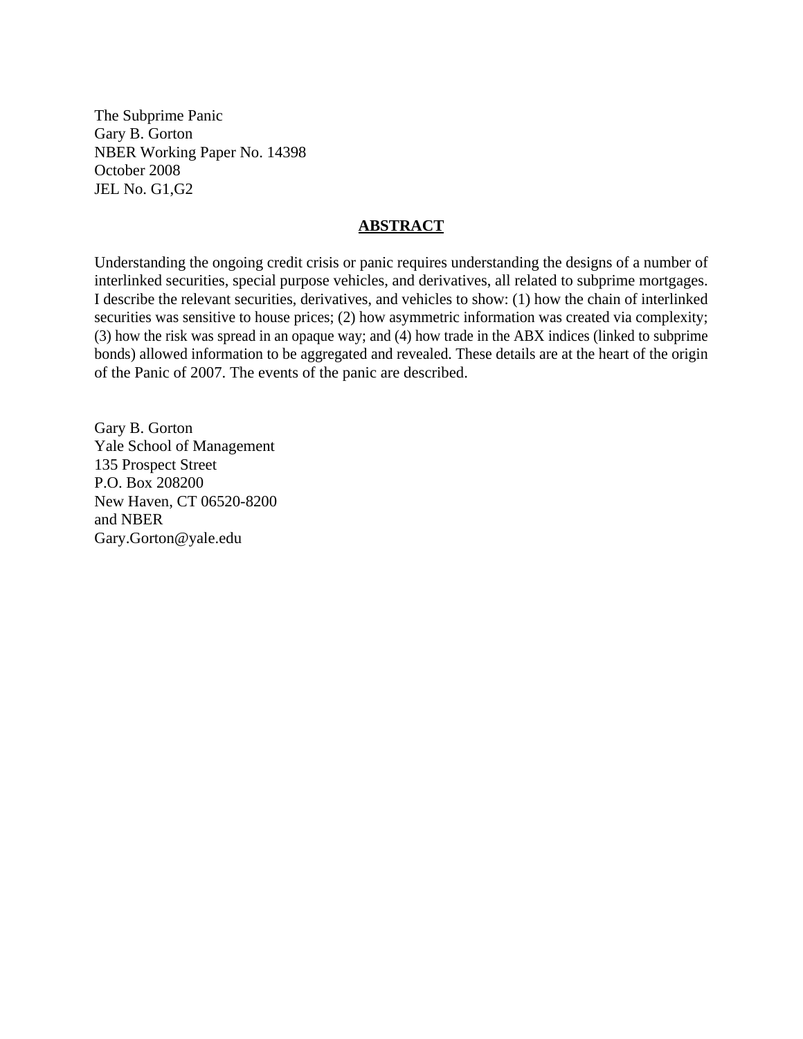The Subprime Panic
Gary B. Gorton
NBER Working Paper No. 14398
October 2008
JEL No. G1,G2

## ABSTRACT

Understanding the ongoing credit crisis or panic requires understanding the designs of a number of interlinked securities, special purpose vehicles, and derivatives, all related to subprime mortgages. I describe the relevant securities, derivatives, and vehicles to show: (1) how the chain of interlinked securities was sensitive to house prices; (2) how asymmetric information was created via complexity; (3) how the risk was spread in an opaque way; and (4) how trade in the ABX indices (linked to subprime bonds) allowed information to be aggregated and revealed. These details are at the heart of the origin of the Panic of 2007. The events of the panic are described.

Gary B. Gorton
Yale School of Management
135 Prospect Street
P.O. Box 208200
New Haven, CT 06520-8200
and NBER
Gary.Gorton@yale.edu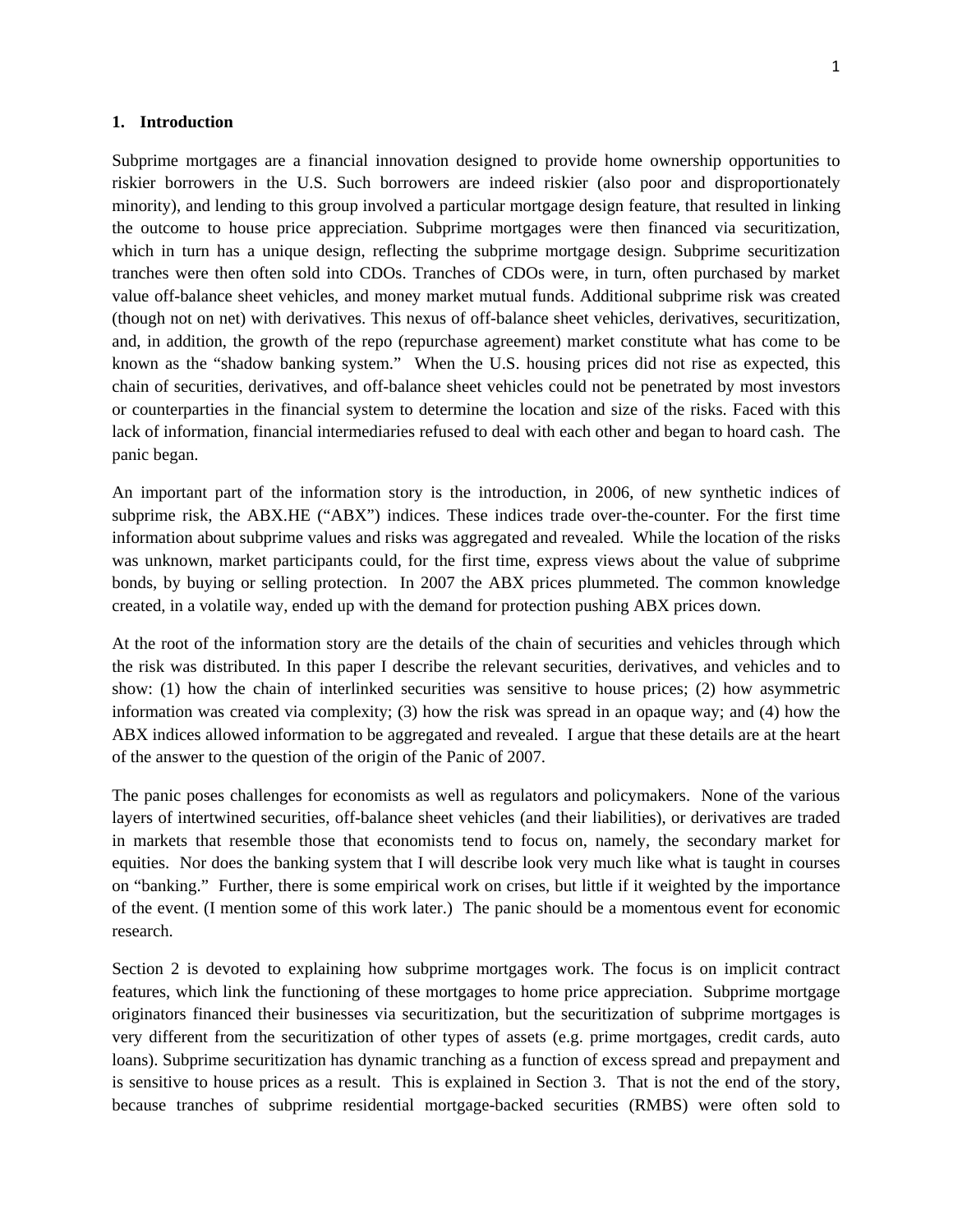## 1. Introduction

Subprime mortgages are a financial innovation designed to provide home ownership opportunities to riskier borrowers in the U.S. Such borrowers are indeed riskier (also poor and disproportionately minority), and lending to this group involved a particular mortgage design feature, that resulted in linking the outcome to house price appreciation. Subprime mortgages were then financed via securitization, which in turn has a unique design, reflecting the subprime mortgage design. Subprime securitization tranches were then often sold into CDOs. Tranches of CDOs were, in turn, often purchased by market value off-balance sheet vehicles, and money market mutual funds. Additional subprime risk was created (though not on net) with derivatives. This nexus of off-balance sheet vehicles, derivatives, securitization, and, in addition, the growth of the repo (repurchase agreement) market constitute what has come to be known as the "shadow banking system." When the U.S. housing prices did not rise as expected, this chain of securities, derivatives, and off-balance sheet vehicles could not be penetrated by most investors or counterparties in the financial system to determine the location and size of the risks. Faced with this lack of information, financial intermediaries refused to deal with each other and began to hoard cash. The panic began.

An important part of the information story is the introduction, in 2006, of new synthetic indices of subprime risk, the ABX.HE ("ABX") indices. These indices trade over-the-counter. For the first time information about subprime values and risks was aggregated and revealed. While the location of the risks was unknown, market participants could, for the first time, express views about the value of subprime bonds, by buying or selling protection. In 2007 the ABX prices plummeted. The common knowledge created, in a volatile way, ended up with the demand for protection pushing ABX prices down.

At the root of the information story are the details of the chain of securities and vehicles through which the risk was distributed. In this paper I describe the relevant securities, derivatives, and vehicles and to show: (1) how the chain of interlinked securities was sensitive to house prices; (2) how asymmetric information was created via complexity; (3) how the risk was spread in an opaque way; and (4) how the ABX indices allowed information to be aggregated and revealed. I argue that these details are at the heart of the answer to the question of the origin of the Panic of 2007.

The panic poses challenges for economists as well as regulators and policymakers. None of the various layers of intertwined securities, off-balance sheet vehicles (and their liabilities), or derivatives are traded in markets that resemble those that economists tend to focus on, namely, the secondary market for equities. Nor does the banking system that I will describe look very much like what is taught in courses on "banking." Further, there is some empirical work on crises, but little if it weighted by the importance of the event. (I mention some of this work later.) The panic should be a momentous event for economic research.

Section 2 is devoted to explaining how subprime mortgages work. The focus is on implicit contract features, which link the functioning of these mortgages to home price appreciation. Subprime mortgage originators financed their businesses via securitization, but the securitization of subprime mortgages is very different from the securitization of other types of assets (e.g. prime mortgages, credit cards, auto loans). Subprime securitization has dynamic tranching as a function of excess spread and prepayment and is sensitive to house prices as a result. This is explained in Section 3. That is not the end of the story, because tranches of subprime residential mortgage-backed securities (RMBS) were often sold to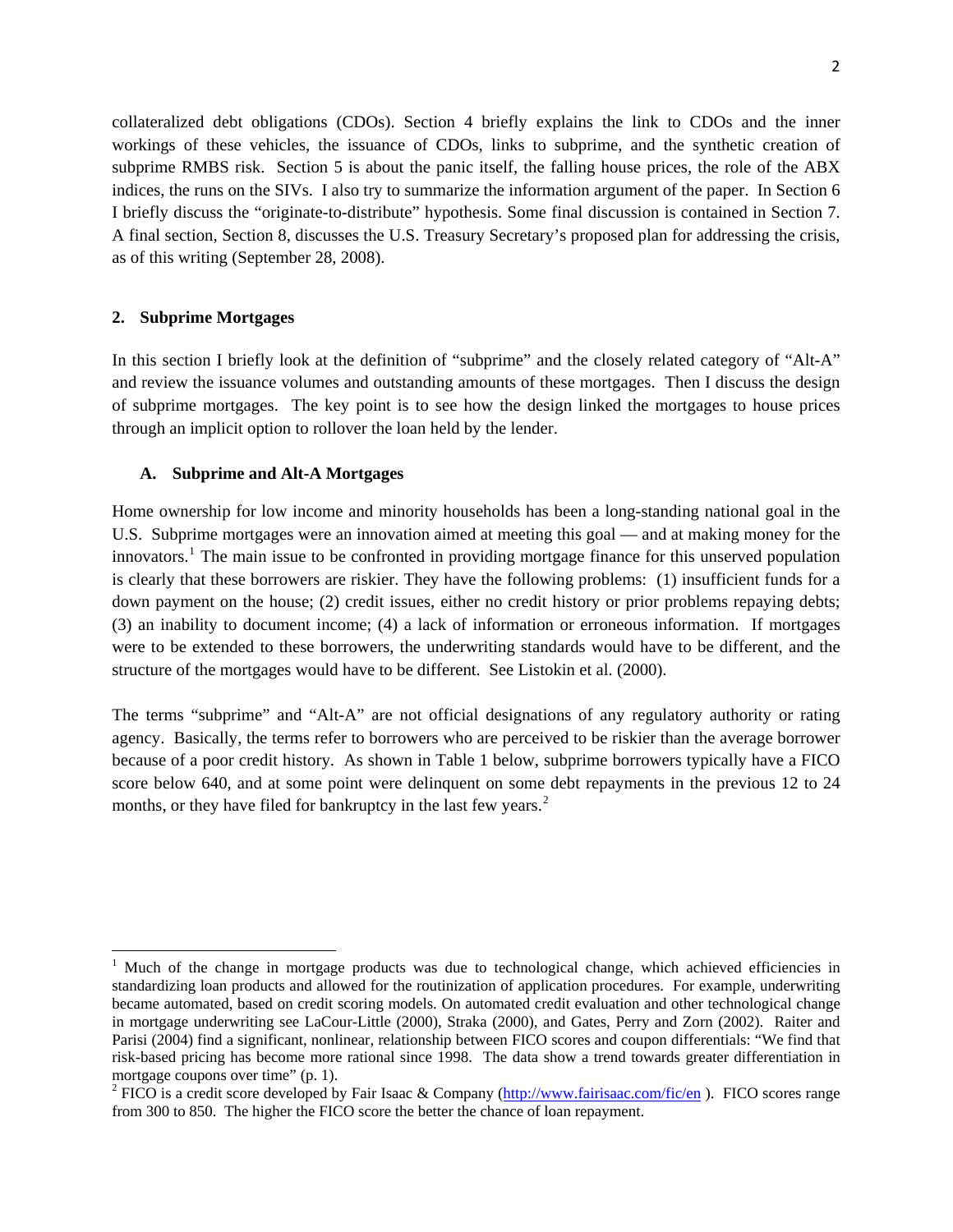collateralized debt obligations (CDOs). Section 4 briefly explains the link to CDOs and the inner workings of these vehicles, the issuance of CDOs, links to subprime, and the synthetic creation of subprime RMBS risk. Section 5 is about the panic itself, the falling house prices, the role of the ABX indices, the runs on the SIVs. I also try to summarize the information argument of the paper. In Section 6 I briefly discuss the "originate-to-distribute" hypothesis. Some final discussion is contained in Section 7. A final section, Section 8, discusses the U.S. Treasury Secretary's proposed plan for addressing the crisis, as of this writing (September 28, 2008).

## 2. Subprime Mortgages

In this section I briefly look at the definition of "subprime" and the closely related category of "Alt-A" and review the issuance volumes and outstanding amounts of these mortgages. Then I discuss the design of subprime mortgages. The key point is to see how the design linked the mortgages to house prices through an implicit option to rollover the loan held by the lender.

### A. Subprime and Alt-A Mortgages

Home ownership for low income and minority households has been a long-standing national goal in the U.S. Subprime mortgages were an innovation aimed at meeting this goal — and at making money for the innovators.[1] The main issue to be confronted in providing mortgage finance for this unserved population is clearly that these borrowers are riskier. They have the following problems: (1) insufficient funds for a down payment on the house; (2) credit issues, either no credit history or prior problems repaying debts; (3) an inability to document income; (4) a lack of information or erroneous information. If mortgages were to be extended to these borrowers, the underwriting standards would have to be different, and the structure of the mortgages would have to be different. See Listokin et al. (2000).

The terms "subprime" and "Alt-A" are not official designations of any regulatory authority or rating agency. Basically, the terms refer to borrowers who are perceived to be riskier than the average borrower because of a poor credit history. As shown in Table 1 below, subprime borrowers typically have a FICO score below 640, and at some point were delinquent on some debt repayments in the previous 12 to 24 months, or they have filed for bankruptcy in the last few years.[2]

---

[1] Much of the change in mortgage products was due to technological change, which achieved efficiencies in standardizing loan products and allowed for the routinization of application procedures. For example, underwriting became automated, based on credit scoring models. On automated credit evaluation and other technological change in mortgage underwriting see LaCour-Little (2000), Straka (2000), and Gates, Perry and Zorn (2002). Raiter and Parisi (2004) find a significant, nonlinear, relationship between FICO scores and coupon differentials: "We find that risk-based pricing has become more rational since 1998. The data show a trend towards greater differentiation in mortgage coupons over time" (p. 1).

[2] FICO is a credit score developed by Fair Isaac & Company (http://www.fairisaac.com/fic/en ). FICO scores range from 300 to 850. The higher the FICO score the better the chance of loan repayment.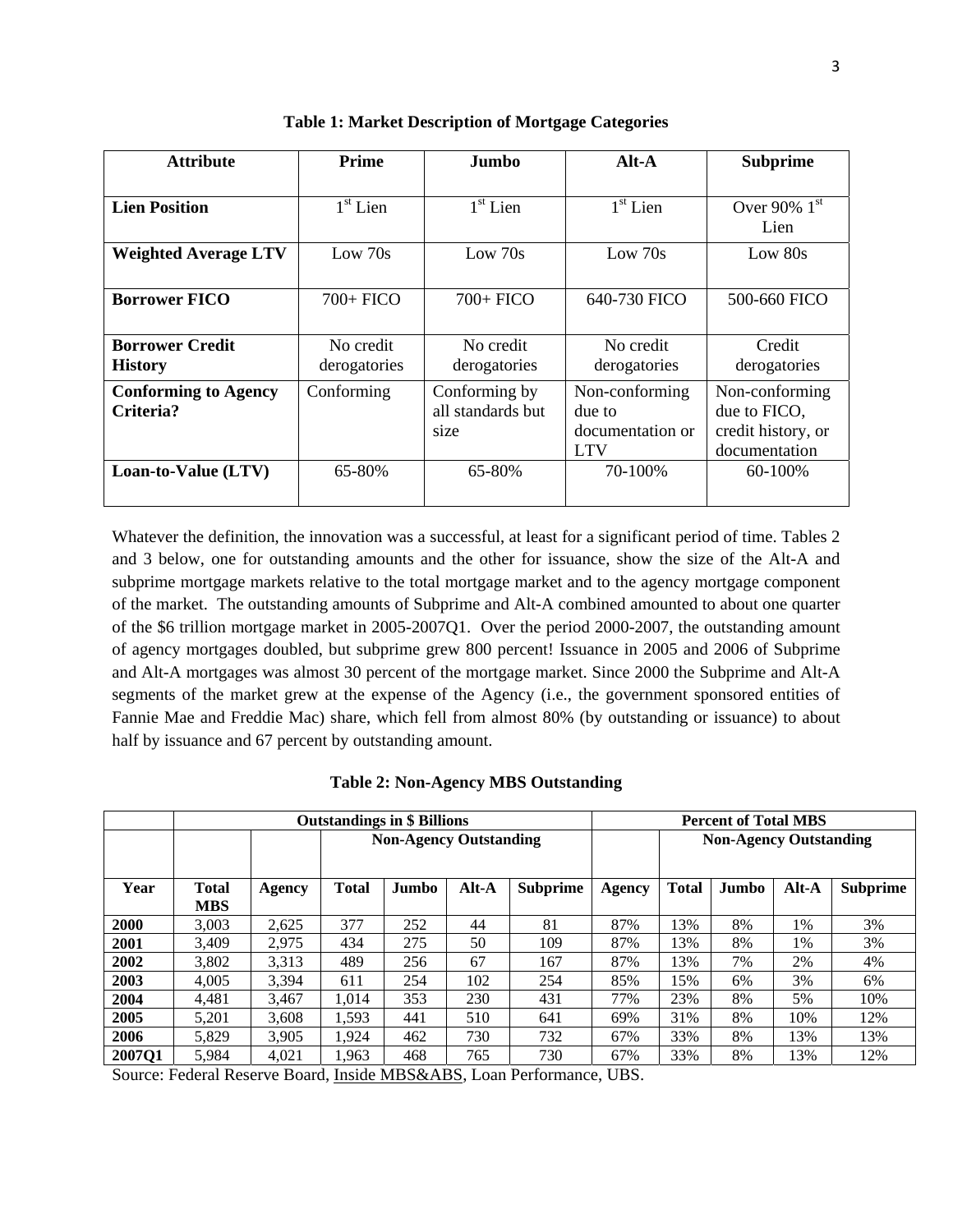**Table 1: Market Description of Mortgage Categories**

| Attribute | Prime | Jumbo | Alt-A | Subprime |
|---|---|---|---|---|
| **Lien Position** | 1st Lien | 1st Lien | 1st Lien | Over 90% 1st Lien |
| **Weighted Average LTV** | Low 70s | Low 70s | Low 70s | Low 80s |
| **Borrower FICO** | 700+ FICO | 700+ FICO | 640-730 FICO | 500-660 FICO |
| **Borrower Credit History** | No credit derogatories | No credit derogatories | No credit derogatories | Credit derogatories |
| **Conforming to Agency Criteria?** | Conforming | Conforming by all standards but size | Non-conforming due to documentation or LTV | Non-conforming due to FICO, credit history, or documentation |
| **Loan-to-Value (LTV)** | 65-80% | 65-80% | 70-100% | 60-100% |

Whatever the definition, the innovation was a successful, at least for a significant period of time. Tables 2 and 3 below, one for outstanding amounts and the other for issuance, show the size of the Alt-A and subprime mortgage markets relative to the total mortgage market and to the agency mortgage component of the market. The outstanding amounts of Subprime and Alt-A combined amounted to about one quarter of the $6 trillion mortgage market in 2005-2007Q1. Over the period 2000-2007, the outstanding amount of agency mortgages doubled, but subprime grew 800 percent! Issuance in 2005 and 2006 of Subprime and Alt-A mortgages was almost 30 percent of the mortgage market. Since 2000 the Subprime and Alt-A segments of the market grew at the expense of the Agency (i.e., the government sponsored entities of Fannie Mae and Freddie Mac) share, which fell from almost 80% (by outstanding or issuance) to about half by issuance and 67 percent by outstanding amount.

**Table 2: Non-Agency MBS Outstanding**

| | Outstandings in $ Billions | | | | | | Percent of Total MBS | | | | |
|---|---|---|---|---|---|---|---|---|---|---|---|
| | | | Non-Agency Outstanding | | | | | Non-Agency Outstanding | | | |
| **Year** | **Total MBS** | **Agency** | **Total** | **Jumbo** | **Alt-A** | **Subprime** | **Agency** | **Total** | **Jumbo** | **Alt-A** | **Subprime** |
| **2000** | 3,003 | 2,625 | 377 | 252 | 44 | 81 | 87% | 13% | 8% | 1% | 3% |
| **2001** | 3,409 | 2,975 | 434 | 275 | 50 | 109 | 87% | 13% | 8% | 1% | 3% |
| **2002** | 3,802 | 3,313 | 489 | 256 | 67 | 167 | 87% | 13% | 7% | 2% | 4% |
| **2003** | 4,005 | 3,394 | 611 | 254 | 102 | 254 | 85% | 15% | 6% | 3% | 6% |
| **2004** | 4,481 | 3,467 | 1,014 | 353 | 230 | 431 | 77% | 23% | 8% | 5% | 10% |
| **2005** | 5,201 | 3,608 | 1,593 | 441 | 510 | 641 | 69% | 31% | 8% | 10% | 12% |
| **2006** | 5,829 | 3,905 | 1,924 | 462 | 730 | 732 | 67% | 33% | 8% | 13% | 13% |
| **2007Q1** | 5,984 | 4,021 | 1,963 | 468 | 765 | 730 | 67% | 33% | 8% | 13% | 12% |

Source: Federal Reserve Board, Inside MBS&ABS, Loan Performance, UBS.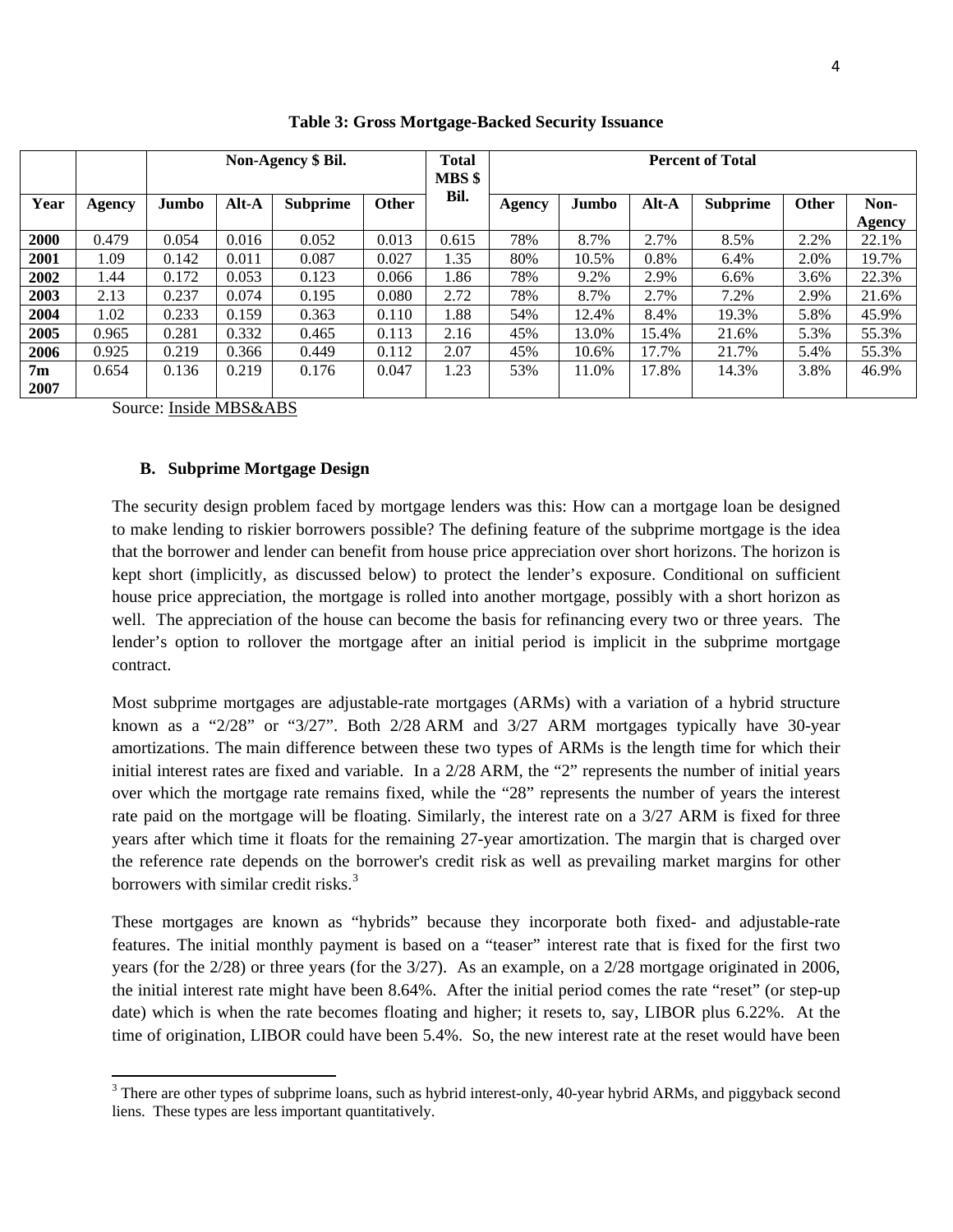**Table 3: Gross Mortgage-Backed Security Issuance**

| | | Non-Agency $ Bil. | | | | Total MBS $ Bil. | Percent of Total | | | | | |
|---|---|---|---|---|---|---|---|---|---|---|---|---|
| Year | Agency | Jumbo | Alt-A | Subprime | Other | | Agency | Jumbo | Alt-A | Subprime | Other | Non-Agency |
| 2000 | 0.479 | 0.054 | 0.016 | 0.052 | 0.013 | 0.615 | 78% | 8.7% | 2.7% | 8.5% | 2.2% | 22.1% |
| 2001 | 1.09 | 0.142 | 0.011 | 0.087 | 0.027 | 1.35 | 80% | 10.5% | 0.8% | 6.4% | 2.0% | 19.7% |
| 2002 | 1.44 | 0.172 | 0.053 | 0.123 | 0.066 | 1.86 | 78% | 9.2% | 2.9% | 6.6% | 3.6% | 22.3% |
| 2003 | 2.13 | 0.237 | 0.074 | 0.195 | 0.080 | 2.72 | 78% | 8.7% | 2.7% | 7.2% | 2.9% | 21.6% |
| 2004 | 1.02 | 0.233 | 0.159 | 0.363 | 0.110 | 1.88 | 54% | 12.4% | 8.4% | 19.3% | 5.8% | 45.9% |
| 2005 | 0.965 | 0.281 | 0.332 | 0.465 | 0.113 | 2.16 | 45% | 13.0% | 15.4% | 21.6% | 5.3% | 55.3% |
| 2006 | 0.925 | 0.219 | 0.366 | 0.449 | 0.112 | 2.07 | 45% | 10.6% | 17.7% | 21.7% | 5.4% | 55.3% |
| 7m 2007 | 0.654 | 0.136 | 0.219 | 0.176 | 0.047 | 1.23 | 53% | 11.0% | 17.8% | 14.3% | 3.8% | 46.9% |

Source: Inside MBS&ABS

### B. Subprime Mortgage Design

The security design problem faced by mortgage lenders was this: How can a mortgage loan be designed to make lending to riskier borrowers possible? The defining feature of the subprime mortgage is the idea that the borrower and lender can benefit from house price appreciation over short horizons. The horizon is kept short (implicitly, as discussed below) to protect the lender's exposure. Conditional on sufficient house price appreciation, the mortgage is rolled into another mortgage, possibly with a short horizon as well. The appreciation of the house can become the basis for refinancing every two or three years. The lender's option to rollover the mortgage after an initial period is implicit in the subprime mortgage contract.

Most subprime mortgages are adjustable-rate mortgages (ARMs) with a variation of a hybrid structure known as a "2/28" or "3/27". Both 2/28 ARM and 3/27 ARM mortgages typically have 30-year amortizations. The main difference between these two types of ARMs is the length time for which their initial interest rates are fixed and variable. In a 2/28 ARM, the "2" represents the number of initial years over which the mortgage rate remains fixed, while the "28" represents the number of years the interest rate paid on the mortgage will be floating. Similarly, the interest rate on a 3/27 ARM is fixed for three years after which time it floats for the remaining 27-year amortization. The margin that is charged over the reference rate depends on the borrower's credit risk as well as prevailing market margins for other borrowers with similar credit risks.[3]

These mortgages are known as "hybrids" because they incorporate both fixed- and adjustable-rate features. The initial monthly payment is based on a "teaser" interest rate that is fixed for the first two years (for the 2/28) or three years (for the 3/27). As an example, on a 2/28 mortgage originated in 2006, the initial interest rate might have been 8.64%. After the initial period comes the rate "reset" (or step-up date) which is when the rate becomes floating and higher; it resets to, say, LIBOR plus 6.22%. At the time of origination, LIBOR could have been 5.4%. So, the new interest rate at the reset would have been

[3] There are other types of subprime loans, such as hybrid interest-only, 40-year hybrid ARMs, and piggyback second liens. These types are less important quantitatively.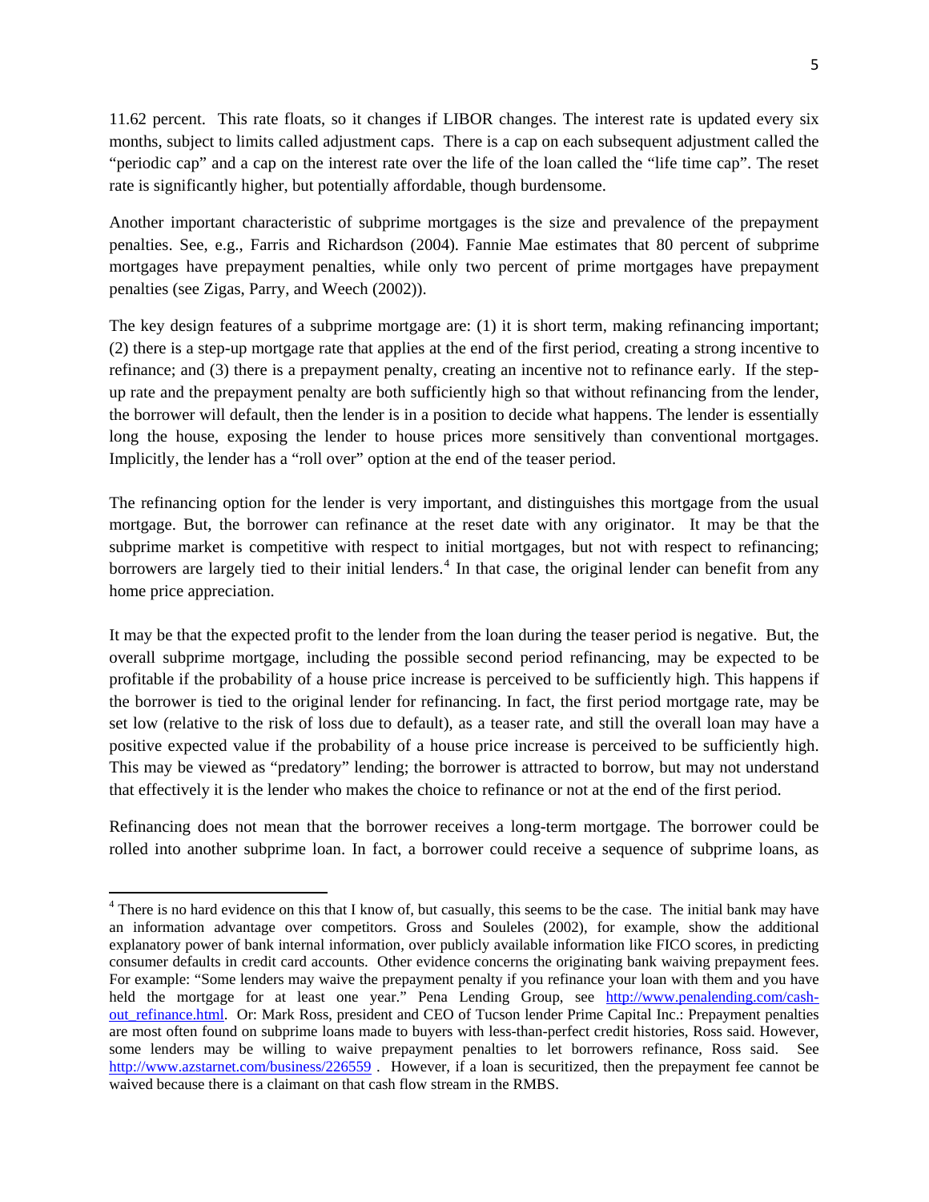11.62 percent. This rate floats, so it changes if LIBOR changes. The interest rate is updated every six months, subject to limits called adjustment caps. There is a cap on each subsequent adjustment called the "periodic cap" and a cap on the interest rate over the life of the loan called the "life time cap". The reset rate is significantly higher, but potentially affordable, though burdensome.

Another important characteristic of subprime mortgages is the size and prevalence of the prepayment penalties. See, e.g., Farris and Richardson (2004). Fannie Mae estimates that 80 percent of subprime mortgages have prepayment penalties, while only two percent of prime mortgages have prepayment penalties (see Zigas, Parry, and Weech (2002)).

The key design features of a subprime mortgage are: (1) it is short term, making refinancing important; (2) there is a step-up mortgage rate that applies at the end of the first period, creating a strong incentive to refinance; and (3) there is a prepayment penalty, creating an incentive not to refinance early. If the step-up rate and the prepayment penalty are both sufficiently high so that without refinancing from the lender, the borrower will default, then the lender is in a position to decide what happens. The lender is essentially long the house, exposing the lender to house prices more sensitively than conventional mortgages. Implicitly, the lender has a "roll over" option at the end of the teaser period.

The refinancing option for the lender is very important, and distinguishes this mortgage from the usual mortgage. But, the borrower can refinance at the reset date with any originator. It may be that the subprime market is competitive with respect to initial mortgages, but not with respect to refinancing; borrowers are largely tied to their initial lenders.[4] In that case, the original lender can benefit from any home price appreciation.

It may be that the expected profit to the lender from the loan during the teaser period is negative. But, the overall subprime mortgage, including the possible second period refinancing, may be expected to be profitable if the probability of a house price increase is perceived to be sufficiently high. This happens if the borrower is tied to the original lender for refinancing. In fact, the first period mortgage rate, may be set low (relative to the risk of loss due to default), as a teaser rate, and still the overall loan may have a positive expected value if the probability of a house price increase is perceived to be sufficiently high. This may be viewed as "predatory" lending; the borrower is attracted to borrow, but may not understand that effectively it is the lender who makes the choice to refinance or not at the end of the first period.

Refinancing does not mean that the borrower receives a long-term mortgage. The borrower could be rolled into another subprime loan. In fact, a borrower could receive a sequence of subprime loans, as

---

[4] There is no hard evidence on this that I know of, but casually, this seems to be the case. The initial bank may have an information advantage over competitors. Gross and Souleles (2002), for example, show the additional explanatory power of bank internal information, over publicly available information like FICO scores, in predicting consumer defaults in credit card accounts. Other evidence concerns the originating bank waiving prepayment fees. For example: "Some lenders may waive the prepayment penalty if you refinance your loan with them and you have held the mortgage for at least one year." Pena Lending Group, see http://www.penalending.com/cash-out_refinance.html. Or: Mark Ross, president and CEO of Tucson lender Prime Capital Inc.: Prepayment penalties are most often found on subprime loans made to buyers with less-than-perfect credit histories, Ross said. However, some lenders may be willing to waive prepayment penalties to let borrowers refinance, Ross said. See http://www.azstarnet.com/business/226559 . However, if a loan is securitized, then the prepayment fee cannot be waived because there is a claimant on that cash flow stream in the RMBS.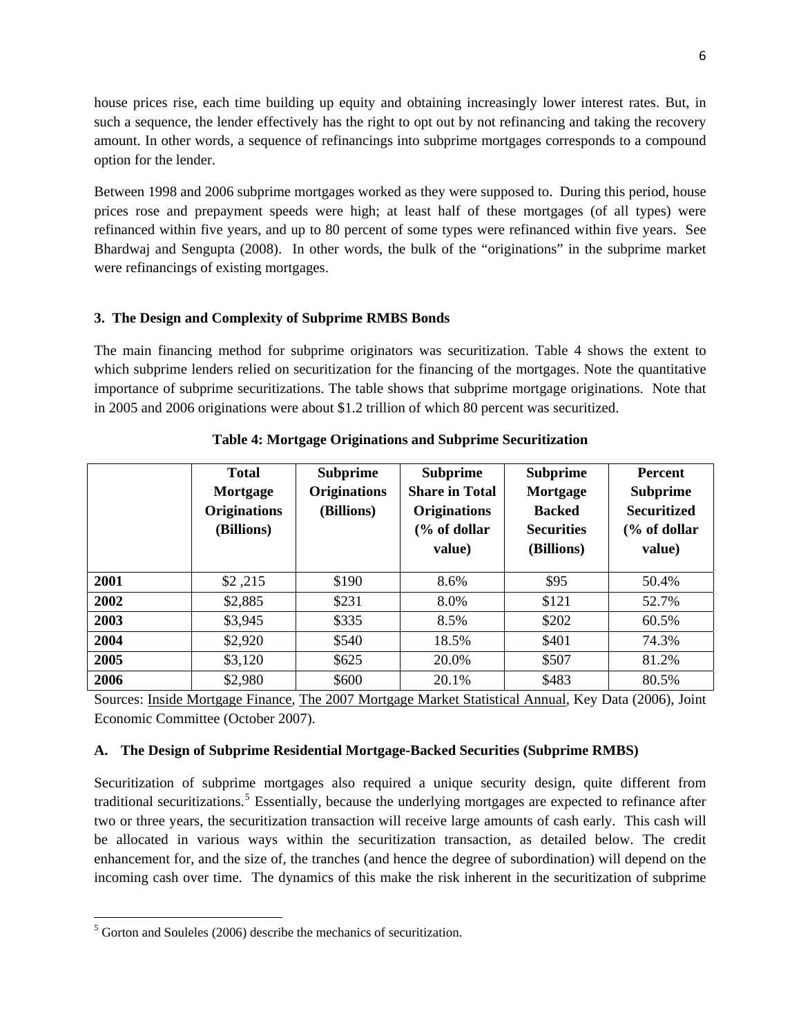house prices rise, each time building up equity and obtaining increasingly lower interest rates. But, in such a sequence, the lender effectively has the right to opt out by not refinancing and taking the recovery amount. In other words, a sequence of refinancings into subprime mortgages corresponds to a compound option for the lender.

Between 1998 and 2006 subprime mortgages worked as they were supposed to. During this period, house prices rose and prepayment speeds were high; at least half of these mortgages (of all types) were refinanced within five years, and up to 80 percent of some types were refinanced within five years. See Bhardwaj and Sengupta (2008). In other words, the bulk of the "originations" in the subprime market were refinancings of existing mortgages.

### 3. The Design and Complexity of Subprime RMBS Bonds

The main financing method for subprime originators was securitization. Table 4 shows the extent to which subprime lenders relied on securitization for the financing of the mortgages. Note the quantitative importance of subprime securitizations. The table shows that subprime mortgage originations. Note that in 2005 and 2006 originations were about $1.2 trillion of which 80 percent was securitized.

**Table 4: Mortgage Originations and Subprime Securitization**

| | Total Mortgage Originations (Billions) | Subprime Originations (Billions) | Subprime Share in Total Originations (% of dollar value) | Subprime Mortgage Backed Securities (Billions) | Percent Subprime Securitized (% of dollar value) |
|---|---|---|---|---|---|
| **2001** | $2 ,215 | $190 | 8.6% | $95 | 50.4% |
| **2002** | $2,885 | $231 | 8.0% | $121 | 52.7% |
| **2003** | $3,945 | $335 | 8.5% | $202 | 60.5% |
| **2004** | $2,920 | $540 | 18.5% | $401 | 74.3% |
| **2005** | $3,120 | $625 | 20.0% | $507 | 81.2% |
| **2006** | $2,980 | $600 | 20.1% | $483 | 80.5% |

Sources: Inside Mortgage Finance, The 2007 Mortgage Market Statistical Annual, Key Data (2006), Joint Economic Committee (October 2007).

#### A. The Design of Subprime Residential Mortgage-Backed Securities (Subprime RMBS)

Securitization of subprime mortgages also required a unique security design, quite different from traditional securitizations.[5] Essentially, because the underlying mortgages are expected to refinance after two or three years, the securitization transaction will receive large amounts of cash early. This cash will be allocated in various ways within the securitization transaction, as detailed below. The credit enhancement for, and the size of, the tranches (and hence the degree of subordination) will depend on the incoming cash over time. The dynamics of this make the risk inherent in the securitization of subprime

[5] Gorton and Souleles (2006) describe the mechanics of securitization.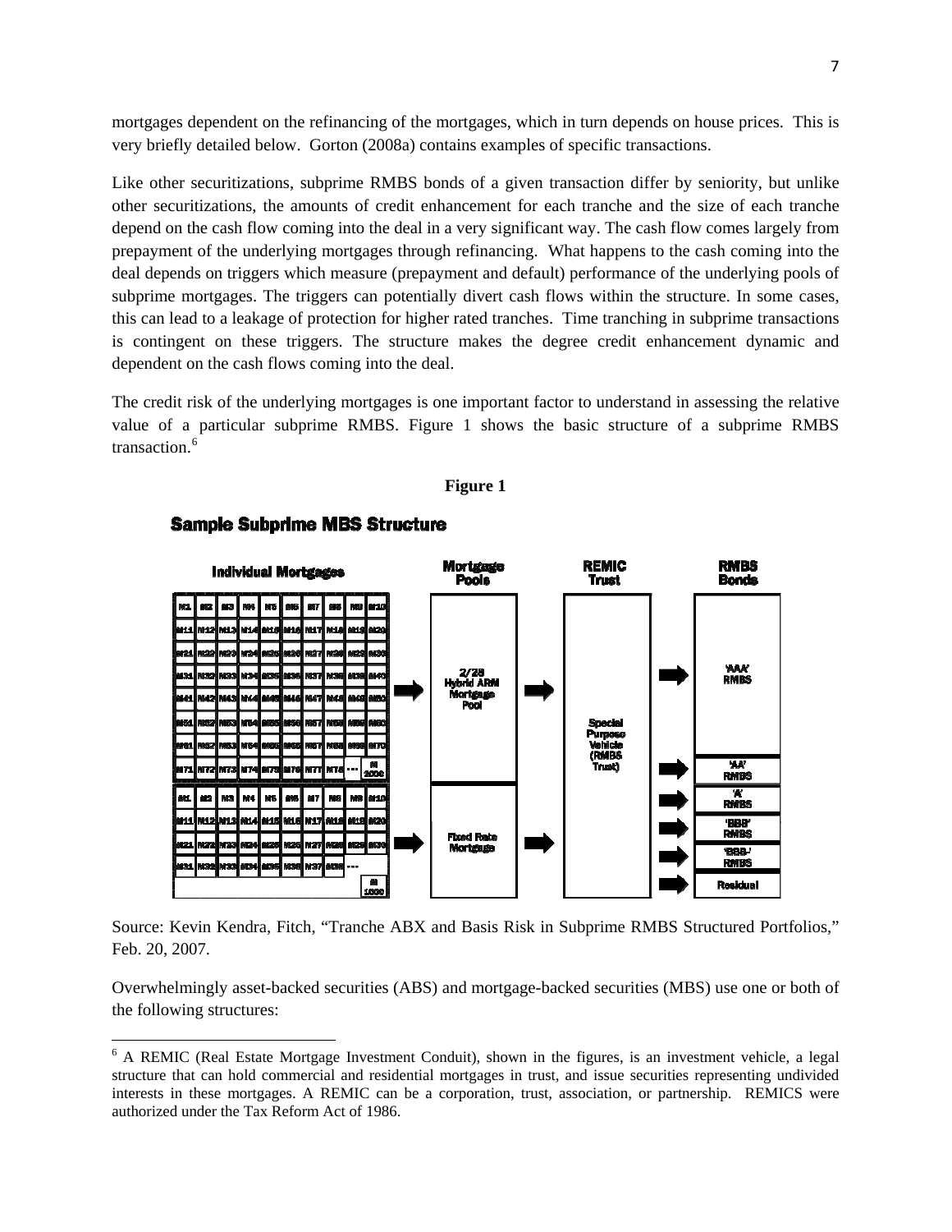mortgages dependent on the refinancing of the mortgages, which in turn depends on house prices. This is very briefly detailed below. Gorton (2008a) contains examples of specific transactions.

Like other securitizations, subprime RMBS bonds of a given transaction differ by seniority, but unlike other securitizations, the amounts of credit enhancement for each tranche and the size of each tranche depend on the cash flow coming into the deal in a very significant way. The cash flow comes largely from prepayment of the underlying mortgages through refinancing. What happens to the cash coming into the deal depends on triggers which measure (prepayment and default) performance of the underlying pools of subprime mortgages. The triggers can potentially divert cash flows within the structure. In some cases, this can lead to a leakage of protection for higher rated tranches. Time tranching in subprime transactions is contingent on these triggers. The structure makes the degree credit enhancement dynamic and dependent on the cash flows coming into the deal.

The credit risk of the underlying mortgages is one important factor to understand in assessing the relative value of a particular subprime RMBS. Figure 1 shows the basic structure of a subprime RMBS transaction.[6]

**Figure 1**

**Sample Subprime MBS Structure**

Individual Mortgages

M1 M2 M3 M4 M5 M6 M7 M8 M9 M10 ... M1000

Mortgage Pools

2/28 Hybrid ARM Mortgage Pool

Fixed Rate Mortgage

REMIC Trust

Special Purpose Vehicle (RMBS Trust)

RMBS Bonds

'AAA' RMBS

'AA' RMBS

'A' RMBS

'BBB' RMBS

'BBB-' RMBS

Residual

Source: Kevin Kendra, Fitch, "Tranche ABX and Basis Risk in Subprime RMBS Structured Portfolios," Feb. 20, 2007.

Overwhelmingly asset-backed securities (ABS) and mortgage-backed securities (MBS) use one or both of the following structures:

---

[6] A REMIC (Real Estate Mortgage Investment Conduit), shown in the figures, is an investment vehicle, a legal structure that can hold commercial and residential mortgages in trust, and issue securities representing undivided interests in these mortgages. A REMIC can be a corporation, trust, association, or partnership. REMICS were authorized under the Tax Reform Act of 1986.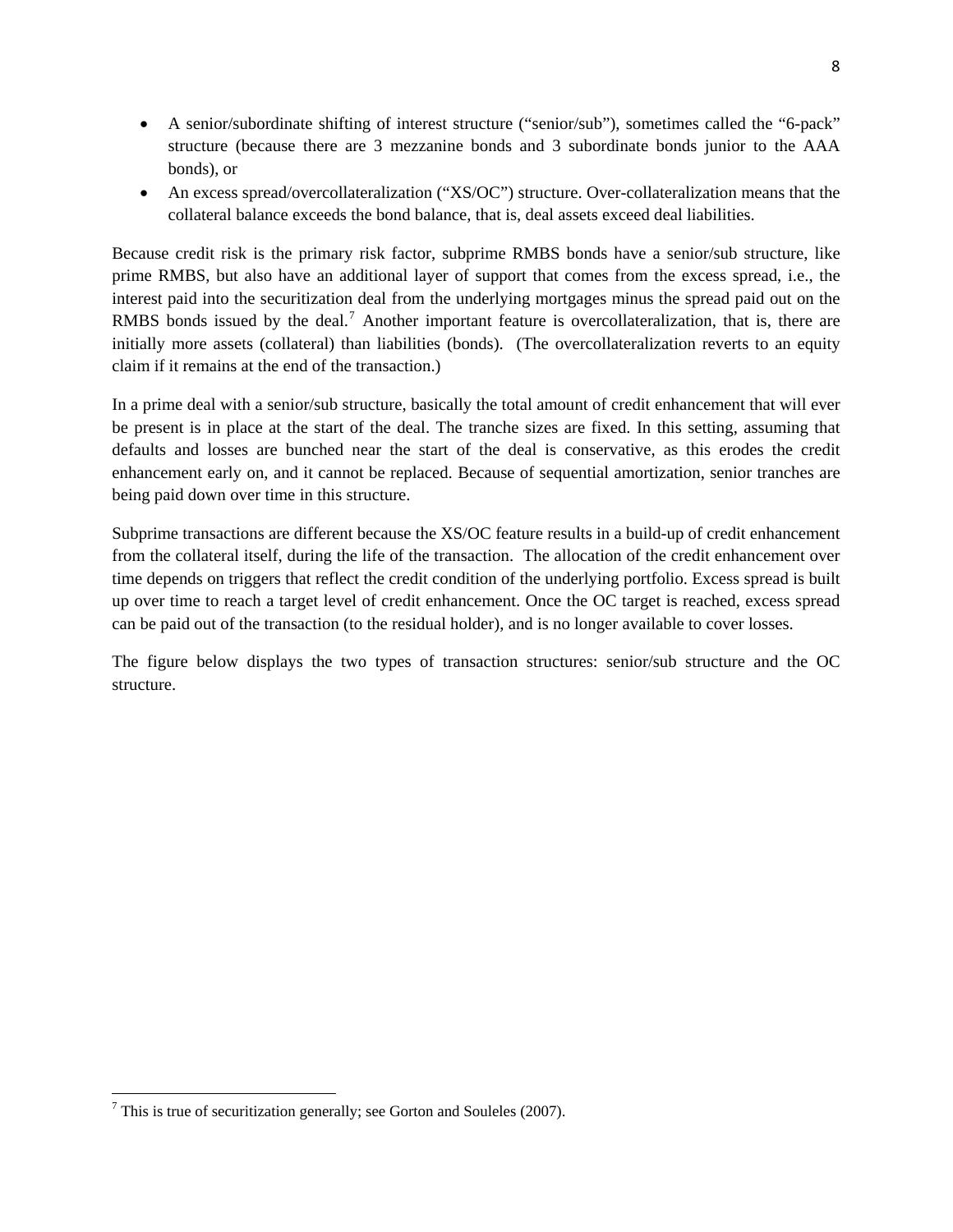- A senior/subordinate shifting of interest structure ("senior/sub"), sometimes called the "6-pack" structure (because there are 3 mezzanine bonds and 3 subordinate bonds junior to the AAA bonds), or
- An excess spread/overcollateralization ("XS/OC") structure. Over-collateralization means that the collateral balance exceeds the bond balance, that is, deal assets exceed deal liabilities.

Because credit risk is the primary risk factor, subprime RMBS bonds have a senior/sub structure, like prime RMBS, but also have an additional layer of support that comes from the excess spread, i.e., the interest paid into the securitization deal from the underlying mortgages minus the spread paid out on the RMBS bonds issued by the deal.[7] Another important feature is overcollateralization, that is, there are initially more assets (collateral) than liabilities (bonds). (The overcollateralization reverts to an equity claim if it remains at the end of the transaction.)

In a prime deal with a senior/sub structure, basically the total amount of credit enhancement that will ever be present is in place at the start of the deal. The tranche sizes are fixed. In this setting, assuming that defaults and losses are bunched near the start of the deal is conservative, as this erodes the credit enhancement early on, and it cannot be replaced. Because of sequential amortization, senior tranches are being paid down over time in this structure.

Subprime transactions are different because the XS/OC feature results in a build-up of credit enhancement from the collateral itself, during the life of the transaction. The allocation of the credit enhancement over time depends on triggers that reflect the credit condition of the underlying portfolio. Excess spread is built up over time to reach a target level of credit enhancement. Once the OC target is reached, excess spread can be paid out of the transaction (to the residual holder), and is no longer available to cover losses.

The figure below displays the two types of transaction structures: senior/sub structure and the OC structure.

[7] This is true of securitization generally; see Gorton and Souleles (2007).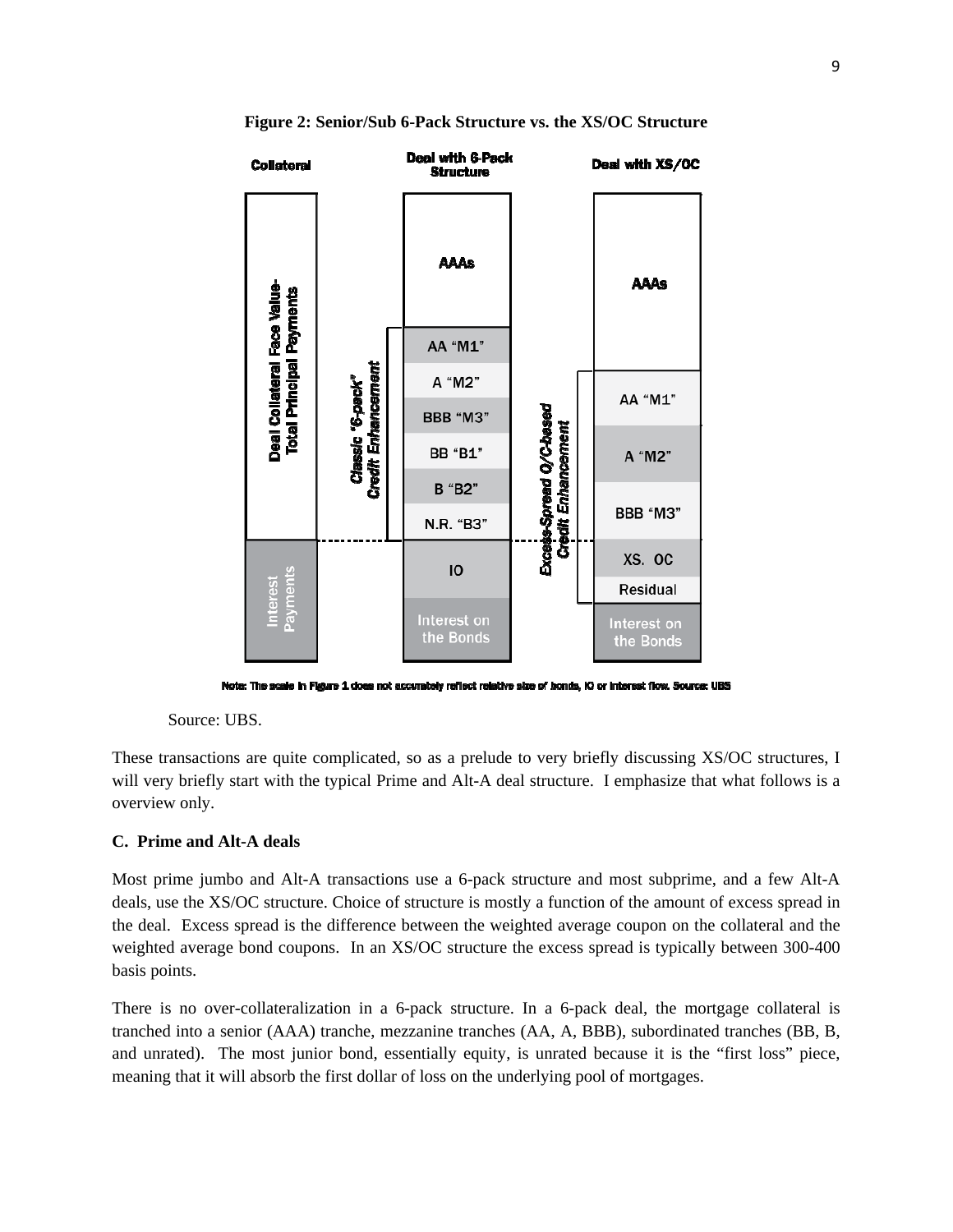**Figure 2: Senior/Sub 6-Pack Structure vs. the XS/OC Structure**

Collateral

Deal with 6-Pack Structure

Deal with XS/OC

Deal Collateral Face Value- Total Principal Payments

Interest Payments

Classic "6-pack" Credit Enhancement

AAAs

AA "M1"

A "M2"

BBB "M3"

BB "B1"

B "B2"

N.R. "B3"

IO

Interest on the Bonds

Excess-Spread O/C-based Credit Enhancement

AAAs

AA "M1"

A "M2"

BBB "M3"

XS. OC

Residual

Interest on the Bonds

Note: The scale in Figure 1 does not accurately reflect relative size of bonds, IO or interest flow. Source: UBS

Source: UBS.

These transactions are quite complicated, so as a prelude to very briefly discussing XS/OC structures, I will very briefly start with the typical Prime and Alt-A deal structure. I emphasize that what follows is a overview only.

### C. Prime and Alt-A deals

Most prime jumbo and Alt-A transactions use a 6-pack structure and most subprime, and a few Alt-A deals, use the XS/OC structure. Choice of structure is mostly a function of the amount of excess spread in the deal. Excess spread is the difference between the weighted average coupon on the collateral and the weighted average bond coupons. In an XS/OC structure the excess spread is typically between 300-400 basis points.

There is no over-collateralization in a 6-pack structure. In a 6-pack deal, the mortgage collateral is tranched into a senior (AAA) tranche, mezzanine tranches (AA, A, BBB), subordinated tranches (BB, B, and unrated). The most junior bond, essentially equity, is unrated because it is the "first loss" piece, meaning that it will absorb the first dollar of loss on the underlying pool of mortgages.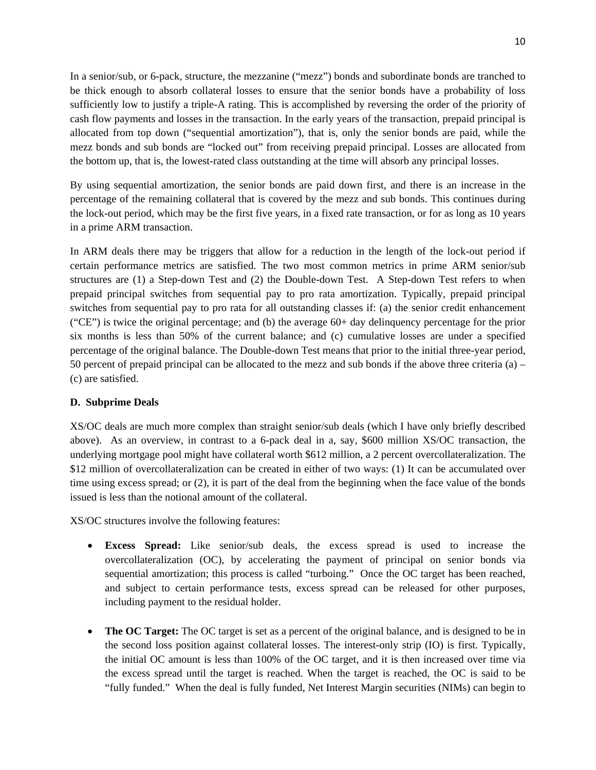In a senior/sub, or 6-pack, structure, the mezzanine ("mezz") bonds and subordinate bonds are tranched to be thick enough to absorb collateral losses to ensure that the senior bonds have a probability of loss sufficiently low to justify a triple-A rating. This is accomplished by reversing the order of the priority of cash flow payments and losses in the transaction. In the early years of the transaction, prepaid principal is allocated from top down ("sequential amortization"), that is, only the senior bonds are paid, while the mezz bonds and sub bonds are "locked out" from receiving prepaid principal. Losses are allocated from the bottom up, that is, the lowest-rated class outstanding at the time will absorb any principal losses.

By using sequential amortization, the senior bonds are paid down first, and there is an increase in the percentage of the remaining collateral that is covered by the mezz and sub bonds. This continues during the lock-out period, which may be the first five years, in a fixed rate transaction, or for as long as 10 years in a prime ARM transaction.

In ARM deals there may be triggers that allow for a reduction in the length of the lock-out period if certain performance metrics are satisfied. The two most common metrics in prime ARM senior/sub structures are (1) a Step-down Test and (2) the Double-down Test. A Step-down Test refers to when prepaid principal switches from sequential pay to pro rata amortization. Typically, prepaid principal switches from sequential pay to pro rata for all outstanding classes if: (a) the senior credit enhancement ("CE") is twice the original percentage; and (b) the average 60+ day delinquency percentage for the prior six months is less than 50% of the current balance; and (c) cumulative losses are under a specified percentage of the original balance. The Double-down Test means that prior to the initial three-year period, 50 percent of prepaid principal can be allocated to the mezz and sub bonds if the above three criteria (a) – (c) are satisfied.

**D. Subprime Deals**

XS/OC deals are much more complex than straight senior/sub deals (which I have only briefly described above). As an overview, in contrast to a 6-pack deal in a, say, $600 million XS/OC transaction, the underlying mortgage pool might have collateral worth $612 million, a 2 percent overcollateralization. The $12 million of overcollateralization can be created in either of two ways: (1) It can be accumulated over time using excess spread; or (2), it is part of the deal from the beginning when the face value of the bonds issued is less than the notional amount of the collateral.

XS/OC structures involve the following features:

- **Excess Spread:** Like senior/sub deals, the excess spread is used to increase the overcollateralization (OC), by accelerating the payment of principal on senior bonds via sequential amortization; this process is called "turboing." Once the OC target has been reached, and subject to certain performance tests, excess spread can be released for other purposes, including payment to the residual holder.

- **The OC Target:** The OC target is set as a percent of the original balance, and is designed to be in the second loss position against collateral losses. The interest-only strip (IO) is first. Typically, the initial OC amount is less than 100% of the OC target, and it is then increased over time via the excess spread until the target is reached. When the target is reached, the OC is said to be "fully funded." When the deal is fully funded, Net Interest Margin securities (NIMs) can begin to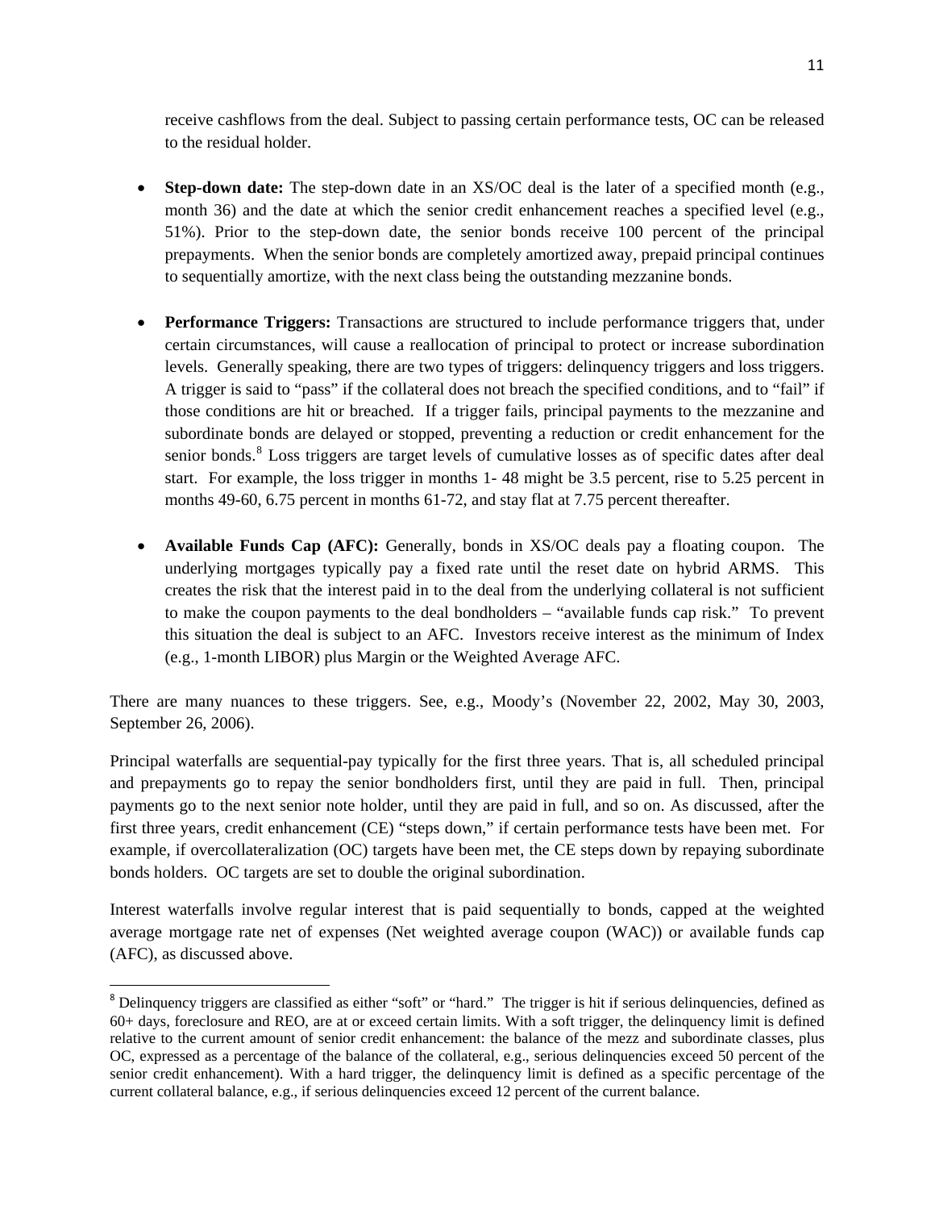receive cashflows from the deal. Subject to passing certain performance tests, OC can be released to the residual holder.

- **Step-down date:** The step-down date in an XS/OC deal is the later of a specified month (e.g., month 36) and the date at which the senior credit enhancement reaches a specified level (e.g., 51%). Prior to the step-down date, the senior bonds receive 100 percent of the principal prepayments. When the senior bonds are completely amortized away, prepaid principal continues to sequentially amortize, with the next class being the outstanding mezzanine bonds.

- **Performance Triggers:** Transactions are structured to include performance triggers that, under certain circumstances, will cause a reallocation of principal to protect or increase subordination levels. Generally speaking, there are two types of triggers: delinquency triggers and loss triggers. A trigger is said to "pass" if the collateral does not breach the specified conditions, and to "fail" if those conditions are hit or breached. If a trigger fails, principal payments to the mezzanine and subordinate bonds are delayed or stopped, preventing a reduction or credit enhancement for the senior bonds.[8] Loss triggers are target levels of cumulative losses as of specific dates after deal start. For example, the loss trigger in months 1- 48 might be 3.5 percent, rise to 5.25 percent in months 49-60, 6.75 percent in months 61-72, and stay flat at 7.75 percent thereafter.

- **Available Funds Cap (AFC):** Generally, bonds in XS/OC deals pay a floating coupon. The underlying mortgages typically pay a fixed rate until the reset date on hybrid ARMS. This creates the risk that the interest paid in to the deal from the underlying collateral is not sufficient to make the coupon payments to the deal bondholders – "available funds cap risk." To prevent this situation the deal is subject to an AFC. Investors receive interest as the minimum of Index (e.g., 1-month LIBOR) plus Margin or the Weighted Average AFC.

There are many nuances to these triggers. See, e.g., Moody's (November 22, 2002, May 30, 2003, September 26, 2006).

Principal waterfalls are sequential-pay typically for the first three years. That is, all scheduled principal and prepayments go to repay the senior bondholders first, until they are paid in full. Then, principal payments go to the next senior note holder, until they are paid in full, and so on. As discussed, after the first three years, credit enhancement (CE) "steps down," if certain performance tests have been met. For example, if overcollateralization (OC) targets have been met, the CE steps down by repaying subordinate bonds holders. OC targets are set to double the original subordination.

Interest waterfalls involve regular interest that is paid sequentially to bonds, capped at the weighted average mortgage rate net of expenses (Net weighted average coupon (WAC)) or available funds cap (AFC), as discussed above.

[8] Delinquency triggers are classified as either "soft" or "hard." The trigger is hit if serious delinquencies, defined as 60+ days, foreclosure and REO, are at or exceed certain limits. With a soft trigger, the delinquency limit is defined relative to the current amount of senior credit enhancement: the balance of the mezz and subordinate classes, plus OC, expressed as a percentage of the balance of the collateral, e.g., serious delinquencies exceed 50 percent of the senior credit enhancement). With a hard trigger, the delinquency limit is defined as a specific percentage of the current collateral balance, e.g., if serious delinquencies exceed 12 percent of the current balance.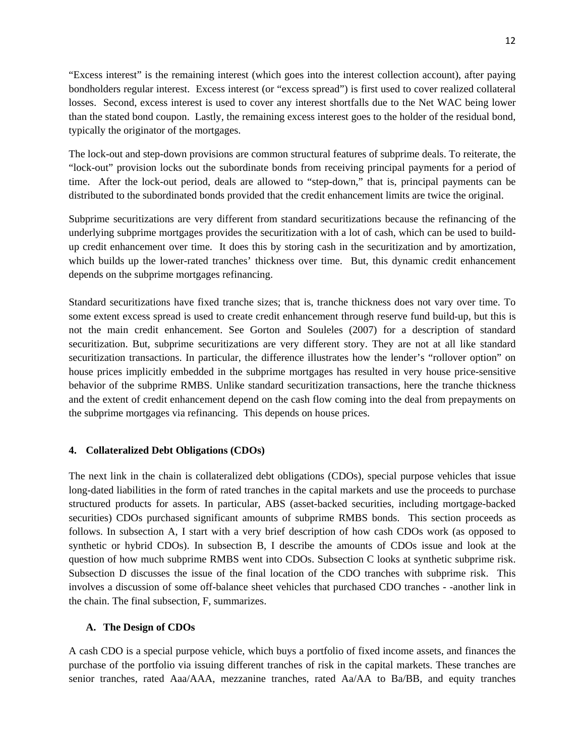"Excess interest" is the remaining interest (which goes into the interest collection account), after paying bondholders regular interest. Excess interest (or "excess spread") is first used to cover realized collateral losses. Second, excess interest is used to cover any interest shortfalls due to the Net WAC being lower than the stated bond coupon. Lastly, the remaining excess interest goes to the holder of the residual bond, typically the originator of the mortgages.

The lock-out and step-down provisions are common structural features of subprime deals. To reiterate, the "lock-out" provision locks out the subordinate bonds from receiving principal payments for a period of time. After the lock-out period, deals are allowed to "step-down," that is, principal payments can be distributed to the subordinated bonds provided that the credit enhancement limits are twice the original.

Subprime securitizations are very different from standard securitizations because the refinancing of the underlying subprime mortgages provides the securitization with a lot of cash, which can be used to build-up credit enhancement over time. It does this by storing cash in the securitization and by amortization, which builds up the lower-rated tranches' thickness over time. But, this dynamic credit enhancement depends on the subprime mortgages refinancing.

Standard securitizations have fixed tranche sizes; that is, tranche thickness does not vary over time. To some extent excess spread is used to create credit enhancement through reserve fund build-up, but this is not the main credit enhancement. See Gorton and Souleles (2007) for a description of standard securitization. But, subprime securitizations are very different story. They are not at all like standard securitization transactions. In particular, the difference illustrates how the lender's "rollover option" on house prices implicitly embedded in the subprime mortgages has resulted in very house price-sensitive behavior of the subprime RMBS. Unlike standard securitization transactions, here the tranche thickness and the extent of credit enhancement depend on the cash flow coming into the deal from prepayments on the subprime mortgages via refinancing. This depends on house prices.

## 4. Collateralized Debt Obligations (CDOs)

The next link in the chain is collateralized debt obligations (CDOs), special purpose vehicles that issue long-dated liabilities in the form of rated tranches in the capital markets and use the proceeds to purchase structured products for assets. In particular, ABS (asset-backed securities, including mortgage-backed securities) CDOs purchased significant amounts of subprime RMBS bonds. This section proceeds as follows. In subsection A, I start with a very brief description of how cash CDOs work (as opposed to synthetic or hybrid CDOs). In subsection B, I describe the amounts of CDOs issue and look at the question of how much subprime RMBS went into CDOs. Subsection C looks at synthetic subprime risk. Subsection D discusses the issue of the final location of the CDO tranches with subprime risk. This involves a discussion of some off-balance sheet vehicles that purchased CDO tranches - -another link in the chain. The final subsection, F, summarizes.

### A. The Design of CDOs

A cash CDO is a special purpose vehicle, which buys a portfolio of fixed income assets, and finances the purchase of the portfolio via issuing different tranches of risk in the capital markets. These tranches are senior tranches, rated Aaa/AAA, mezzanine tranches, rated Aa/AA to Ba/BB, and equity tranches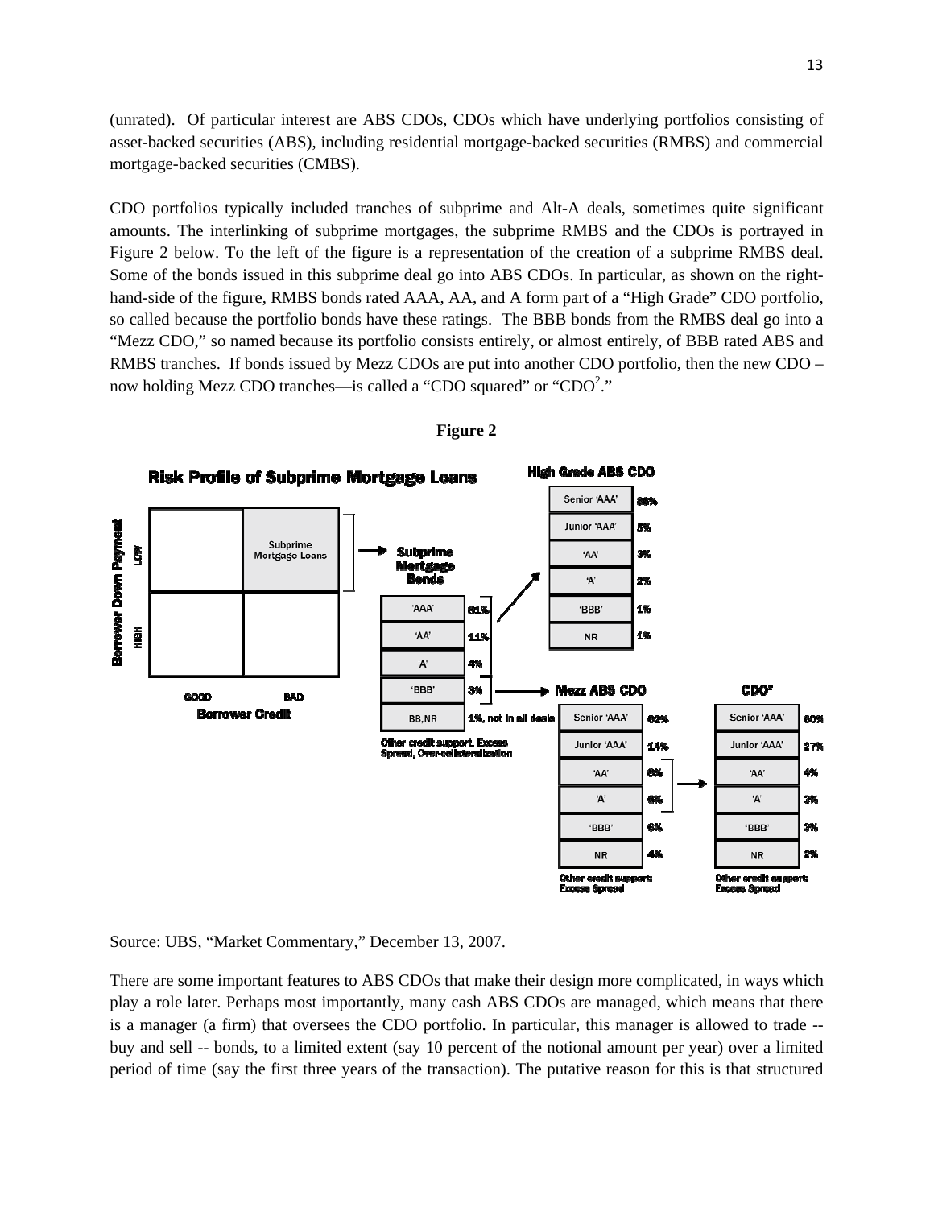(unrated). Of particular interest are ABS CDOs, CDOs which have underlying portfolios consisting of asset-backed securities (ABS), including residential mortgage-backed securities (RMBS) and commercial mortgage-backed securities (CMBS).

CDO portfolios typically included tranches of subprime and Alt-A deals, sometimes quite significant amounts. The interlinking of subprime mortgages, the subprime RMBS and the CDOs is portrayed in Figure 2 below. To the left of the figure is a representation of the creation of a subprime RMBS deal. Some of the bonds issued in this subprime deal go into ABS CDOs. In particular, as shown on the right-hand-side of the figure, RMBS bonds rated AAA, AA, and A form part of a "High Grade" CDO portfolio, so called because the portfolio bonds have these ratings. The BBB bonds from the RMBS deal go into a "Mezz CDO," so named because its portfolio consists entirely, or almost entirely, of BBB rated ABS and RMBS tranches. If bonds issued by Mezz CDOs are put into another CDO portfolio, then the new CDO – now holding Mezz CDO tranches—is called a "CDO squared" or "CDO$^2$."

**Figure 2**

Risk Profile of Subprime Mortgage Loans

Borrower Down Payment
LOW
HIGH

Subprime Mortgage Loans

GOOD
BAD
Borrower Credit

Subprime Mortgage Bonds

'AAA' 81%
'AA' 11%
'A' 4%
'BBB' 3%
BB,NR 1%, not in all deals

Other credit support. Excess Spread, Over-collateralization

High Grade ABS CDO

Senior 'AAA' 88%
Junior 'AAA' 5%
'AA' 3%
'A' 2%
'BBB' 1%
NR 1%

Mezz ABS CDO

Senior 'AAA' 62%
Junior 'AAA' 14%
'AA' 8%
'A' 6%
'BBB' 6%
NR 4%

Other credit support: Excess Spread

CDO$^2$

Senior 'AAA' 60%
Junior 'AAA' 27%
'AA' 4%
'A' 3%
'BBB' 3%
NR 2%

Other credit support: Excess Spread

Source: UBS, "Market Commentary," December 13, 2007.

There are some important features to ABS CDOs that make their design more complicated, in ways which play a role later. Perhaps most importantly, many cash ABS CDOs are managed, which means that there is a manager (a firm) that oversees the CDO portfolio. In particular, this manager is allowed to trade -- buy and sell -- bonds, to a limited extent (say 10 percent of the notional amount per year) over a limited period of time (say the first three years of the transaction). The putative reason for this is that structured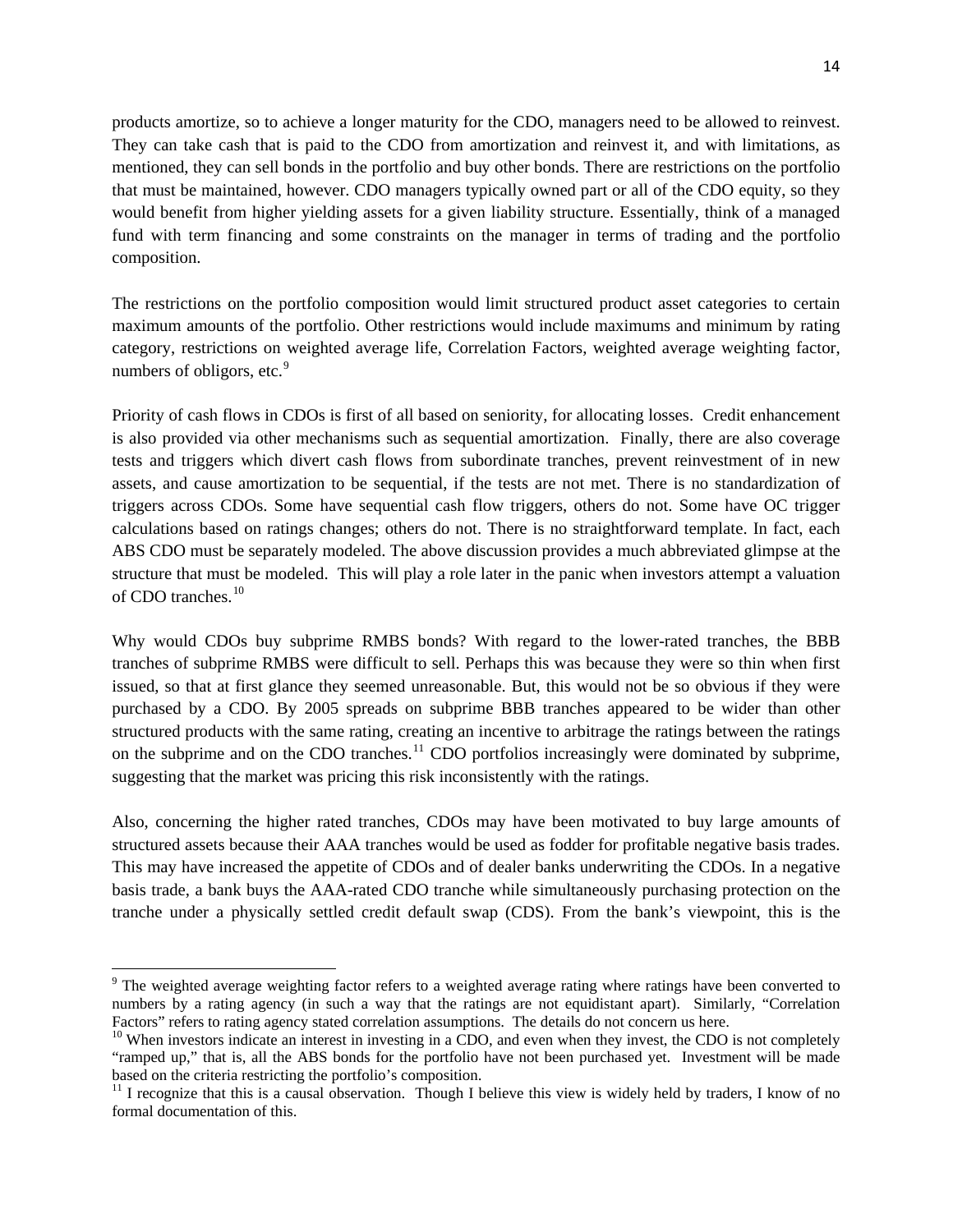products amortize, so to achieve a longer maturity for the CDO, managers need to be allowed to reinvest. They can take cash that is paid to the CDO from amortization and reinvest it, and with limitations, as mentioned, they can sell bonds in the portfolio and buy other bonds. There are restrictions on the portfolio that must be maintained, however. CDO managers typically owned part or all of the CDO equity, so they would benefit from higher yielding assets for a given liability structure. Essentially, think of a managed fund with term financing and some constraints on the manager in terms of trading and the portfolio composition.

The restrictions on the portfolio composition would limit structured product asset categories to certain maximum amounts of the portfolio. Other restrictions would include maximums and minimum by rating category, restrictions on weighted average life, Correlation Factors, weighted average weighting factor, numbers of obligors, etc.[9]

Priority of cash flows in CDOs is first of all based on seniority, for allocating losses. Credit enhancement is also provided via other mechanisms such as sequential amortization. Finally, there are also coverage tests and triggers which divert cash flows from subordinate tranches, prevent reinvestment of in new assets, and cause amortization to be sequential, if the tests are not met. There is no standardization of triggers across CDOs. Some have sequential cash flow triggers, others do not. Some have OC trigger calculations based on ratings changes; others do not. There is no straightforward template. In fact, each ABS CDO must be separately modeled. The above discussion provides a much abbreviated glimpse at the structure that must be modeled. This will play a role later in the panic when investors attempt a valuation of CDO tranches.[10]

Why would CDOs buy subprime RMBS bonds? With regard to the lower-rated tranches, the BBB tranches of subprime RMBS were difficult to sell. Perhaps this was because they were so thin when first issued, so that at first glance they seemed unreasonable. But, this would not be so obvious if they were purchased by a CDO. By 2005 spreads on subprime BBB tranches appeared to be wider than other structured products with the same rating, creating an incentive to arbitrage the ratings between the ratings on the subprime and on the CDO tranches.[11] CDO portfolios increasingly were dominated by subprime, suggesting that the market was pricing this risk inconsistently with the ratings.

Also, concerning the higher rated tranches, CDOs may have been motivated to buy large amounts of structured assets because their AAA tranches would be used as fodder for profitable negative basis trades. This may have increased the appetite of CDOs and of dealer banks underwriting the CDOs. In a negative basis trade, a bank buys the AAA-rated CDO tranche while simultaneously purchasing protection on the tranche under a physically settled credit default swap (CDS). From the bank's viewpoint, this is the

---

[9] The weighted average weighting factor refers to a weighted average rating where ratings have been converted to numbers by a rating agency (in such a way that the ratings are not equidistant apart). Similarly, "Correlation Factors" refers to rating agency stated correlation assumptions. The details do not concern us here.

[10] When investors indicate an interest in investing in a CDO, and even when they invest, the CDO is not completely "ramped up," that is, all the ABS bonds for the portfolio have not been purchased yet. Investment will be made based on the criteria restricting the portfolio's composition.

[11] I recognize that this is a causal observation. Though I believe this view is widely held by traders, I know of no formal documentation of this.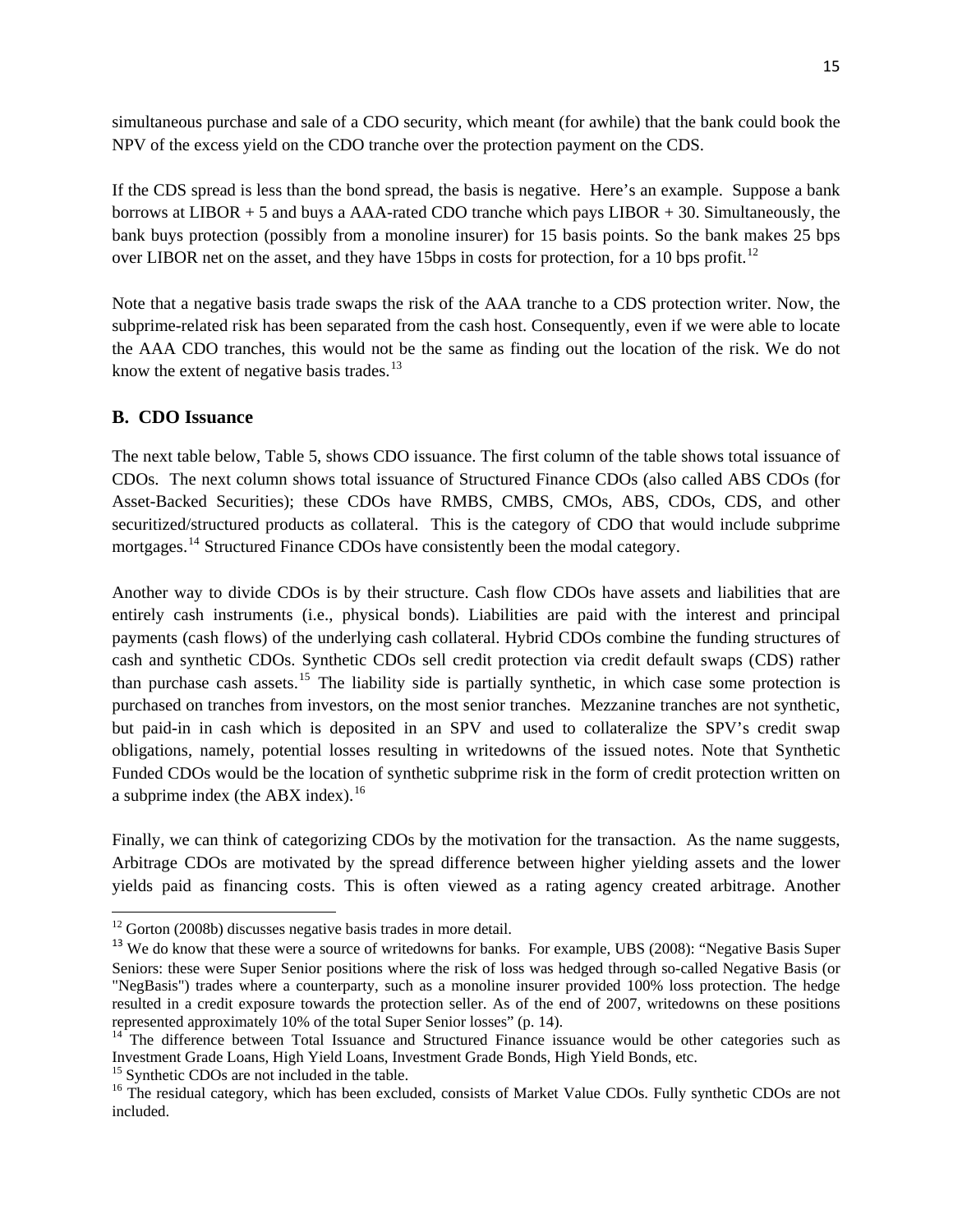simultaneous purchase and sale of a CDO security, which meant (for awhile) that the bank could book the NPV of the excess yield on the CDO tranche over the protection payment on the CDS.

If the CDS spread is less than the bond spread, the basis is negative. Here's an example. Suppose a bank borrows at LIBOR + 5 and buys a AAA-rated CDO tranche which pays LIBOR + 30. Simultaneously, the bank buys protection (possibly from a monoline insurer) for 15 basis points. So the bank makes 25 bps over LIBOR net on the asset, and they have 15bps in costs for protection, for a 10 bps profit.[12]

Note that a negative basis trade swaps the risk of the AAA tranche to a CDS protection writer. Now, the subprime-related risk has been separated from the cash host. Consequently, even if we were able to locate the AAA CDO tranches, this would not be the same as finding out the location of the risk. We do not know the extent of negative basis trades.[13]

## B. CDO Issuance

The next table below, Table 5, shows CDO issuance. The first column of the table shows total issuance of CDOs. The next column shows total issuance of Structured Finance CDOs (also called ABS CDOs (for Asset-Backed Securities); these CDOs have RMBS, CMBS, CMOs, ABS, CDOs, CDS, and other securitized/structured products as collateral. This is the category of CDO that would include subprime mortgages.[14] Structured Finance CDOs have consistently been the modal category.

Another way to divide CDOs is by their structure. Cash flow CDOs have assets and liabilities that are entirely cash instruments (i.e., physical bonds). Liabilities are paid with the interest and principal payments (cash flows) of the underlying cash collateral. Hybrid CDOs combine the funding structures of cash and synthetic CDOs. Synthetic CDOs sell credit protection via credit default swaps (CDS) rather than purchase cash assets.[15] The liability side is partially synthetic, in which case some protection is purchased on tranches from investors, on the most senior tranches. Mezzanine tranches are not synthetic, but paid-in in cash which is deposited in an SPV and used to collateralize the SPV's credit swap obligations, namely, potential losses resulting in writedowns of the issued notes. Note that Synthetic Funded CDOs would be the location of synthetic subprime risk in the form of credit protection written on a subprime index (the ABX index).[16]

Finally, we can think of categorizing CDOs by the motivation for the transaction. As the name suggests, Arbitrage CDOs are motivated by the spread difference between higher yielding assets and the lower yields paid as financing costs. This is often viewed as a rating agency created arbitrage. Another

---

[12] Gorton (2008b) discusses negative basis trades in more detail.

[13] We do know that these were a source of writedowns for banks. For example, UBS (2008): "Negative Basis Super Seniors: these were Super Senior positions where the risk of loss was hedged through so-called Negative Basis (or "NegBasis") trades where a counterparty, such as a monoline insurer provided 100% loss protection. The hedge resulted in a credit exposure towards the protection seller. As of the end of 2007, writedowns on these positions represented approximately 10% of the total Super Senior losses" (p. 14).

[14] The difference between Total Issuance and Structured Finance issuance would be other categories such as Investment Grade Loans, High Yield Loans, Investment Grade Bonds, High Yield Bonds, etc.

[15] Synthetic CDOs are not included in the table.

[16] The residual category, which has been excluded, consists of Market Value CDOs. Fully synthetic CDOs are not included.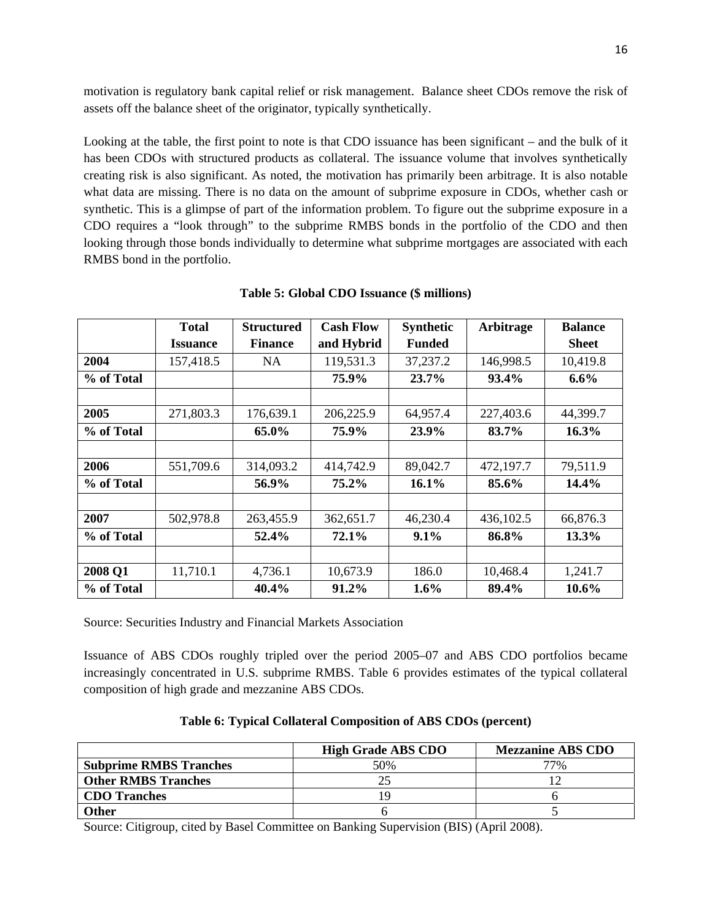motivation is regulatory bank capital relief or risk management. Balance sheet CDOs remove the risk of assets off the balance sheet of the originator, typically synthetically.

Looking at the table, the first point to note is that CDO issuance has been significant – and the bulk of it has been CDOs with structured products as collateral. The issuance volume that involves synthetically creating risk is also significant. As noted, the motivation has primarily been arbitrage. It is also notable what data are missing. There is no data on the amount of subprime exposure in CDOs, whether cash or synthetic. This is a glimpse of part of the information problem. To figure out the subprime exposure in a CDO requires a "look through" to the subprime RMBS bonds in the portfolio of the CDO and then looking through those bonds individually to determine what subprime mortgages are associated with each RMBS bond in the portfolio.

**Table 5: Global CDO Issuance ($ millions)**

| | Total Issuance | Structured Finance | Cash Flow and Hybrid | Synthetic Funded | Arbitrage | Balance Sheet |
|---|---|---|---|---|---|---|
| **2004** | 157,418.5 | NA | 119,531.3 | 37,237.2 | 146,998.5 | 10,419.8 |
| **% of Total** | | | **75.9%** | **23.7%** | **93.4%** | **6.6%** |
| | | | | | | |
| **2005** | 271,803.3 | 176,639.1 | 206,225.9 | 64,957.4 | 227,403.6 | 44,399.7 |
| **% of Total** | | **65.0%** | **75.9%** | **23.9%** | **83.7%** | **16.3%** |
| | | | | | | |
| **2006** | 551,709.6 | 314,093.2 | 414,742.9 | 89,042.7 | 472,197.7 | 79,511.9 |
| **% of Total** | | **56.9%** | **75.2%** | **16.1%** | **85.6%** | **14.4%** |
| | | | | | | |
| **2007** | 502,978.8 | 263,455.9 | 362,651.7 | 46,230.4 | 436,102.5 | 66,876.3 |
| **% of Total** | | **52.4%** | **72.1%** | **9.1%** | **86.8%** | **13.3%** |
| | | | | | | |
| **2008 Q1** | 11,710.1 | 4,736.1 | 10,673.9 | 186.0 | 10,468.4 | 1,241.7 |
| **% of Total** | | **40.4%** | **91.2%** | **1.6%** | **89.4%** | **10.6%** |

Source: Securities Industry and Financial Markets Association

Issuance of ABS CDOs roughly tripled over the period 2005–07 and ABS CDO portfolios became increasingly concentrated in U.S. subprime RMBS. Table 6 provides estimates of the typical collateral composition of high grade and mezzanine ABS CDOs.

**Table 6: Typical Collateral Composition of ABS CDOs (percent)**

| | High Grade ABS CDO | Mezzanine ABS CDO |
|---|---|---|
| **Subprime RMBS Tranches** | 50% | 77% |
| **Other RMBS Tranches** | 25 | 12 |
| **CDO Tranches** | 19 | 6 |
| **Other** | 6 | 5 |

Source: Citigroup, cited by Basel Committee on Banking Supervision (BIS) (April 2008).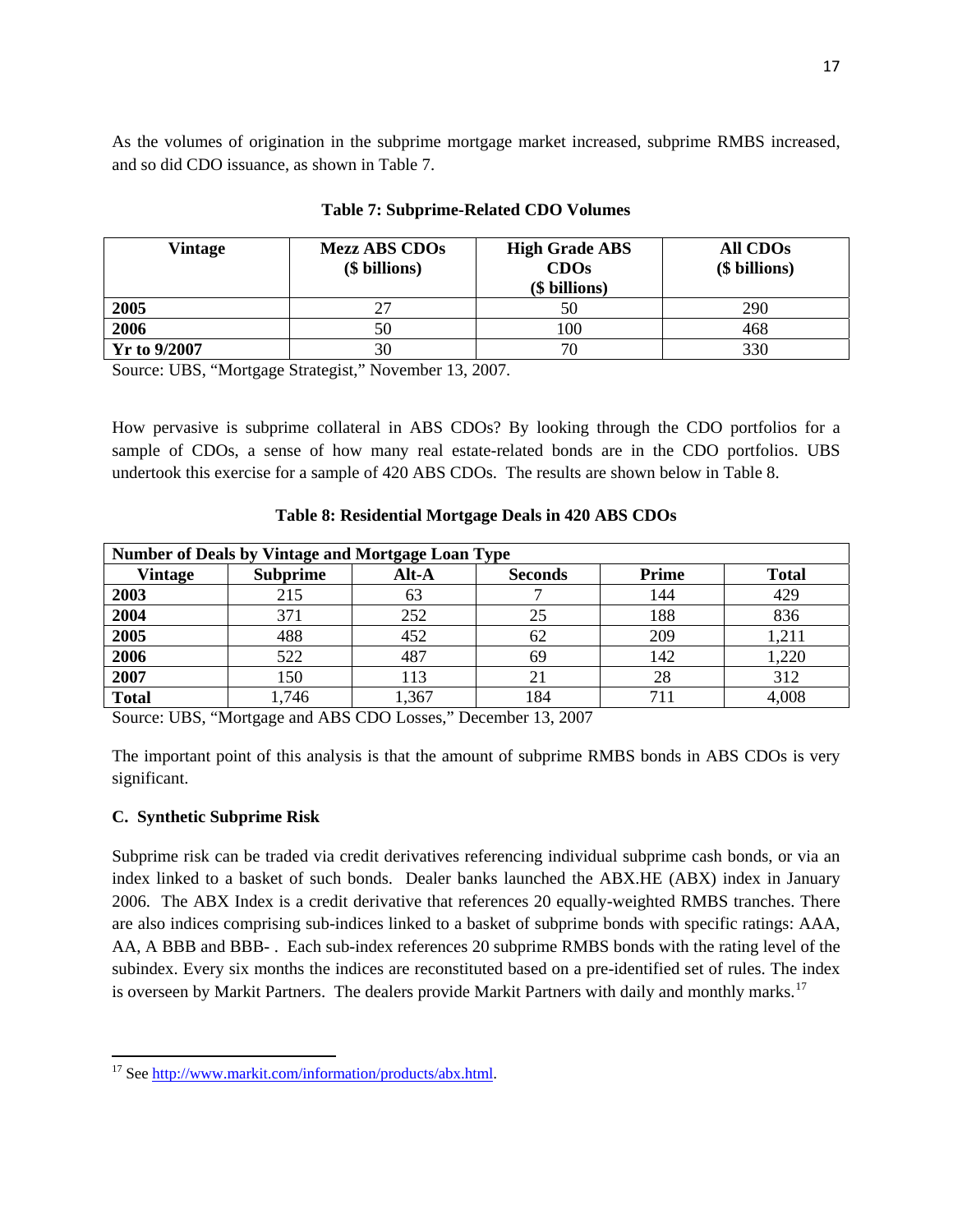As the volumes of origination in the subprime mortgage market increased, subprime RMBS increased, and so did CDO issuance, as shown in Table 7.

**Table 7: Subprime-Related CDO Volumes**

| Vintage | Mezz ABS CDOs ($ billions) | High Grade ABS CDOs ($ billions) | All CDOs ($ billions) |
|---|---|---|---|
| **2005** | 27 | 50 | 290 |
| **2006** | 50 | 100 | 468 |
| **Yr to 9/2007** | 30 | 70 | 330 |

Source: UBS, "Mortgage Strategist," November 13, 2007.

How pervasive is subprime collateral in ABS CDOs? By looking through the CDO portfolios for a sample of CDOs, a sense of how many real estate-related bonds are in the CDO portfolios. UBS undertook this exercise for a sample of 420 ABS CDOs. The results are shown below in Table 8.

**Table 8: Residential Mortgage Deals in 420 ABS CDOs**

| Number of Deals by Vintage and Mortgage Loan Type | | | | | |
|---|---|---|---|---|---|
| **Vintage** | **Subprime** | **Alt-A** | **Seconds** | **Prime** | **Total** |
| **2003** | 215 | 63 | 7 | 144 | 429 |
| **2004** | 371 | 252 | 25 | 188 | 836 |
| **2005** | 488 | 452 | 62 | 209 | 1,211 |
| **2006** | 522 | 487 | 69 | 142 | 1,220 |
| **2007** | 150 | 113 | 21 | 28 | 312 |
| **Total** | 1,746 | 1,367 | 184 | 711 | 4,008 |

Source: UBS, "Mortgage and ABS CDO Losses," December 13, 2007

The important point of this analysis is that the amount of subprime RMBS bonds in ABS CDOs is very significant.

### C. Synthetic Subprime Risk

Subprime risk can be traded via credit derivatives referencing individual subprime cash bonds, or via an index linked to a basket of such bonds. Dealer banks launched the ABX.HE (ABX) index in January 2006. The ABX Index is a credit derivative that references 20 equally-weighted RMBS tranches. There are also indices comprising sub-indices linked to a basket of subprime bonds with specific ratings: AAA, AA, A BBB and BBB- . Each sub-index references 20 subprime RMBS bonds with the rating level of the subindex. Every six months the indices are reconstituted based on a pre-identified set of rules. The index is overseen by Markit Partners. The dealers provide Markit Partners with daily and monthly marks.[17]

---

[17] See http://www.markit.com/information/products/abx.html.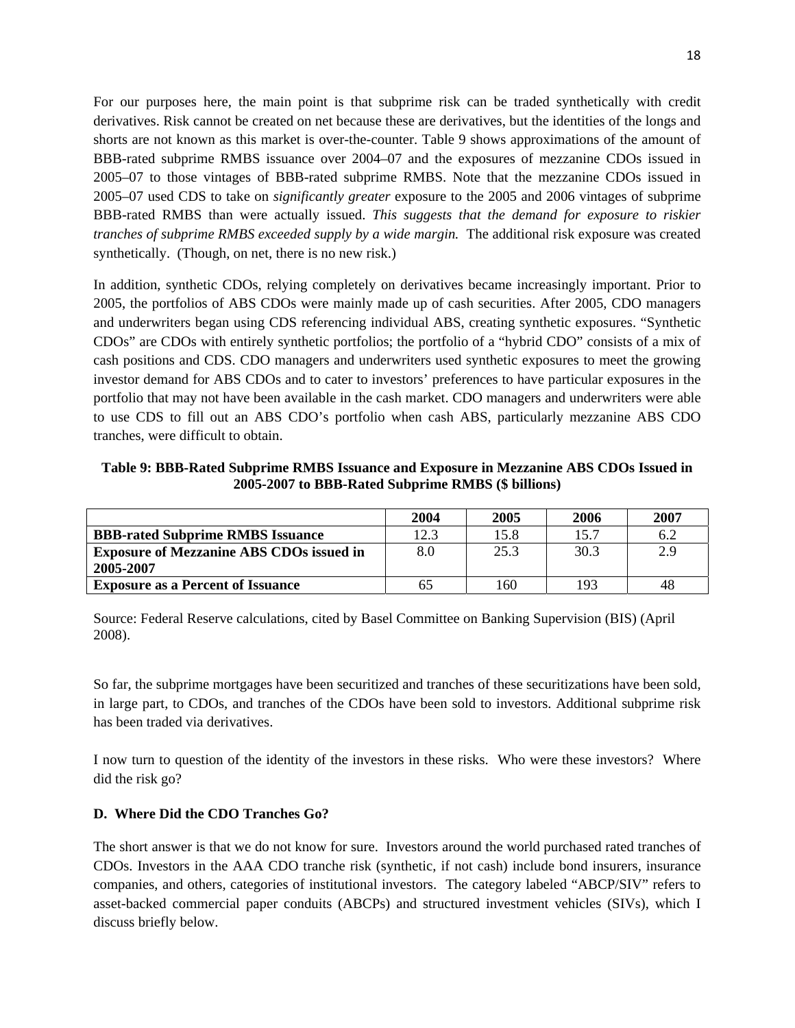For our purposes here, the main point is that subprime risk can be traded synthetically with credit derivatives. Risk cannot be created on net because these are derivatives, but the identities of the longs and shorts are not known as this market is over-the-counter. Table 9 shows approximations of the amount of BBB-rated subprime RMBS issuance over 2004–07 and the exposures of mezzanine CDOs issued in 2005–07 to those vintages of BBB-rated subprime RMBS. Note that the mezzanine CDOs issued in 2005–07 used CDS to take on *significantly greater* exposure to the 2005 and 2006 vintages of subprime BBB-rated RMBS than were actually issued. *This suggests that the demand for exposure to riskier tranches of subprime RMBS exceeded supply by a wide margin.* The additional risk exposure was created synthetically. (Though, on net, there is no new risk.)

In addition, synthetic CDOs, relying completely on derivatives became increasingly important. Prior to 2005, the portfolios of ABS CDOs were mainly made up of cash securities. After 2005, CDO managers and underwriters began using CDS referencing individual ABS, creating synthetic exposures. "Synthetic CDOs" are CDOs with entirely synthetic portfolios; the portfolio of a "hybrid CDO" consists of a mix of cash positions and CDS. CDO managers and underwriters used synthetic exposures to meet the growing investor demand for ABS CDOs and to cater to investors' preferences to have particular exposures in the portfolio that may not have been available in the cash market. CDO managers and underwriters were able to use CDS to fill out an ABS CDO's portfolio when cash ABS, particularly mezzanine ABS CDO tranches, were difficult to obtain.

**Table 9: BBB-Rated Subprime RMBS Issuance and Exposure in Mezzanine ABS CDOs Issued in 2005-2007 to BBB-Rated Subprime RMBS ($ billions)**

| | 2004 | 2005 | 2006 | 2007 |
|---|---|---|---|---|
| **BBB-rated Subprime RMBS Issuance** | 12.3 | 15.8 | 15.7 | 6.2 |
| **Exposure of Mezzanine ABS CDOs issued in 2005-2007** | 8.0 | 25.3 | 30.3 | 2.9 |
| **Exposure as a Percent of Issuance** | 65 | 160 | 193 | 48 |

Source: Federal Reserve calculations, cited by Basel Committee on Banking Supervision (BIS) (April 2008).

So far, the subprime mortgages have been securitized and tranches of these securitizations have been sold, in large part, to CDOs, and tranches of the CDOs have been sold to investors. Additional subprime risk has been traded via derivatives.

I now turn to question of the identity of the investors in these risks. Who were these investors? Where did the risk go?

### D. Where Did the CDO Tranches Go?

The short answer is that we do not know for sure. Investors around the world purchased rated tranches of CDOs. Investors in the AAA CDO tranche risk (synthetic, if not cash) include bond insurers, insurance companies, and others, categories of institutional investors. The category labeled "ABCP/SIV" refers to asset-backed commercial paper conduits (ABCPs) and structured investment vehicles (SIVs), which I discuss briefly below.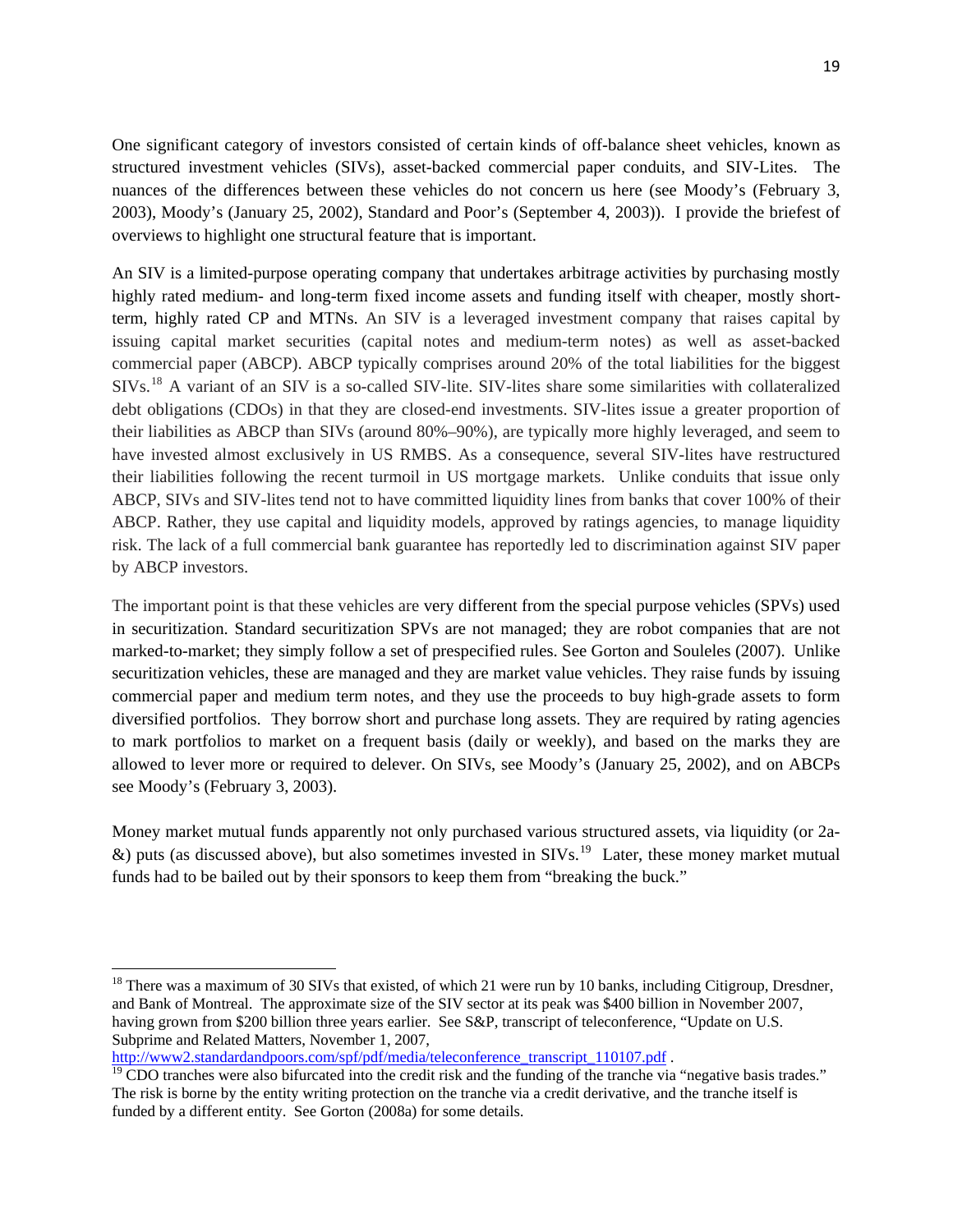One significant category of investors consisted of certain kinds of off-balance sheet vehicles, known as structured investment vehicles (SIVs), asset-backed commercial paper conduits, and SIV-Lites. The nuances of the differences between these vehicles do not concern us here (see Moody's (February 3, 2003), Moody's (January 25, 2002), Standard and Poor's (September 4, 2003)). I provide the briefest of overviews to highlight one structural feature that is important.

An SIV is a limited-purpose operating company that undertakes arbitrage activities by purchasing mostly highly rated medium- and long-term fixed income assets and funding itself with cheaper, mostly short-term, highly rated CP and MTNs. An SIV is a leveraged investment company that raises capital by issuing capital market securities (capital notes and medium-term notes) as well as asset-backed commercial paper (ABCP). ABCP typically comprises around 20% of the total liabilities for the biggest SIVs.[18] A variant of an SIV is a so-called SIV-lite. SIV-lites share some similarities with collateralized debt obligations (CDOs) in that they are closed-end investments. SIV-lites issue a greater proportion of their liabilities as ABCP than SIVs (around 80%–90%), are typically more highly leveraged, and seem to have invested almost exclusively in US RMBS. As a consequence, several SIV-lites have restructured their liabilities following the recent turmoil in US mortgage markets. Unlike conduits that issue only ABCP, SIVs and SIV-lites tend not to have committed liquidity lines from banks that cover 100% of their ABCP. Rather, they use capital and liquidity models, approved by ratings agencies, to manage liquidity risk. The lack of a full commercial bank guarantee has reportedly led to discrimination against SIV paper by ABCP investors.

The important point is that these vehicles are very different from the special purpose vehicles (SPVs) used in securitization. Standard securitization SPVs are not managed; they are robot companies that are not marked-to-market; they simply follow a set of prespecified rules. See Gorton and Souleles (2007). Unlike securitization vehicles, these are managed and they are market value vehicles. They raise funds by issuing commercial paper and medium term notes, and they use the proceeds to buy high-grade assets to form diversified portfolios. They borrow short and purchase long assets. They are required by rating agencies to mark portfolios to market on a frequent basis (daily or weekly), and based on the marks they are allowed to lever more or required to delever. On SIVs, see Moody's (January 25, 2002), and on ABCPs see Moody's (February 3, 2003).

Money market mutual funds apparently not only purchased various structured assets, via liquidity (or 2a-&) puts (as discussed above), but also sometimes invested in SIVs.[19] Later, these money market mutual funds had to be bailed out by their sponsors to keep them from "breaking the buck."

---

[18] There was a maximum of 30 SIVs that existed, of which 21 were run by 10 banks, including Citigroup, Dresdner, and Bank of Montreal. The approximate size of the SIV sector at its peak was $400 billion in November 2007, having grown from $200 billion three years earlier. See S&P, transcript of teleconference, "Update on U.S. Subprime and Related Matters, November 1, 2007, http://www2.standardandpoors.com/spf/pdf/media/teleconference_transcript_110107.pdf .

[19] CDO tranches were also bifurcated into the credit risk and the funding of the tranche via "negative basis trades." The risk is borne by the entity writing protection on the tranche via a credit derivative, and the tranche itself is funded by a different entity. See Gorton (2008a) for some details.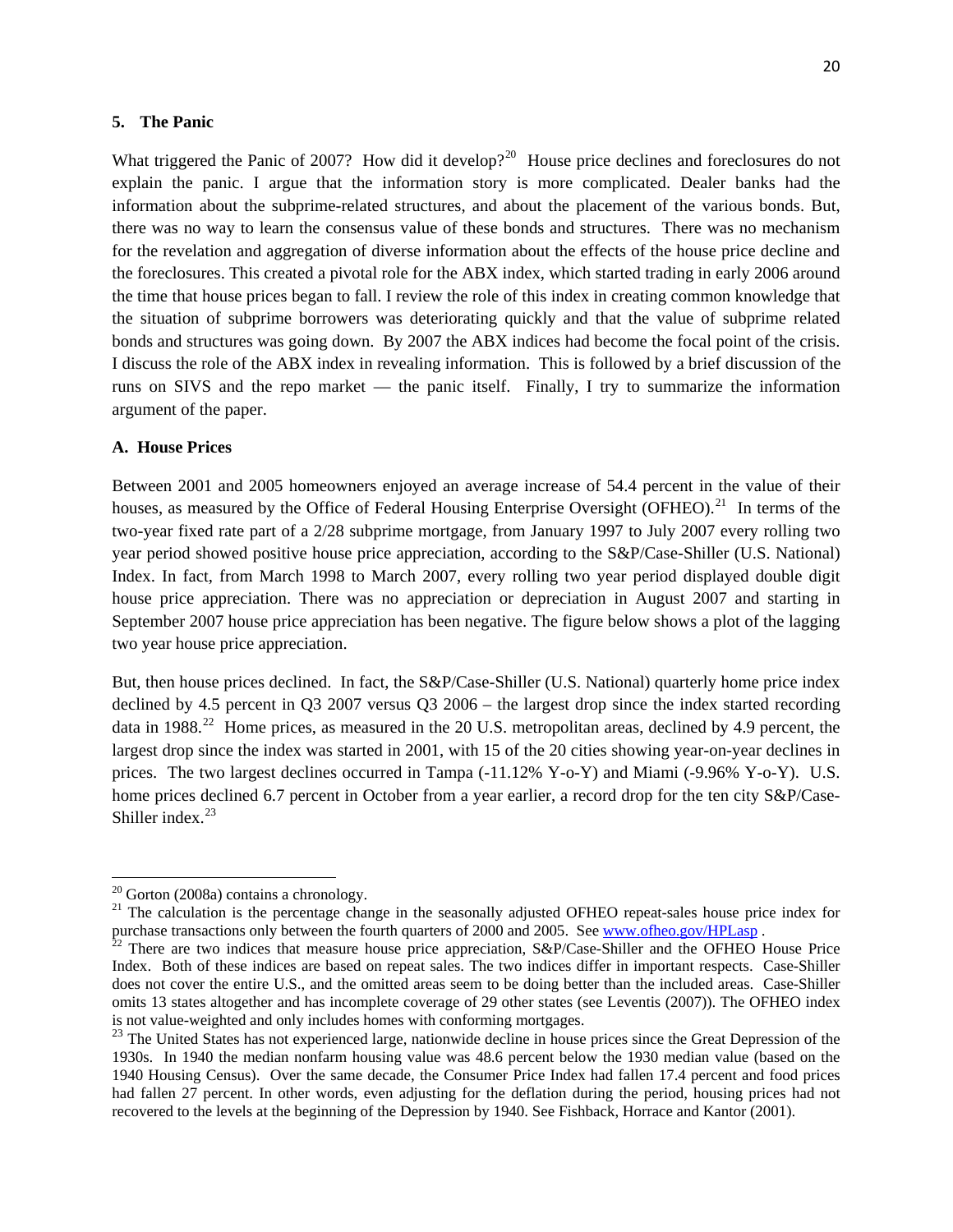## 5. The Panic

What triggered the Panic of 2007? How did it develop?[20] House price declines and foreclosures do not explain the panic. I argue that the information story is more complicated. Dealer banks had the information about the subprime-related structures, and about the placement of the various bonds. But, there was no way to learn the consensus value of these bonds and structures. There was no mechanism for the revelation and aggregation of diverse information about the effects of the house price decline and the foreclosures. This created a pivotal role for the ABX index, which started trading in early 2006 around the time that house prices began to fall. I review the role of this index in creating common knowledge that the situation of subprime borrowers was deteriorating quickly and that the value of subprime related bonds and structures was going down. By 2007 the ABX indices had become the focal point of the crisis. I discuss the role of the ABX index in revealing information. This is followed by a brief discussion of the runs on SIVS and the repo market — the panic itself. Finally, I try to summarize the information argument of the paper.

### A. House Prices

Between 2001 and 2005 homeowners enjoyed an average increase of 54.4 percent in the value of their houses, as measured by the Office of Federal Housing Enterprise Oversight (OFHEO).[21] In terms of the two-year fixed rate part of a 2/28 subprime mortgage, from January 1997 to July 2007 every rolling two year period showed positive house price appreciation, according to the S&P/Case-Shiller (U.S. National) Index. In fact, from March 1998 to March 2007, every rolling two year period displayed double digit house price appreciation. There was no appreciation or depreciation in August 2007 and starting in September 2007 house price appreciation has been negative. The figure below shows a plot of the lagging two year house price appreciation.

But, then house prices declined. In fact, the S&P/Case-Shiller (U.S. National) quarterly home price index declined by 4.5 percent in Q3 2007 versus Q3 2006 – the largest drop since the index started recording data in 1988.[22] Home prices, as measured in the 20 U.S. metropolitan areas, declined by 4.9 percent, the largest drop since the index was started in 2001, with 15 of the 20 cities showing year-on-year declines in prices. The two largest declines occurred in Tampa (-11.12% Y-o-Y) and Miami (-9.96% Y-o-Y). U.S. home prices declined 6.7 percent in October from a year earlier, a record drop for the ten city S&P/Case-Shiller index.[23]

---

[20] Gorton (2008a) contains a chronology.

[21] The calculation is the percentage change in the seasonally adjusted OFHEO repeat-sales house price index for purchase transactions only between the fourth quarters of 2000 and 2005. See www.ofheo.gov/HPLasp .

[22] There are two indices that measure house price appreciation, S&P/Case-Shiller and the OFHEO House Price Index. Both of these indices are based on repeat sales. The two indices differ in important respects. Case-Shiller does not cover the entire U.S., and the omitted areas seem to be doing better than the included areas. Case-Shiller omits 13 states altogether and has incomplete coverage of 29 other states (see Leventis (2007)). The OFHEO index is not value-weighted and only includes homes with conforming mortgages.

[23] The United States has not experienced large, nationwide decline in house prices since the Great Depression of the 1930s. In 1940 the median nonfarm housing value was 48.6 percent below the 1930 median value (based on the 1940 Housing Census). Over the same decade, the Consumer Price Index had fallen 17.4 percent and food prices had fallen 27 percent. In other words, even adjusting for the deflation during the period, housing prices had not recovered to the levels at the beginning of the Depression by 1940. See Fishback, Horrace and Kantor (2001).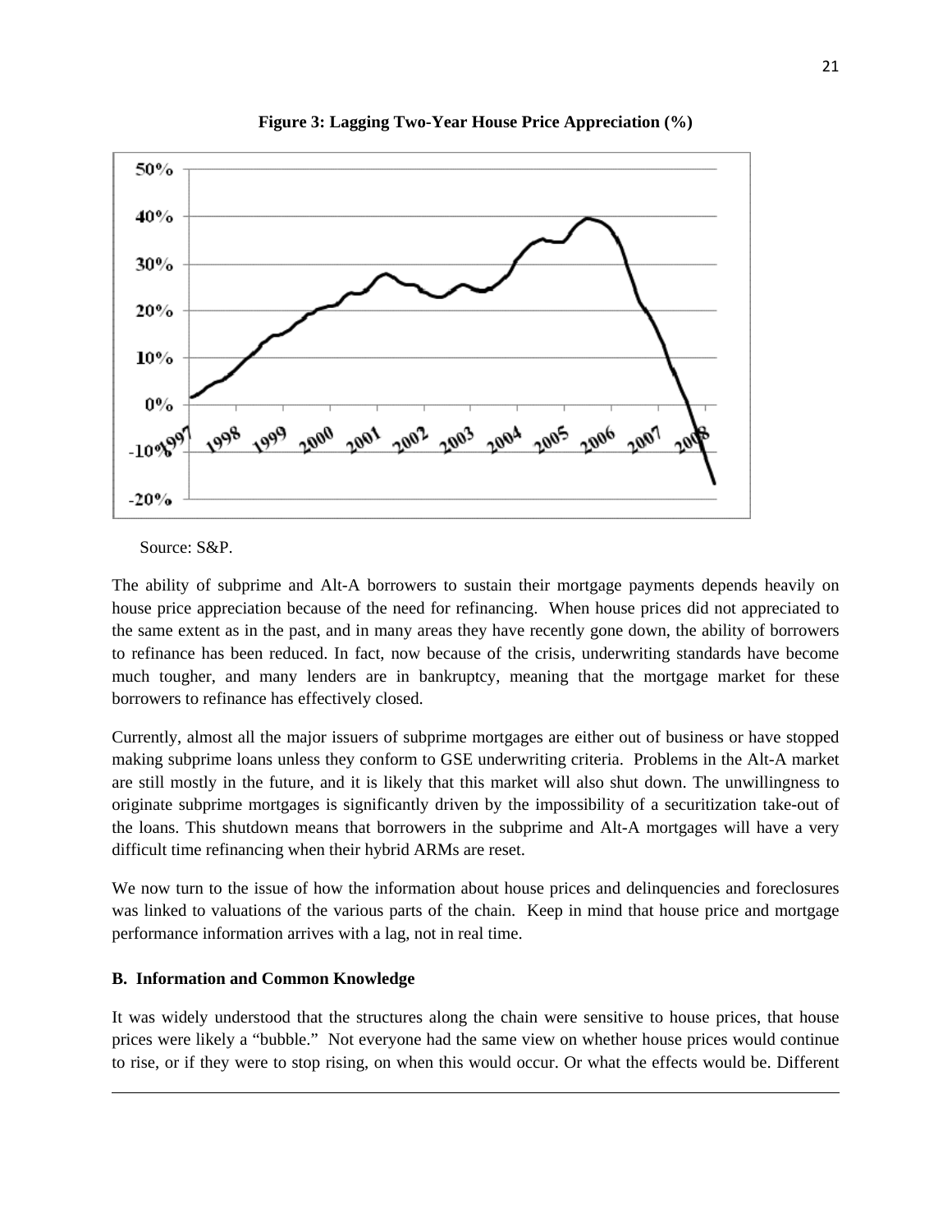**Figure 3: Lagging Two-Year House Price Appreciation (%)**

50%
40%
30%
20%
10%
0%
-10%
-20%

1997 1998 1999 2000 2001 2002 2003 2004 2005 2006 2007 2008

Source: S&P.

The ability of subprime and Alt-A borrowers to sustain their mortgage payments depends heavily on house price appreciation because of the need for refinancing. When house prices did not appreciated to the same extent as in the past, and in many areas they have recently gone down, the ability of borrowers to refinance has been reduced. In fact, now because of the crisis, underwriting standards have become much tougher, and many lenders are in bankruptcy, meaning that the mortgage market for these borrowers to refinance has effectively closed.

Currently, almost all the major issuers of subprime mortgages are either out of business or have stopped making subprime loans unless they conform to GSE underwriting criteria. Problems in the Alt-A market are still mostly in the future, and it is likely that this market will also shut down. The unwillingness to originate subprime mortgages is significantly driven by the impossibility of a securitization take-out of the loans. This shutdown means that borrowers in the subprime and Alt-A mortgages will have a very difficult time refinancing when their hybrid ARMs are reset.

We now turn to the issue of how the information about house prices and delinquencies and foreclosures was linked to valuations of the various parts of the chain. Keep in mind that house price and mortgage performance information arrives with a lag, not in real time.

### B. Information and Common Knowledge

It was widely understood that the structures along the chain were sensitive to house prices, that house prices were likely a "bubble." Not everyone had the same view on whether house prices would continue to rise, or if they were to stop rising, on when this would occur. Or what the effects would be. Different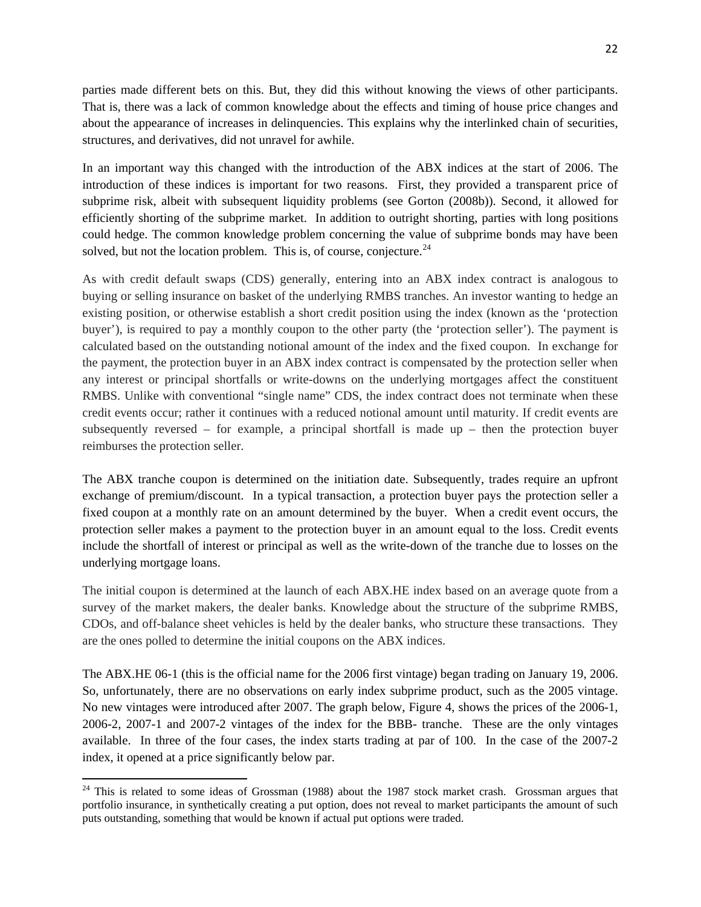parties made different bets on this. But, they did this without knowing the views of other participants. That is, there was a lack of common knowledge about the effects and timing of house price changes and about the appearance of increases in delinquencies. This explains why the interlinked chain of securities, structures, and derivatives, did not unravel for awhile.

In an important way this changed with the introduction of the ABX indices at the start of 2006. The introduction of these indices is important for two reasons. First, they provided a transparent price of subprime risk, albeit with subsequent liquidity problems (see Gorton (2008b)). Second, it allowed for efficiently shorting of the subprime market. In addition to outright shorting, parties with long positions could hedge. The common knowledge problem concerning the value of subprime bonds may have been solved, but not the location problem. This is, of course, conjecture.[24]

As with credit default swaps (CDS) generally, entering into an ABX index contract is analogous to buying or selling insurance on basket of the underlying RMBS tranches. An investor wanting to hedge an existing position, or otherwise establish a short credit position using the index (known as the 'protection buyer'), is required to pay a monthly coupon to the other party (the 'protection seller'). The payment is calculated based on the outstanding notional amount of the index and the fixed coupon. In exchange for the payment, the protection buyer in an ABX index contract is compensated by the protection seller when any interest or principal shortfalls or write-downs on the underlying mortgages affect the constituent RMBS. Unlike with conventional "single name" CDS, the index contract does not terminate when these credit events occur; rather it continues with a reduced notional amount until maturity. If credit events are subsequently reversed – for example, a principal shortfall is made up – then the protection buyer reimburses the protection seller.

The ABX tranche coupon is determined on the initiation date. Subsequently, trades require an upfront exchange of premium/discount. In a typical transaction, a protection buyer pays the protection seller a fixed coupon at a monthly rate on an amount determined by the buyer. When a credit event occurs, the protection seller makes a payment to the protection buyer in an amount equal to the loss. Credit events include the shortfall of interest or principal as well as the write-down of the tranche due to losses on the underlying mortgage loans.

The initial coupon is determined at the launch of each ABX.HE index based on an average quote from a survey of the market makers, the dealer banks. Knowledge about the structure of the subprime RMBS, CDOs, and off-balance sheet vehicles is held by the dealer banks, who structure these transactions. They are the ones polled to determine the initial coupons on the ABX indices.

The ABX.HE 06-1 (this is the official name for the 2006 first vintage) began trading on January 19, 2006. So, unfortunately, there are no observations on early index subprime product, such as the 2005 vintage. No new vintages were introduced after 2007. The graph below, Figure 4, shows the prices of the 2006-1, 2006-2, 2007-1 and 2007-2 vintages of the index for the BBB- tranche. These are the only vintages available. In three of the four cases, the index starts trading at par of 100. In the case of the 2007-2 index, it opened at a price significantly below par.

[24] This is related to some ideas of Grossman (1988) about the 1987 stock market crash. Grossman argues that portfolio insurance, in synthetically creating a put option, does not reveal to market participants the amount of such puts outstanding, something that would be known if actual put options were traded.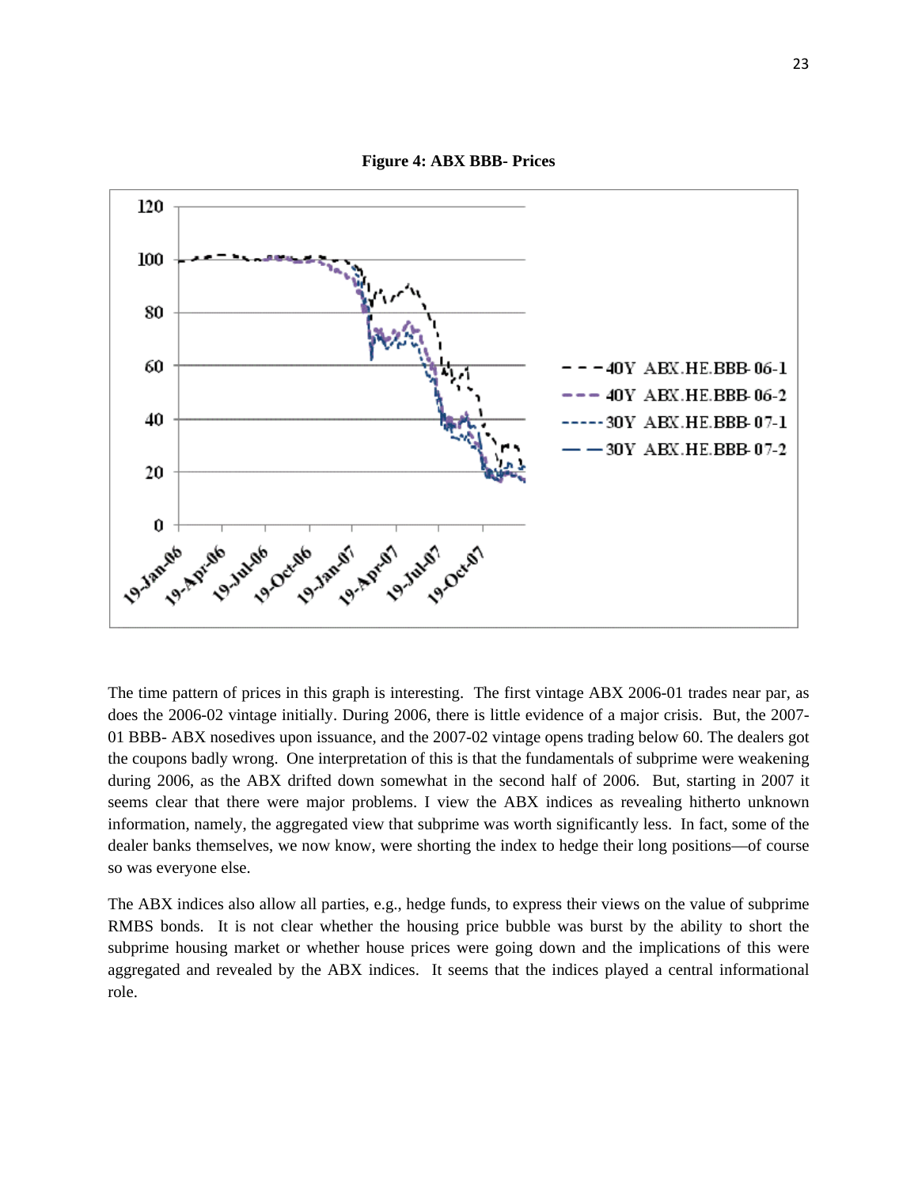**Figure 4: ABX BBB- Prices**

120
100
80
60
40
20
0

19-Jan-06
19-Apr-06
19-Jul-06
19-Oct-06
19-Jan-07
19-Apr-07
19-Jul-07
19-Oct-07

40Y ABX.HE.BBB-06-1
40Y ABX.HE.BBB-06-2
30Y ABX.HE.BBB-07-1
30Y ABX.HE.BBB-07-2

The time pattern of prices in this graph is interesting. The first vintage ABX 2006-01 trades near par, as does the 2006-02 vintage initially. During 2006, there is little evidence of a major crisis. But, the 2007-01 BBB- ABX nosedives upon issuance, and the 2007-02 vintage opens trading below 60. The dealers got the coupons badly wrong. One interpretation of this is that the fundamentals of subprime were weakening during 2006, as the ABX drifted down somewhat in the second half of 2006. But, starting in 2007 it seems clear that there were major problems. I view the ABX indices as revealing hitherto unknown information, namely, the aggregated view that subprime was worth significantly less. In fact, some of the dealer banks themselves, we now know, were shorting the index to hedge their long positions—of course so was everyone else.

The ABX indices also allow all parties, e.g., hedge funds, to express their views on the value of subprime RMBS bonds. It is not clear whether the housing price bubble was burst by the ability to short the subprime housing market or whether house prices were going down and the implications of this were aggregated and revealed by the ABX indices. It seems that the indices played a central informational role.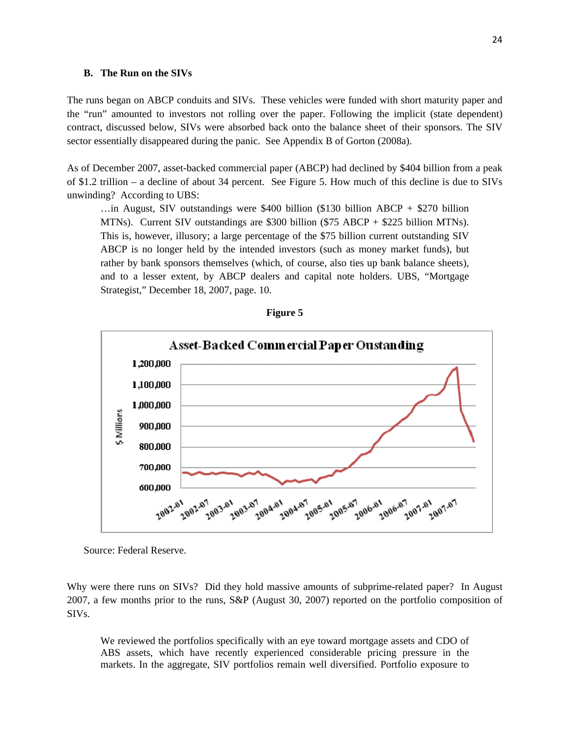### B. The Run on the SIVs

The runs began on ABCP conduits and SIVs. These vehicles were funded with short maturity paper and the "run" amounted to investors not rolling over the paper. Following the implicit (state dependent) contract, discussed below, SIVs were absorbed back onto the balance sheet of their sponsors. The SIV sector essentially disappeared during the panic. See Appendix B of Gorton (2008a).

As of December 2007, asset-backed commercial paper (ABCP) had declined by $404 billion from a peak of $1.2 trillion – a decline of about 34 percent. See Figure 5. How much of this decline is due to SIVs unwinding? According to UBS:

> …in August, SIV outstandings were $400 billion ($130 billion ABCP + $270 billion MTNs). Current SIV outstandings are $300 billion ($75 ABCP + $225 billion MTNs). This is, however, illusory; a large percentage of the $75 billion current outstanding SIV ABCP is no longer held by the intended investors (such as money market funds), but rather by bank sponsors themselves (which, of course, also ties up bank balance sheets), and to a lesser extent, by ABCP dealers and capital note holders. UBS, "Mortgage Strategist," December 18, 2007, page. 10.

**Figure 5**

Asset-Backed Commercial Paper Oustanding

$ Millions

1,200,000
1,100,000
1,000,000
900,000
800,000
700,000
600,000

2002-01 2002-07 2003-01 2003-07 2004-01 2004-07 2005-01 2005-07 2006-01 2006-07 2007-01 2007-07

Source: Federal Reserve.

Why were there runs on SIVs? Did they hold massive amounts of subprime-related paper? In August 2007, a few months prior to the runs, S&P (August 30, 2007) reported on the portfolio composition of SIVs.

> We reviewed the portfolios specifically with an eye toward mortgage assets and CDO of ABS assets, which have recently experienced considerable pricing pressure in the markets. In the aggregate, SIV portfolios remain well diversified. Portfolio exposure to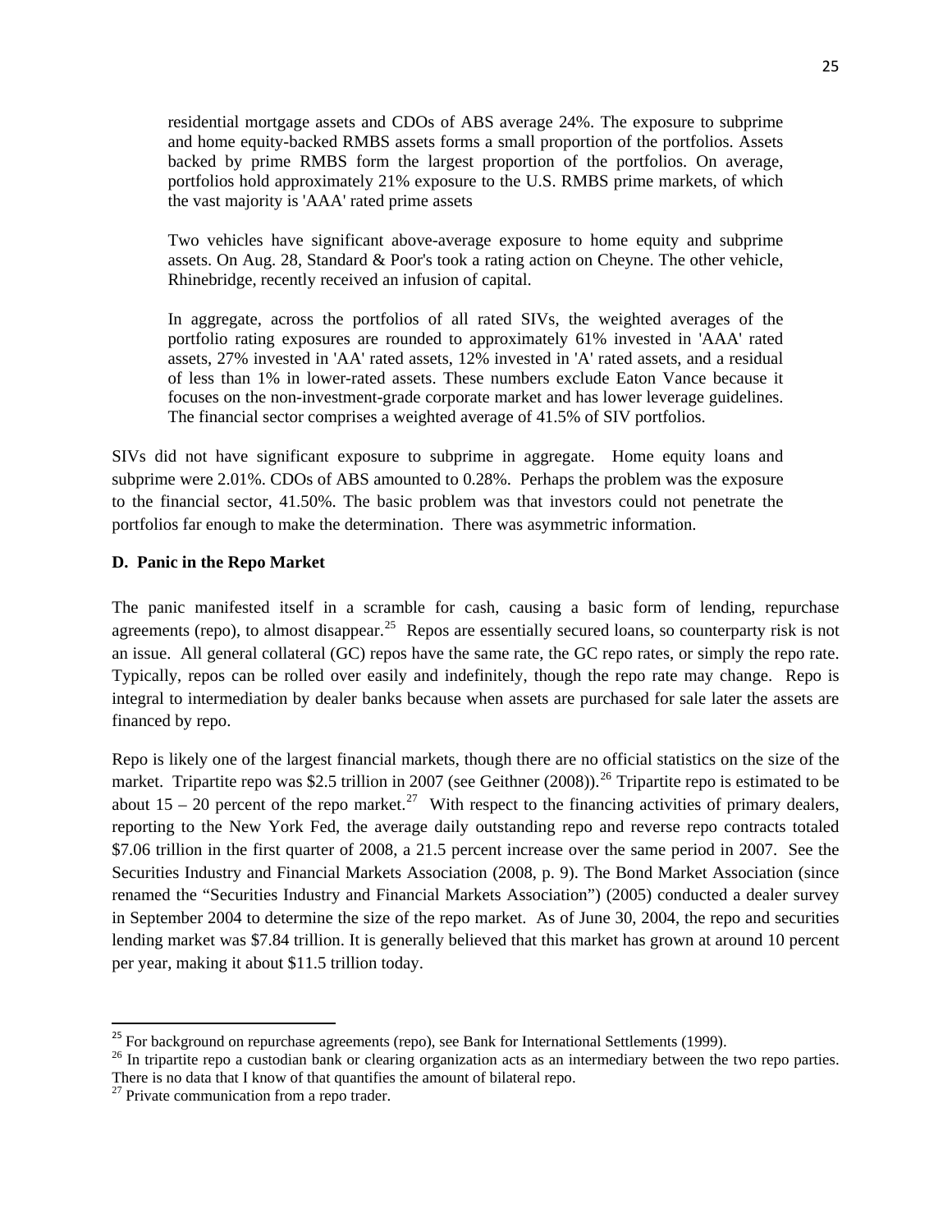> residential mortgage assets and CDOs of ABS average 24%. The exposure to subprime and home equity-backed RMBS assets forms a small proportion of the portfolios. Assets backed by prime RMBS form the largest proportion of the portfolios. On average, portfolios hold approximately 21% exposure to the U.S. RMBS prime markets, of which the vast majority is 'AAA' rated prime assets
>
> Two vehicles have significant above-average exposure to home equity and subprime assets. On Aug. 28, Standard & Poor's took a rating action on Cheyne. The other vehicle, Rhinebridge, recently received an infusion of capital.
>
> In aggregate, across the portfolios of all rated SIVs, the weighted averages of the portfolio rating exposures are rounded to approximately 61% invested in 'AAA' rated assets, 27% invested in 'AA' rated assets, 12% invested in 'A' rated assets, and a residual of less than 1% in lower-rated assets. These numbers exclude Eaton Vance because it focuses on the non-investment-grade corporate market and has lower leverage guidelines. The financial sector comprises a weighted average of 41.5% of SIV portfolios.

SIVs did not have significant exposure to subprime in aggregate. Home equity loans and subprime were 2.01%. CDOs of ABS amounted to 0.28%. Perhaps the problem was the exposure to the financial sector, 41.50%. The basic problem was that investors could not penetrate the portfolios far enough to make the determination. There was asymmetric information.

### D. Panic in the Repo Market

The panic manifested itself in a scramble for cash, causing a basic form of lending, repurchase agreements (repo), to almost disappear.[25] Repos are essentially secured loans, so counterparty risk is not an issue. All general collateral (GC) repos have the same rate, the GC repo rates, or simply the repo rate. Typically, repos can be rolled over easily and indefinitely, though the repo rate may change. Repo is integral to intermediation by dealer banks because when assets are purchased for sale later the assets are financed by repo.

Repo is likely one of the largest financial markets, though there are no official statistics on the size of the market. Tripartite repo was $2.5 trillion in 2007 (see Geithner (2008)).[26] Tripartite repo is estimated to be about 15 – 20 percent of the repo market.[27] With respect to the financing activities of primary dealers, reporting to the New York Fed, the average daily outstanding repo and reverse repo contracts totaled $7.06 trillion in the first quarter of 2008, a 21.5 percent increase over the same period in 2007. See the Securities Industry and Financial Markets Association (2008, p. 9). The Bond Market Association (since renamed the "Securities Industry and Financial Markets Association") (2005) conducted a dealer survey in September 2004 to determine the size of the repo market. As of June 30, 2004, the repo and securities lending market was $7.84 trillion. It is generally believed that this market has grown at around 10 percent per year, making it about $11.5 trillion today.

---

[25] For background on repurchase agreements (repo), see Bank for International Settlements (1999).

[26] In tripartite repo a custodian bank or clearing organization acts as an intermediary between the two repo parties. There is no data that I know of that quantifies the amount of bilateral repo.

[27] Private communication from a repo trader.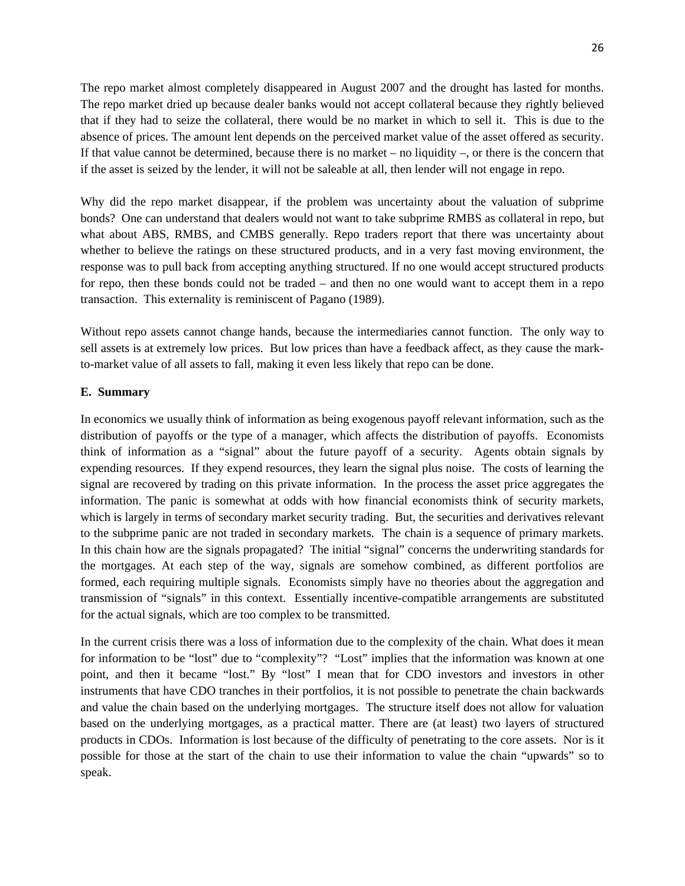The repo market almost completely disappeared in August 2007 and the drought has lasted for months. The repo market dried up because dealer banks would not accept collateral because they rightly believed that if they had to seize the collateral, there would be no market in which to sell it. This is due to the absence of prices. The amount lent depends on the perceived market value of the asset offered as security. If that value cannot be determined, because there is no market – no liquidity –, or there is the concern that if the asset is seized by the lender, it will not be saleable at all, then lender will not engage in repo.

Why did the repo market disappear, if the problem was uncertainty about the valuation of subprime bonds? One can understand that dealers would not want to take subprime RMBS as collateral in repo, but what about ABS, RMBS, and CMBS generally. Repo traders report that there was uncertainty about whether to believe the ratings on these structured products, and in a very fast moving environment, the response was to pull back from accepting anything structured. If no one would accept structured products for repo, then these bonds could not be traded – and then no one would want to accept them in a repo transaction. This externality is reminiscent of Pagano (1989).

Without repo assets cannot change hands, because the intermediaries cannot function. The only way to sell assets is at extremely low prices. But low prices than have a feedback affect, as they cause the mark-to-market value of all assets to fall, making it even less likely that repo can be done.

**E. Summary**

In economics we usually think of information as being exogenous payoff relevant information, such as the distribution of payoffs or the type of a manager, which affects the distribution of payoffs. Economists think of information as a "signal" about the future payoff of a security. Agents obtain signals by expending resources. If they expend resources, they learn the signal plus noise. The costs of learning the signal are recovered by trading on this private information. In the process the asset price aggregates the information. The panic is somewhat at odds with how financial economists think of security markets, which is largely in terms of secondary market security trading. But, the securities and derivatives relevant to the subprime panic are not traded in secondary markets. The chain is a sequence of primary markets. In this chain how are the signals propagated? The initial "signal" concerns the underwriting standards for the mortgages. At each step of the way, signals are somehow combined, as different portfolios are formed, each requiring multiple signals. Economists simply have no theories about the aggregation and transmission of "signals" in this context. Essentially incentive-compatible arrangements are substituted for the actual signals, which are too complex to be transmitted.

In the current crisis there was a loss of information due to the complexity of the chain. What does it mean for information to be "lost" due to "complexity"? "Lost" implies that the information was known at one point, and then it became "lost." By "lost" I mean that for CDO investors and investors in other instruments that have CDO tranches in their portfolios, it is not possible to penetrate the chain backwards and value the chain based on the underlying mortgages. The structure itself does not allow for valuation based on the underlying mortgages, as a practical matter. There are (at least) two layers of structured products in CDOs. Information is lost because of the difficulty of penetrating to the core assets. Nor is it possible for those at the start of the chain to use their information to value the chain "upwards" so to speak.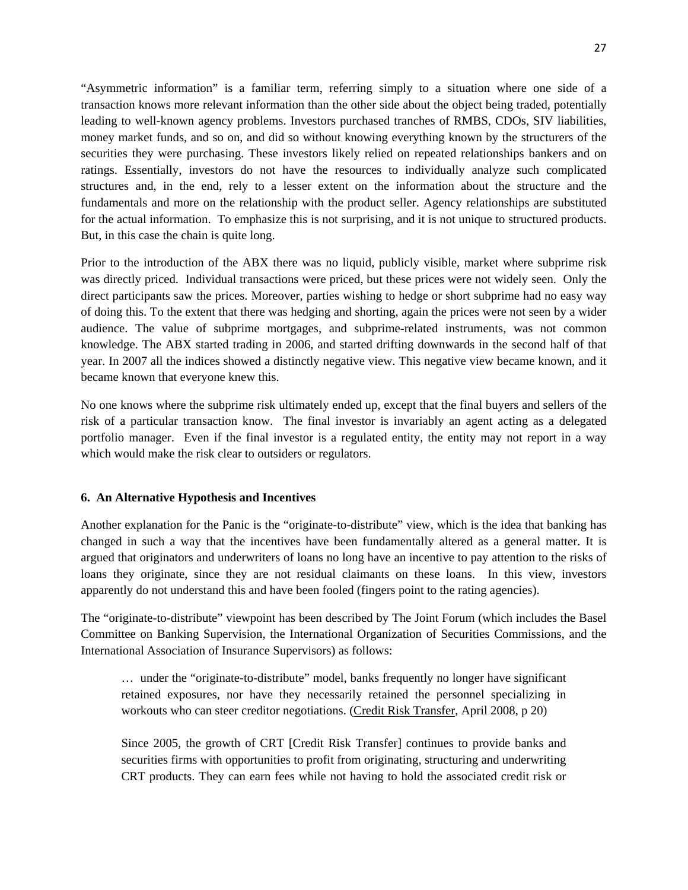"Asymmetric information" is a familiar term, referring simply to a situation where one side of a transaction knows more relevant information than the other side about the object being traded, potentially leading to well-known agency problems. Investors purchased tranches of RMBS, CDOs, SIV liabilities, money market funds, and so on, and did so without knowing everything known by the structurers of the securities they were purchasing. These investors likely relied on repeated relationships bankers and on ratings. Essentially, investors do not have the resources to individually analyze such complicated structures and, in the end, rely to a lesser extent on the information about the structure and the fundamentals and more on the relationship with the product seller. Agency relationships are substituted for the actual information. To emphasize this is not surprising, and it is not unique to structured products. But, in this case the chain is quite long.

Prior to the introduction of the ABX there was no liquid, publicly visible, market where subprime risk was directly priced. Individual transactions were priced, but these prices were not widely seen. Only the direct participants saw the prices. Moreover, parties wishing to hedge or short subprime had no easy way of doing this. To the extent that there was hedging and shorting, again the prices were not seen by a wider audience. The value of subprime mortgages, and subprime-related instruments, was not common knowledge. The ABX started trading in 2006, and started drifting downwards in the second half of that year. In 2007 all the indices showed a distinctly negative view. This negative view became known, and it became known that everyone knew this.

No one knows where the subprime risk ultimately ended up, except that the final buyers and sellers of the risk of a particular transaction know. The final investor is invariably an agent acting as a delegated portfolio manager. Even if the final investor is a regulated entity, the entity may not report in a way which would make the risk clear to outsiders or regulators.

## 6. An Alternative Hypothesis and Incentives

Another explanation for the Panic is the "originate-to-distribute" view, which is the idea that banking has changed in such a way that the incentives have been fundamentally altered as a general matter. It is argued that originators and underwriters of loans no long have an incentive to pay attention to the risks of loans they originate, since they are not residual claimants on these loans. In this view, investors apparently do not understand this and have been fooled (fingers point to the rating agencies).

The "originate-to-distribute" viewpoint has been described by The Joint Forum (which includes the Basel Committee on Banking Supervision, the International Organization of Securities Commissions, and the International Association of Insurance Supervisors) as follows:

> … under the "originate-to-distribute" model, banks frequently no longer have significant retained exposures, nor have they necessarily retained the personnel specializing in workouts who can steer creditor negotiations. (Credit Risk Transfer, April 2008, p 20)
>
> Since 2005, the growth of CRT [Credit Risk Transfer] continues to provide banks and securities firms with opportunities to profit from originating, structuring and underwriting CRT products. They can earn fees while not having to hold the associated credit risk or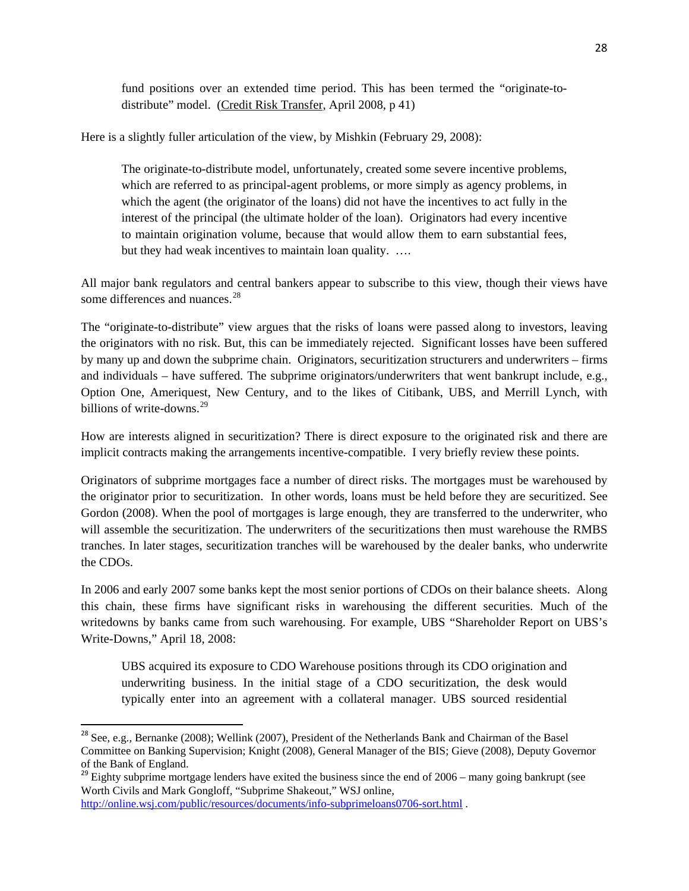> fund positions over an extended time period. This has been termed the "originate-to-distribute" model. (Credit Risk Transfer, April 2008, p 41)

Here is a slightly fuller articulation of the view, by Mishkin (February 29, 2008):

> The originate-to-distribute model, unfortunately, created some severe incentive problems, which are referred to as principal-agent problems, or more simply as agency problems, in which the agent (the originator of the loans) did not have the incentives to act fully in the interest of the principal (the ultimate holder of the loan). Originators had every incentive to maintain origination volume, because that would allow them to earn substantial fees, but they had weak incentives to maintain loan quality. ….

All major bank regulators and central bankers appear to subscribe to this view, though their views have some differences and nuances.[28]

The "originate-to-distribute" view argues that the risks of loans were passed along to investors, leaving the originators with no risk. But, this can be immediately rejected. Significant losses have been suffered by many up and down the subprime chain. Originators, securitization structurers and underwriters – firms and individuals – have suffered. The subprime originators/underwriters that went bankrupt include, e.g., Option One, Ameriquest, New Century, and to the likes of Citibank, UBS, and Merrill Lynch, with billions of write-downs.[29]

How are interests aligned in securitization? There is direct exposure to the originated risk and there are implicit contracts making the arrangements incentive-compatible. I very briefly review these points.

Originators of subprime mortgages face a number of direct risks. The mortgages must be warehoused by the originator prior to securitization. In other words, loans must be held before they are securitized. See Gordon (2008). When the pool of mortgages is large enough, they are transferred to the underwriter, who will assemble the securitization. The underwriters of the securitizations then must warehouse the RMBS tranches. In later stages, securitization tranches will be warehoused by the dealer banks, who underwrite the CDOs.

In 2006 and early 2007 some banks kept the most senior portions of CDOs on their balance sheets. Along this chain, these firms have significant risks in warehousing the different securities. Much of the writedowns by banks came from such warehousing. For example, UBS "Shareholder Report on UBS's Write-Downs," April 18, 2008:

> UBS acquired its exposure to CDO Warehouse positions through its CDO origination and underwriting business. In the initial stage of a CDO securitization, the desk would typically enter into an agreement with a collateral manager. UBS sourced residential

---

[28] See, e.g., Bernanke (2008); Wellink (2007), President of the Netherlands Bank and Chairman of the Basel Committee on Banking Supervision; Knight (2008), General Manager of the BIS; Gieve (2008), Deputy Governor of the Bank of England.

[29] Eighty subprime mortgage lenders have exited the business since the end of 2006 – many going bankrupt (see Worth Civils and Mark Gongloff, "Subprime Shakeout," WSJ online, http://online.wsj.com/public/resources/documents/info-subprimeloans0706-sort.html .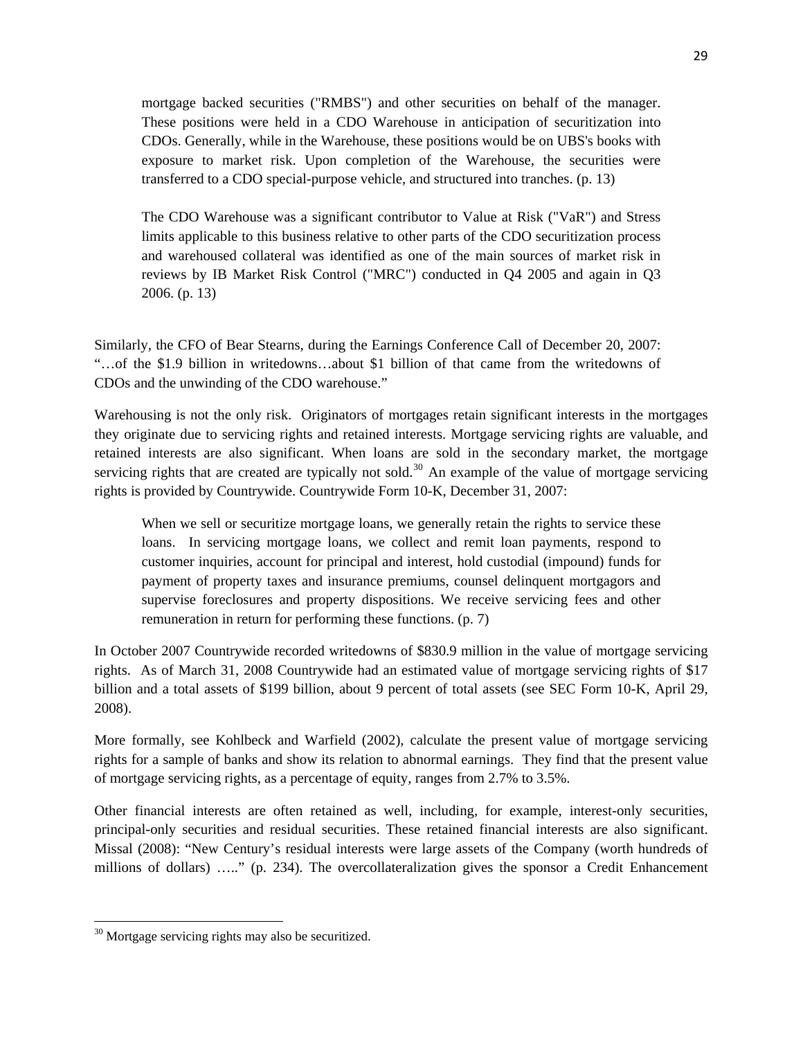> mortgage backed securities ("RMBS") and other securities on behalf of the manager. These positions were held in a CDO Warehouse in anticipation of securitization into CDOs. Generally, while in the Warehouse, these positions would be on UBS's books with exposure to market risk. Upon completion of the Warehouse, the securities were transferred to a CDO special-purpose vehicle, and structured into tranches. (p. 13)
>
> The CDO Warehouse was a significant contributor to Value at Risk ("VaR") and Stress limits applicable to this business relative to other parts of the CDO securitization process and warehoused collateral was identified as one of the main sources of market risk in reviews by IB Market Risk Control ("MRC") conducted in Q4 2005 and again in Q3 2006. (p. 13)

Similarly, the CFO of Bear Stearns, during the Earnings Conference Call of December 20, 2007: "…of the $1.9 billion in writedowns…about $1 billion of that came from the writedowns of CDOs and the unwinding of the CDO warehouse."

Warehousing is not the only risk. Originators of mortgages retain significant interests in the mortgages they originate due to servicing rights and retained interests. Mortgage servicing rights are valuable, and retained interests are also significant. When loans are sold in the secondary market, the mortgage servicing rights that are created are typically not sold.[30] An example of the value of mortgage servicing rights is provided by Countrywide. Countrywide Form 10-K, December 31, 2007:

> When we sell or securitize mortgage loans, we generally retain the rights to service these loans. In servicing mortgage loans, we collect and remit loan payments, respond to customer inquiries, account for principal and interest, hold custodial (impound) funds for payment of property taxes and insurance premiums, counsel delinquent mortgagors and supervise foreclosures and property dispositions. We receive servicing fees and other remuneration in return for performing these functions. (p. 7)

In October 2007 Countrywide recorded writedowns of $830.9 million in the value of mortgage servicing rights. As of March 31, 2008 Countrywide had an estimated value of mortgage servicing rights of $17 billion and a total assets of $199 billion, about 9 percent of total assets (see SEC Form 10-K, April 29, 2008).

More formally, see Kohlbeck and Warfield (2002), calculate the present value of mortgage servicing rights for a sample of banks and show its relation to abnormal earnings. They find that the present value of mortgage servicing rights, as a percentage of equity, ranges from 2.7% to 3.5%.

Other financial interests are often retained as well, including, for example, interest-only securities, principal-only securities and residual securities. These retained financial interests are also significant. Missal (2008): "New Century's residual interests were large assets of the Company (worth hundreds of millions of dollars) ….." (p. 234). The overcollateralization gives the sponsor a Credit Enhancement

[30] Mortgage servicing rights may also be securitized.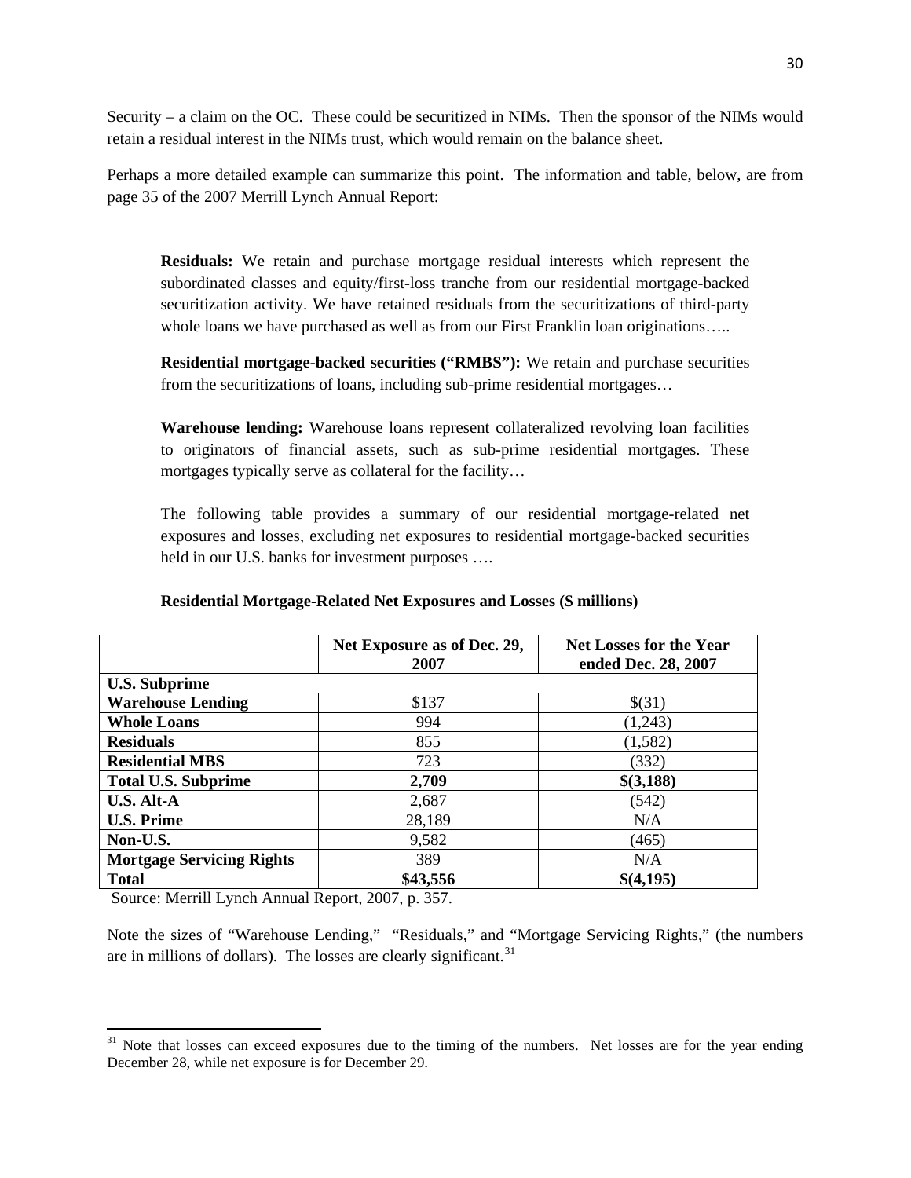Security – a claim on the OC. These could be securitized in NIMs. Then the sponsor of the NIMs would retain a residual interest in the NIMs trust, which would remain on the balance sheet.

Perhaps a more detailed example can summarize this point. The information and table, below, are from page 35 of the 2007 Merrill Lynch Annual Report:

> **Residuals:** We retain and purchase mortgage residual interests which represent the subordinated classes and equity/first-loss tranche from our residential mortgage-backed securitization activity. We have retained residuals from the securitizations of third-party whole loans we have purchased as well as from our First Franklin loan originations…..
>
> **Residential mortgage-backed securities ("RMBS"):** We retain and purchase securities from the securitizations of loans, including sub-prime residential mortgages…
>
> **Warehouse lending:** Warehouse loans represent collateralized revolving loan facilities to originators of financial assets, such as sub-prime residential mortgages. These mortgages typically serve as collateral for the facility…
>
> The following table provides a summary of our residential mortgage-related net exposures and losses, excluding net exposures to residential mortgage-backed securities held in our U.S. banks for investment purposes ….

**Residential Mortgage-Related Net Exposures and Losses ($ millions)**

| | Net Exposure as of Dec. 29, 2007 | Net Losses for the Year ended Dec. 28, 2007 |
|---|---|---|
| **U.S. Subprime** | | |
| **Warehouse Lending** | $137 | $(31) |
| **Whole Loans** | 994 | (1,243) |
| **Residuals** | 855 | (1,582) |
| **Residential MBS** | 723 | (332) |
| **Total U.S. Subprime** | **2,709** | **$(3,188)** |
| **U.S. Alt-A** | 2,687 | (542) |
| **U.S. Prime** | 28,189 | N/A |
| **Non-U.S.** | 9,582 | (465) |
| **Mortgage Servicing Rights** | 389 | N/A |
| **Total** | **$43,556** | **$(4,195)** |

Source: Merrill Lynch Annual Report, 2007, p. 357.

Note the sizes of "Warehouse Lending," "Residuals," and "Mortgage Servicing Rights," (the numbers are in millions of dollars). The losses are clearly significant.[31]

[31] Note that losses can exceed exposures due to the timing of the numbers. Net losses are for the year ending December 28, while net exposure is for December 29.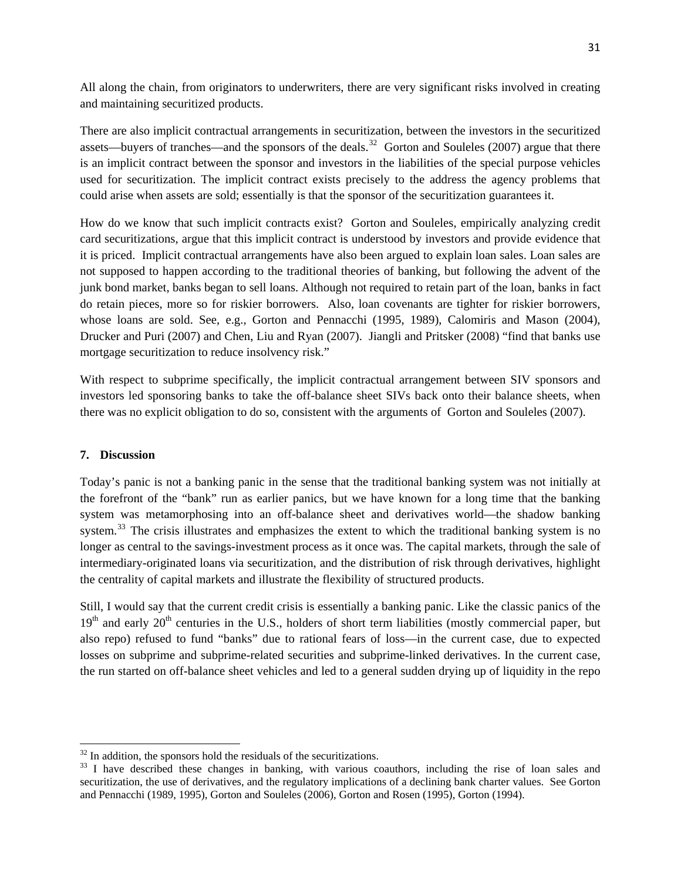All along the chain, from originators to underwriters, there are very significant risks involved in creating and maintaining securitized products.

There are also implicit contractual arrangements in securitization, between the investors in the securitized assets—buyers of tranches—and the sponsors of the deals.[32] Gorton and Souleles (2007) argue that there is an implicit contract between the sponsor and investors in the liabilities of the special purpose vehicles used for securitization. The implicit contract exists precisely to the address the agency problems that could arise when assets are sold; essentially is that the sponsor of the securitization guarantees it.

How do we know that such implicit contracts exist? Gorton and Souleles, empirically analyzing credit card securitizations, argue that this implicit contract is understood by investors and provide evidence that it is priced. Implicit contractual arrangements have also been argued to explain loan sales. Loan sales are not supposed to happen according to the traditional theories of banking, but following the advent of the junk bond market, banks began to sell loans. Although not required to retain part of the loan, banks in fact do retain pieces, more so for riskier borrowers. Also, loan covenants are tighter for riskier borrowers, whose loans are sold. See, e.g., Gorton and Pennacchi (1995, 1989), Calomiris and Mason (2004), Drucker and Puri (2007) and Chen, Liu and Ryan (2007). Jiangli and Pritsker (2008) "find that banks use mortgage securitization to reduce insolvency risk."

With respect to subprime specifically, the implicit contractual arrangement between SIV sponsors and investors led sponsoring banks to take the off-balance sheet SIVs back onto their balance sheets, when there was no explicit obligation to do so, consistent with the arguments of Gorton and Souleles (2007).

## 7. Discussion

Today's panic is not a banking panic in the sense that the traditional banking system was not initially at the forefront of the "bank" run as earlier panics, but we have known for a long time that the banking system was metamorphosing into an off-balance sheet and derivatives world—the shadow banking system.[33] The crisis illustrates and emphasizes the extent to which the traditional banking system is no longer as central to the savings-investment process as it once was. The capital markets, through the sale of intermediary-originated loans via securitization, and the distribution of risk through derivatives, highlight the centrality of capital markets and illustrate the flexibility of structured products.

Still, I would say that the current credit crisis is essentially a banking panic. Like the classic panics of the 19th and early 20th centuries in the U.S., holders of short term liabilities (mostly commercial paper, but also repo) refused to fund "banks" due to rational fears of loss—in the current case, due to expected losses on subprime and subprime-related securities and subprime-linked derivatives. In the current case, the run started on off-balance sheet vehicles and led to a general sudden drying up of liquidity in the repo

---

[32] In addition, the sponsors hold the residuals of the securitizations.

[33] I have described these changes in banking, with various coauthors, including the rise of loan sales and securitization, the use of derivatives, and the regulatory implications of a declining bank charter values. See Gorton and Pennacchi (1989, 1995), Gorton and Souleles (2006), Gorton and Rosen (1995), Gorton (1994).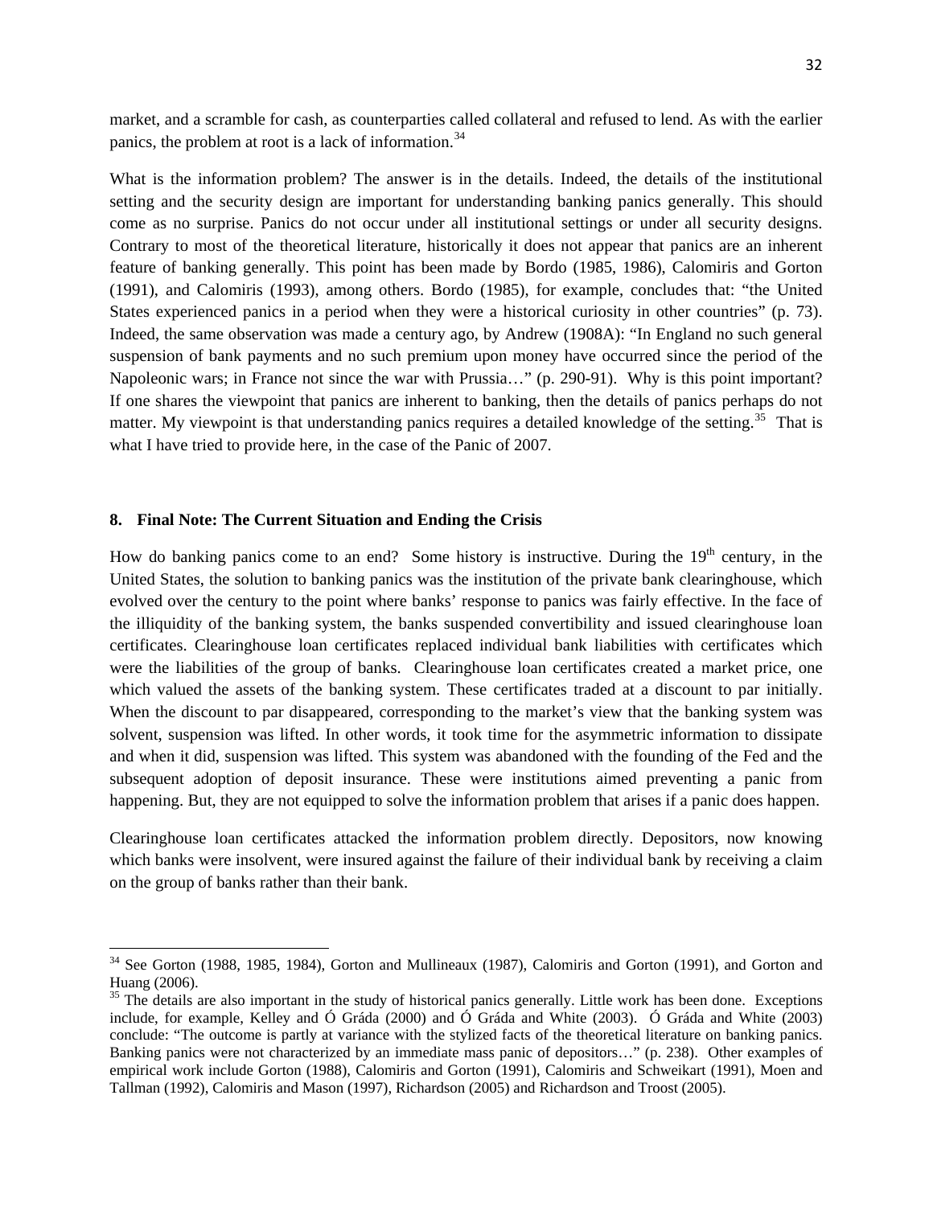market, and a scramble for cash, as counterparties called collateral and refused to lend. As with the earlier panics, the problem at root is a lack of information.[34]

What is the information problem? The answer is in the details. Indeed, the details of the institutional setting and the security design are important for understanding banking panics generally. This should come as no surprise. Panics do not occur under all institutional settings or under all security designs. Contrary to most of the theoretical literature, historically it does not appear that panics are an inherent feature of banking generally. This point has been made by Bordo (1985, 1986), Calomiris and Gorton (1991), and Calomiris (1993), among others. Bordo (1985), for example, concludes that: "the United States experienced panics in a period when they were a historical curiosity in other countries" (p. 73). Indeed, the same observation was made a century ago, by Andrew (1908A): "In England no such general suspension of bank payments and no such premium upon money have occurred since the period of the Napoleonic wars; in France not since the war with Prussia…" (p. 290-91). Why is this point important? If one shares the viewpoint that panics are inherent to banking, then the details of panics perhaps do not matter. My viewpoint is that understanding panics requires a detailed knowledge of the setting.[35] That is what I have tried to provide here, in the case of the Panic of 2007.

## 8. Final Note: The Current Situation and Ending the Crisis

How do banking panics come to an end? Some history is instructive. During the 19th century, in the United States, the solution to banking panics was the institution of the private bank clearinghouse, which evolved over the century to the point where banks' response to panics was fairly effective. In the face of the illiquidity of the banking system, the banks suspended convertibility and issued clearinghouse loan certificates. Clearinghouse loan certificates replaced individual bank liabilities with certificates which were the liabilities of the group of banks. Clearinghouse loan certificates created a market price, one which valued the assets of the banking system. These certificates traded at a discount to par initially. When the discount to par disappeared, corresponding to the market's view that the banking system was solvent, suspension was lifted. In other words, it took time for the asymmetric information to dissipate and when it did, suspension was lifted. This system was abandoned with the founding of the Fed and the subsequent adoption of deposit insurance. These were institutions aimed preventing a panic from happening. But, they are not equipped to solve the information problem that arises if a panic does happen.

Clearinghouse loan certificates attacked the information problem directly. Depositors, now knowing which banks were insolvent, were insured against the failure of their individual bank by receiving a claim on the group of banks rather than their bank.

---

[34] See Gorton (1988, 1985, 1984), Gorton and Mullineaux (1987), Calomiris and Gorton (1991), and Gorton and Huang (2006).

[35] The details are also important in the study of historical panics generally. Little work has been done. Exceptions include, for example, Kelley and Ó Gráda (2000) and Ó Gráda and White (2003). Ó Gráda and White (2003) conclude: "The outcome is partly at variance with the stylized facts of the theoretical literature on banking panics. Banking panics were not characterized by an immediate mass panic of depositors…" (p. 238). Other examples of empirical work include Gorton (1988), Calomiris and Gorton (1991), Calomiris and Schweikart (1991), Moen and Tallman (1992), Calomiris and Mason (1997), Richardson (2005) and Richardson and Troost (2005).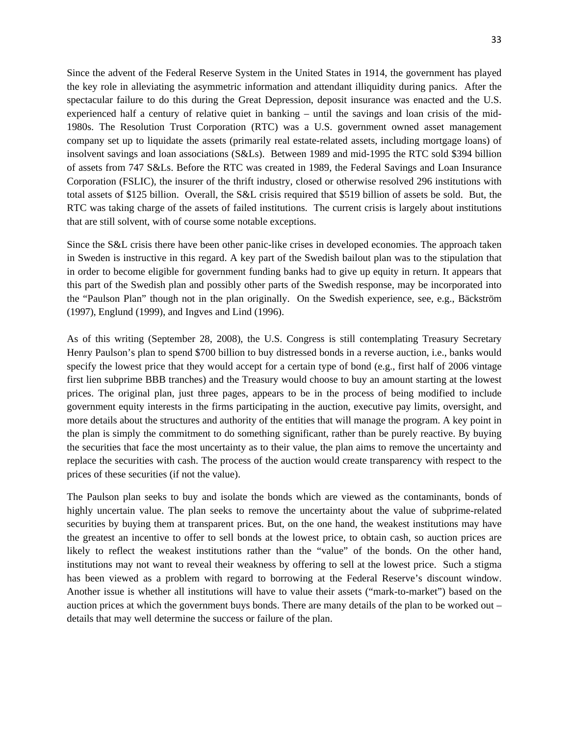Since the advent of the Federal Reserve System in the United States in 1914, the government has played the key role in alleviating the asymmetric information and attendant illiquidity during panics. After the spectacular failure to do this during the Great Depression, deposit insurance was enacted and the U.S. experienced half a century of relative quiet in banking – until the savings and loan crisis of the mid-1980s. The Resolution Trust Corporation (RTC) was a U.S. government owned asset management company set up to liquidate the assets (primarily real estate-related assets, including mortgage loans) of insolvent savings and loan associations (S&Ls). Between 1989 and mid-1995 the RTC sold $394 billion of assets from 747 S&Ls. Before the RTC was created in 1989, the Federal Savings and Loan Insurance Corporation (FSLIC), the insurer of the thrift industry, closed or otherwise resolved 296 institutions with total assets of $125 billion. Overall, the S&L crisis required that $519 billion of assets be sold. But, the RTC was taking charge of the assets of failed institutions. The current crisis is largely about institutions that are still solvent, with of course some notable exceptions.

Since the S&L crisis there have been other panic-like crises in developed economies. The approach taken in Sweden is instructive in this regard. A key part of the Swedish bailout plan was to the stipulation that in order to become eligible for government funding banks had to give up equity in return. It appears that this part of the Swedish plan and possibly other parts of the Swedish response, may be incorporated into the "Paulson Plan" though not in the plan originally. On the Swedish experience, see, e.g., Bäckström (1997), Englund (1999), and Ingves and Lind (1996).

As of this writing (September 28, 2008), the U.S. Congress is still contemplating Treasury Secretary Henry Paulson's plan to spend $700 billion to buy distressed bonds in a reverse auction, i.e., banks would specify the lowest price that they would accept for a certain type of bond (e.g., first half of 2006 vintage first lien subprime BBB tranches) and the Treasury would choose to buy an amount starting at the lowest prices. The original plan, just three pages, appears to be in the process of being modified to include government equity interests in the firms participating in the auction, executive pay limits, oversight, and more details about the structures and authority of the entities that will manage the program. A key point in the plan is simply the commitment to do something significant, rather than be purely reactive. By buying the securities that face the most uncertainty as to their value, the plan aims to remove the uncertainty and replace the securities with cash. The process of the auction would create transparency with respect to the prices of these securities (if not the value).

The Paulson plan seeks to buy and isolate the bonds which are viewed as the contaminants, bonds of highly uncertain value. The plan seeks to remove the uncertainty about the value of subprime-related securities by buying them at transparent prices. But, on the one hand, the weakest institutions may have the greatest an incentive to offer to sell bonds at the lowest price, to obtain cash, so auction prices are likely to reflect the weakest institutions rather than the "value" of the bonds. On the other hand, institutions may not want to reveal their weakness by offering to sell at the lowest price. Such a stigma has been viewed as a problem with regard to borrowing at the Federal Reserve's discount window. Another issue is whether all institutions will have to value their assets ("mark-to-market") based on the auction prices at which the government buys bonds. There are many details of the plan to be worked out – details that may well determine the success or failure of the plan.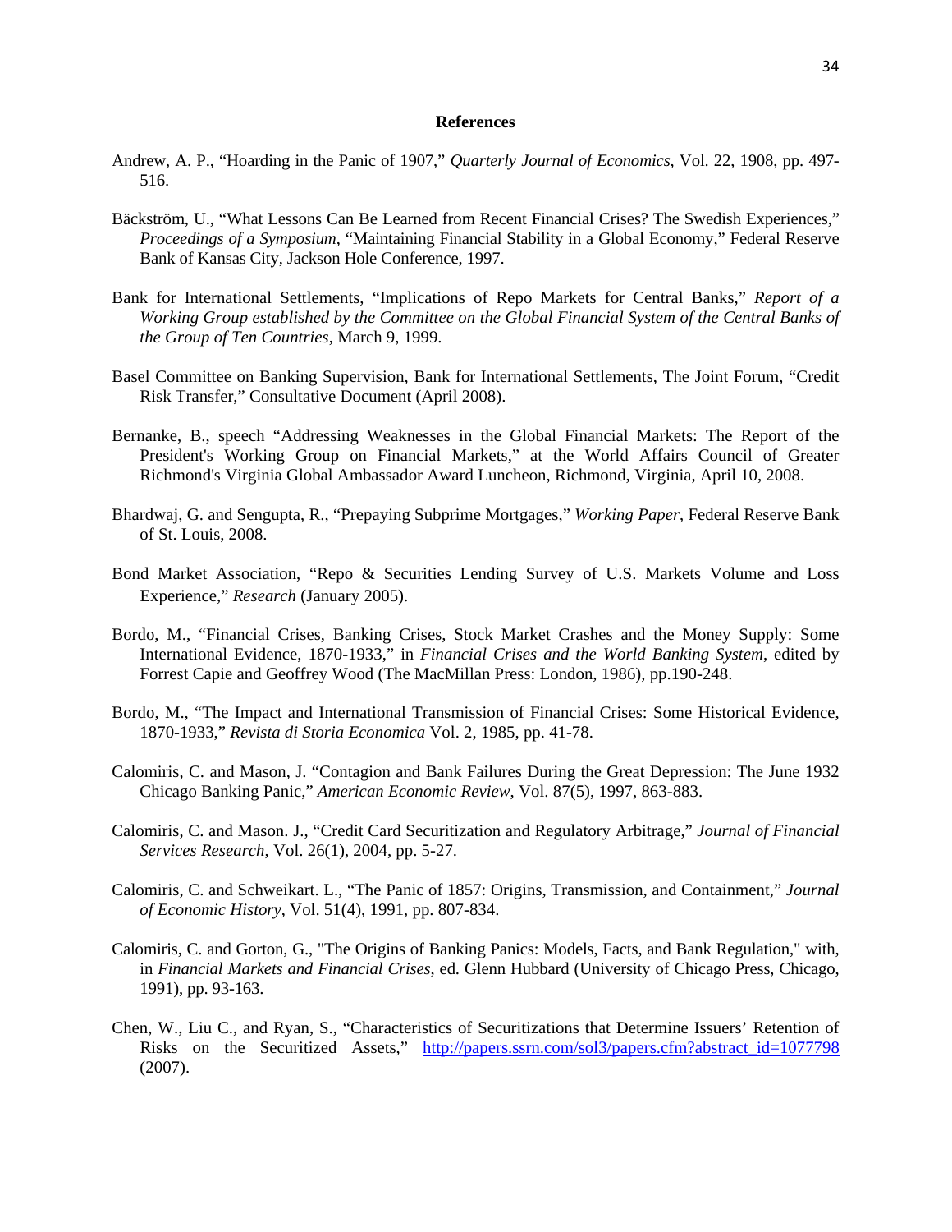## References

Andrew, A. P., "Hoarding in the Panic of 1907," *Quarterly Journal of Economics*, Vol. 22, 1908, pp. 497-516.

Bäckström, U., "What Lessons Can Be Learned from Recent Financial Crises? The Swedish Experiences," *Proceedings of a Symposium*, "Maintaining Financial Stability in a Global Economy," Federal Reserve Bank of Kansas City, Jackson Hole Conference, 1997.

Bank for International Settlements, "Implications of Repo Markets for Central Banks," *Report of a Working Group established by the Committee on the Global Financial System of the Central Banks of the Group of Ten Countries*, March 9, 1999.

Basel Committee on Banking Supervision, Bank for International Settlements, The Joint Forum, "Credit Risk Transfer," Consultative Document (April 2008).

Bernanke, B., speech "Addressing Weaknesses in the Global Financial Markets: The Report of the President's Working Group on Financial Markets," at the World Affairs Council of Greater Richmond's Virginia Global Ambassador Award Luncheon, Richmond, Virginia, April 10, 2008.

Bhardwaj, G. and Sengupta, R., "Prepaying Subprime Mortgages," *Working Paper*, Federal Reserve Bank of St. Louis, 2008.

Bond Market Association, "Repo & Securities Lending Survey of U.S. Markets Volume and Loss Experience," *Research* (January 2005).

Bordo, M., "Financial Crises, Banking Crises, Stock Market Crashes and the Money Supply: Some International Evidence, 1870-1933," in *Financial Crises and the World Banking System*, edited by Forrest Capie and Geoffrey Wood (The MacMillan Press: London, 1986), pp.190-248.

Bordo, M., "The Impact and International Transmission of Financial Crises: Some Historical Evidence, 1870-1933," *Revista di Storia Economica* Vol. 2, 1985, pp. 41-78.

Calomiris, C. and Mason, J. "Contagion and Bank Failures During the Great Depression: The June 1932 Chicago Banking Panic," *American Economic Review*, Vol. 87(5), 1997, 863-883.

Calomiris, C. and Mason. J., "Credit Card Securitization and Regulatory Arbitrage," *Journal of Financial Services Research*, Vol. 26(1), 2004, pp. 5-27.

Calomiris, C. and Schweikart. L., "The Panic of 1857: Origins, Transmission, and Containment," *Journal of Economic History*, Vol. 51(4), 1991, pp. 807-834.

Calomiris, C. and Gorton, G., "The Origins of Banking Panics: Models, Facts, and Bank Regulation," with, in *Financial Markets and Financial Crises*, ed. Glenn Hubbard (University of Chicago Press, Chicago, 1991), pp. 93-163.

Chen, W., Liu C., and Ryan, S., "Characteristics of Securitizations that Determine Issuers' Retention of Risks on the Securitized Assets," http://papers.ssrn.com/sol3/papers.cfm?abstract_id=1077798 (2007).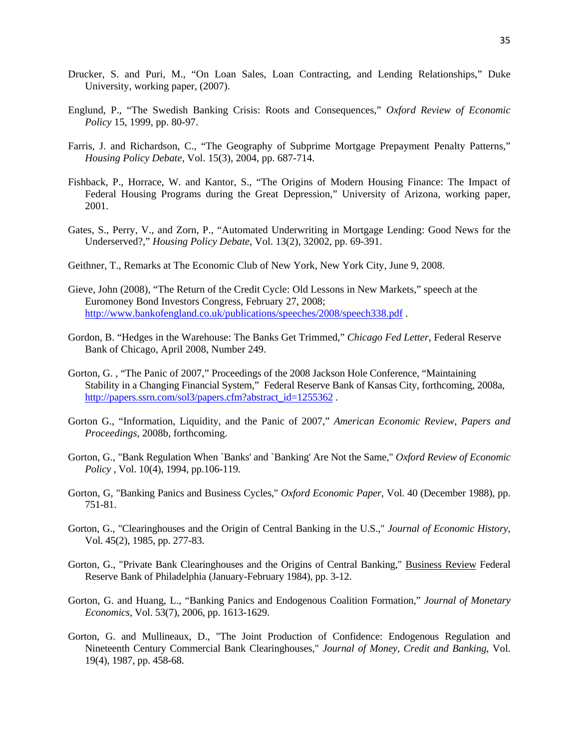Drucker, S. and Puri, M., "On Loan Sales, Loan Contracting, and Lending Relationships," Duke University, working paper, (2007).

Englund, P., "The Swedish Banking Crisis: Roots and Consequences," *Oxford Review of Economic Policy* 15, 1999, pp. 80-97.

Farris, J. and Richardson, C., "The Geography of Subprime Mortgage Prepayment Penalty Patterns," *Housing Policy Debate*, Vol. 15(3), 2004, pp. 687-714.

Fishback, P., Horrace, W. and Kantor, S., "The Origins of Modern Housing Finance: The Impact of Federal Housing Programs during the Great Depression," University of Arizona, working paper, 2001.

Gates, S., Perry, V., and Zorn, P., "Automated Underwriting in Mortgage Lending: Good News for the Underserved?," *Housing Policy Debate*, Vol. 13(2), 32002, pp. 69-391.

Geithner, T., Remarks at The Economic Club of New York, New York City, June 9, 2008.

Gieve, John (2008), "The Return of the Credit Cycle: Old Lessons in New Markets," speech at the Euromoney Bond Investors Congress, February 27, 2008; http://www.bankofengland.co.uk/publications/speeches/2008/speech338.pdf .

Gordon, B. "Hedges in the Warehouse: The Banks Get Trimmed," *Chicago Fed Letter*, Federal Reserve Bank of Chicago, April 2008, Number 249.

Gorton, G. , "The Panic of 2007," Proceedings of the 2008 Jackson Hole Conference, "Maintaining Stability in a Changing Financial System," Federal Reserve Bank of Kansas City, forthcoming, 2008a, http://papers.ssrn.com/sol3/papers.cfm?abstract_id=1255362 .

Gorton G., "Information, Liquidity, and the Panic of 2007," *American Economic Review, Papers and Proceedings*, 2008b, forthcoming.

Gorton, G., "Bank Regulation When `Banks' and `Banking' Are Not the Same," *Oxford Review of Economic Policy* , Vol. 10(4), 1994, pp.106-119.

Gorton, G, "Banking Panics and Business Cycles," *Oxford Economic Paper*, Vol. 40 (December 1988), pp. 751-81.

Gorton, G., "Clearinghouses and the Origin of Central Banking in the U.S.," *Journal of Economic History*, Vol. 45(2), 1985, pp. 277-83.

Gorton, G., "Private Bank Clearinghouses and the Origins of Central Banking," Business Review Federal Reserve Bank of Philadelphia (January-February 1984), pp. 3-12.

Gorton, G. and Huang, L., "Banking Panics and Endogenous Coalition Formation," *Journal of Monetary Economics*, Vol. 53(7), 2006, pp. 1613-1629.

Gorton, G. and Mullineaux, D., "The Joint Production of Confidence: Endogenous Regulation and Nineteenth Century Commercial Bank Clearinghouses," *Journal of Money, Credit and Banking*, Vol. 19(4), 1987, pp. 458-68.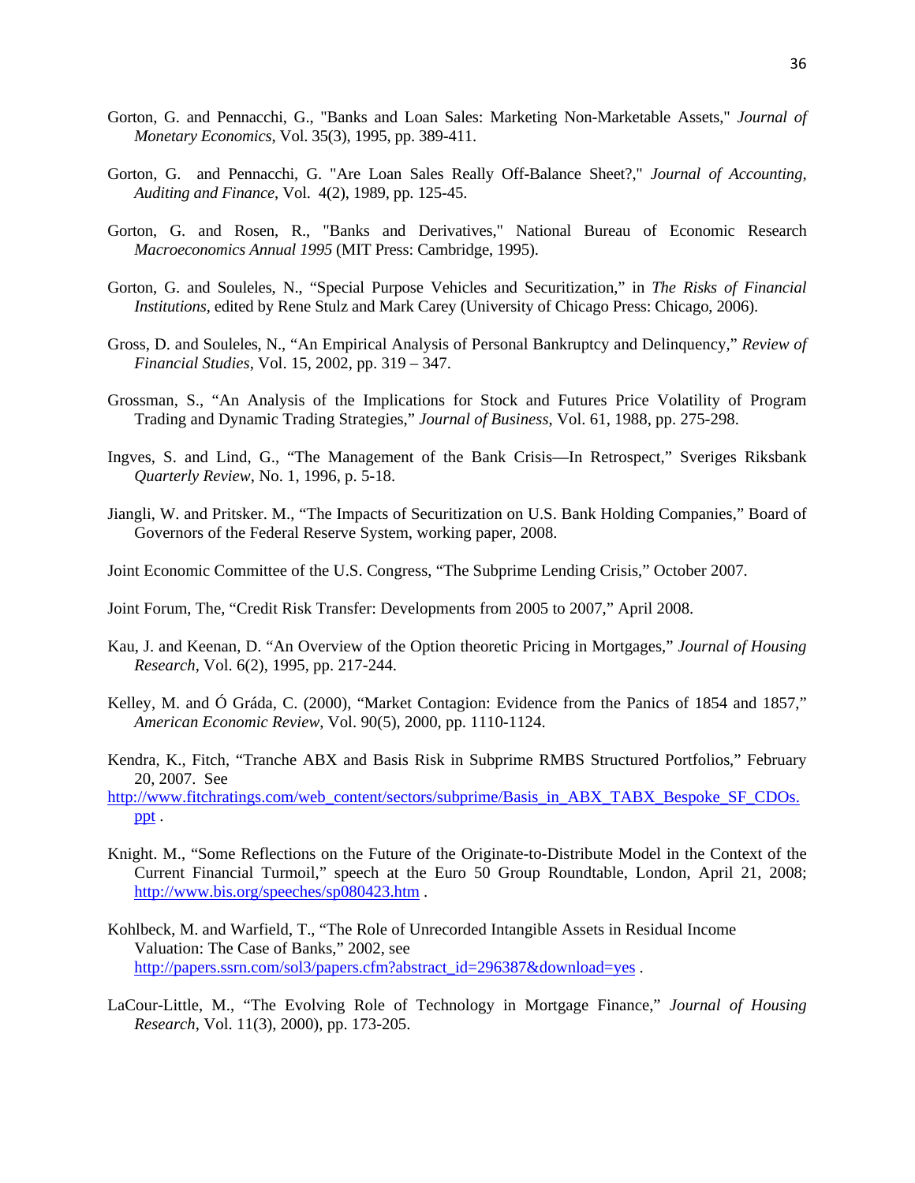Gorton, G. and Pennacchi, G., "Banks and Loan Sales: Marketing Non-Marketable Assets," *Journal of Monetary Economics*, Vol. 35(3), 1995, pp. 389-411.

Gorton, G. and Pennacchi, G. "Are Loan Sales Really Off-Balance Sheet?," *Journal of Accounting, Auditing and Finance*, Vol. 4(2), 1989, pp. 125-45.

Gorton, G. and Rosen, R., "Banks and Derivatives," National Bureau of Economic Research *Macroeconomics Annual 1995* (MIT Press: Cambridge, 1995).

Gorton, G. and Souleles, N., "Special Purpose Vehicles and Securitization," in *The Risks of Financial Institutions*, edited by Rene Stulz and Mark Carey (University of Chicago Press: Chicago, 2006).

Gross, D. and Souleles, N., "An Empirical Analysis of Personal Bankruptcy and Delinquency," *Review of Financial Studies*, Vol. 15, 2002, pp. 319 – 347.

Grossman, S., "An Analysis of the Implications for Stock and Futures Price Volatility of Program Trading and Dynamic Trading Strategies," *Journal of Business*, Vol. 61, 1988, pp. 275-298.

Ingves, S. and Lind, G., "The Management of the Bank Crisis—In Retrospect," Sveriges Riksbank *Quarterly Review*, No. 1, 1996, p. 5-18.

Jiangli, W. and Pritsker. M., "The Impacts of Securitization on U.S. Bank Holding Companies," Board of Governors of the Federal Reserve System, working paper, 2008.

Joint Economic Committee of the U.S. Congress, "The Subprime Lending Crisis," October 2007.

Joint Forum, The, "Credit Risk Transfer: Developments from 2005 to 2007," April 2008.

Kau, J. and Keenan, D. "An Overview of the Option theoretic Pricing in Mortgages," *Journal of Housing Research*, Vol. 6(2), 1995, pp. 217-244.

Kelley, M. and Ó Gráda, C. (2000), "Market Contagion: Evidence from the Panics of 1854 and 1857," *American Economic Review*, Vol. 90(5), 2000, pp. 1110-1124.

Kendra, K., Fitch, "Tranche ABX and Basis Risk in Subprime RMBS Structured Portfolios," February 20, 2007. See http://www.fitchratings.com/web_content/sectors/subprime/Basis_in_ABX_TABX_Bespoke_SF_CDOs.ppt .

Knight. M., "Some Reflections on the Future of the Originate-to-Distribute Model in the Context of the Current Financial Turmoil," speech at the Euro 50 Group Roundtable, London, April 21, 2008; http://www.bis.org/speeches/sp080423.htm .

Kohlbeck, M. and Warfield, T., "The Role of Unrecorded Intangible Assets in Residual Income Valuation: The Case of Banks," 2002, see http://papers.ssrn.com/sol3/papers.cfm?abstract_id=296387&download=yes .

LaCour-Little, M., "The Evolving Role of Technology in Mortgage Finance," *Journal of Housing Research*, Vol. 11(3), 2000), pp. 173-205.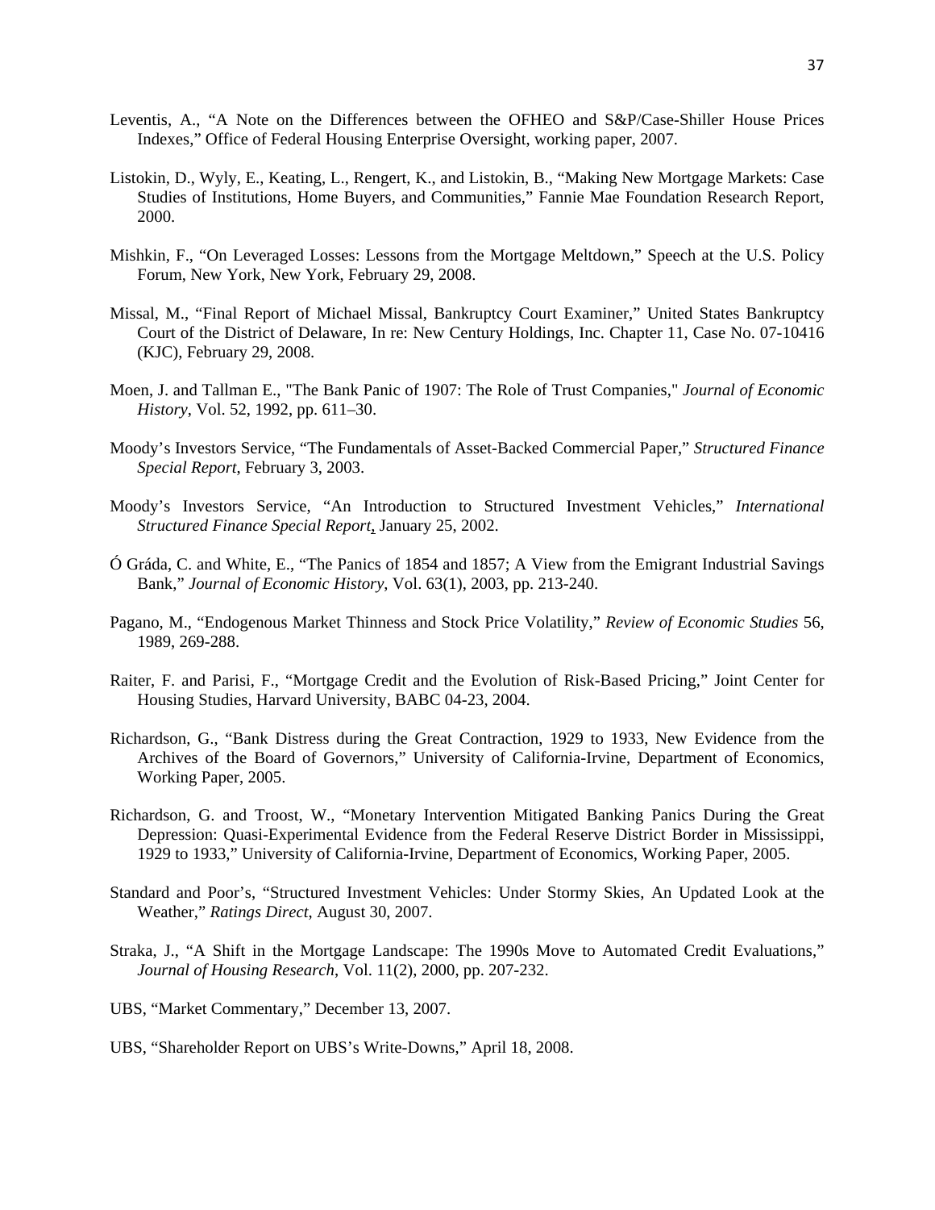Leventis, A., "A Note on the Differences between the OFHEO and S&P/Case-Shiller House Prices Indexes," Office of Federal Housing Enterprise Oversight, working paper, 2007.

Listokin, D., Wyly, E., Keating, L., Rengert, K., and Listokin, B., "Making New Mortgage Markets: Case Studies of Institutions, Home Buyers, and Communities," Fannie Mae Foundation Research Report, 2000.

Mishkin, F., "On Leveraged Losses: Lessons from the Mortgage Meltdown," Speech at the U.S. Policy Forum, New York, New York, February 29, 2008.

Missal, M., "Final Report of Michael Missal, Bankruptcy Court Examiner," United States Bankruptcy Court of the District of Delaware, In re: New Century Holdings, Inc. Chapter 11, Case No. 07-10416 (KJC), February 29, 2008.

Moen, J. and Tallman E., "The Bank Panic of 1907: The Role of Trust Companies," *Journal of Economic History*, Vol. 52, 1992, pp. 611–30.

Moody's Investors Service, "The Fundamentals of Asset-Backed Commercial Paper," *Structured Finance Special Report*, February 3, 2003.

Moody's Investors Service, "An Introduction to Structured Investment Vehicles," *International Structured Finance Special Report*, January 25, 2002.

Ó Gráda, C. and White, E., "The Panics of 1854 and 1857; A View from the Emigrant Industrial Savings Bank," *Journal of Economic History*, Vol. 63(1), 2003, pp. 213-240.

Pagano, M., "Endogenous Market Thinness and Stock Price Volatility," *Review of Economic Studies* 56, 1989, 269-288.

Raiter, F. and Parisi, F., "Mortgage Credit and the Evolution of Risk-Based Pricing," Joint Center for Housing Studies, Harvard University, BABC 04-23, 2004.

Richardson, G., "Bank Distress during the Great Contraction, 1929 to 1933, New Evidence from the Archives of the Board of Governors," University of California-Irvine, Department of Economics, Working Paper, 2005.

Richardson, G. and Troost, W., "Monetary Intervention Mitigated Banking Panics During the Great Depression: Quasi-Experimental Evidence from the Federal Reserve District Border in Mississippi, 1929 to 1933," University of California-Irvine, Department of Economics, Working Paper, 2005.

Standard and Poor's, "Structured Investment Vehicles: Under Stormy Skies, An Updated Look at the Weather," *Ratings Direct*, August 30, 2007.

Straka, J., "A Shift in the Mortgage Landscape: The 1990s Move to Automated Credit Evaluations," *Journal of Housing Research*, Vol. 11(2), 2000, pp. 207-232.

UBS, "Market Commentary," December 13, 2007.

UBS, "Shareholder Report on UBS's Write-Downs," April 18, 2008.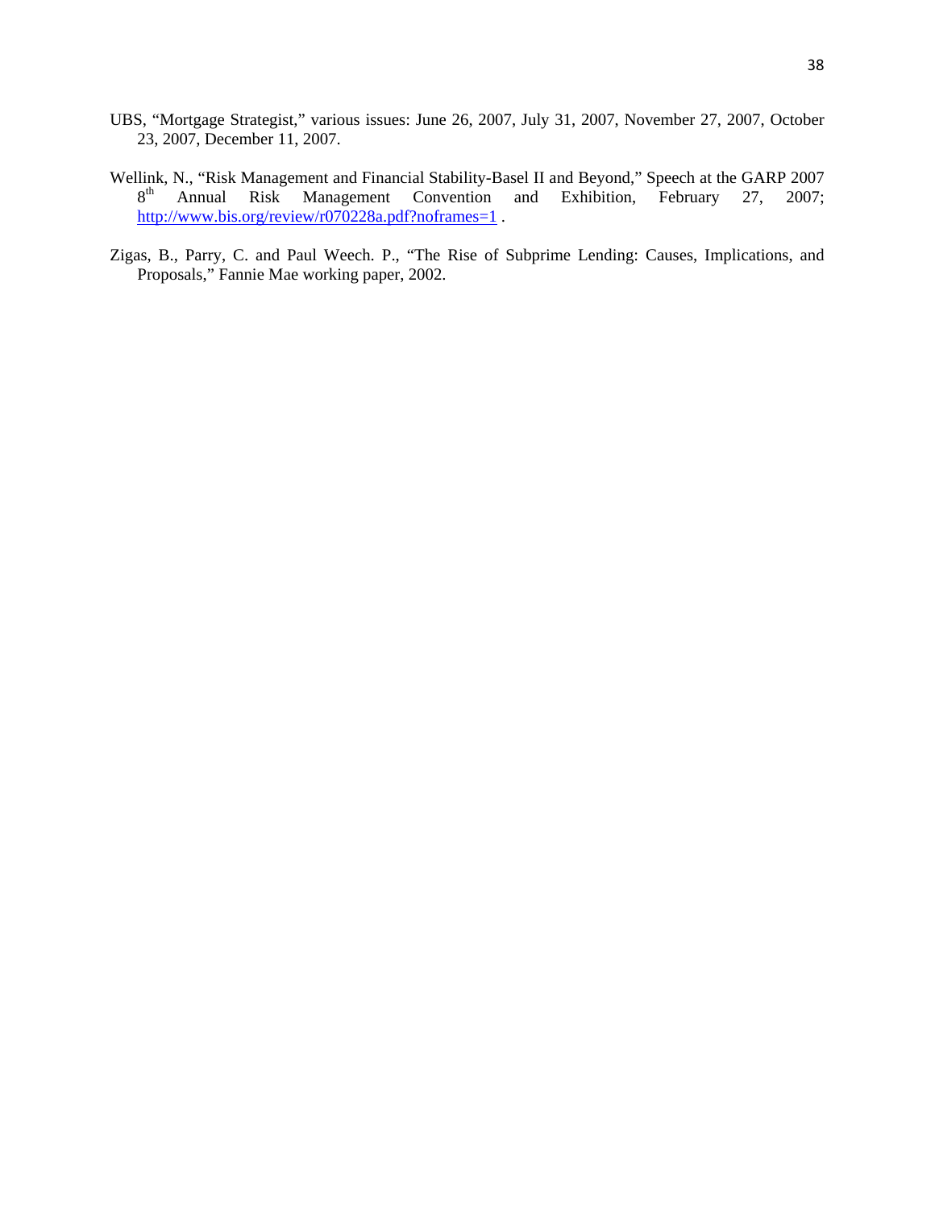UBS, "Mortgage Strategist," various issues: June 26, 2007, July 31, 2007, November 27, 2007, October 23, 2007, December 11, 2007.

Wellink, N., "Risk Management and Financial Stability-Basel II and Beyond," Speech at the GARP 2007 8th Annual Risk Management Convention and Exhibition, February 27, 2007; http://www.bis.org/review/r070228a.pdf?noframes=1 .

Zigas, B., Parry, C. and Paul Weech. P., "The Rise of Subprime Lending: Causes, Implications, and Proposals," Fannie Mae working paper, 2002.